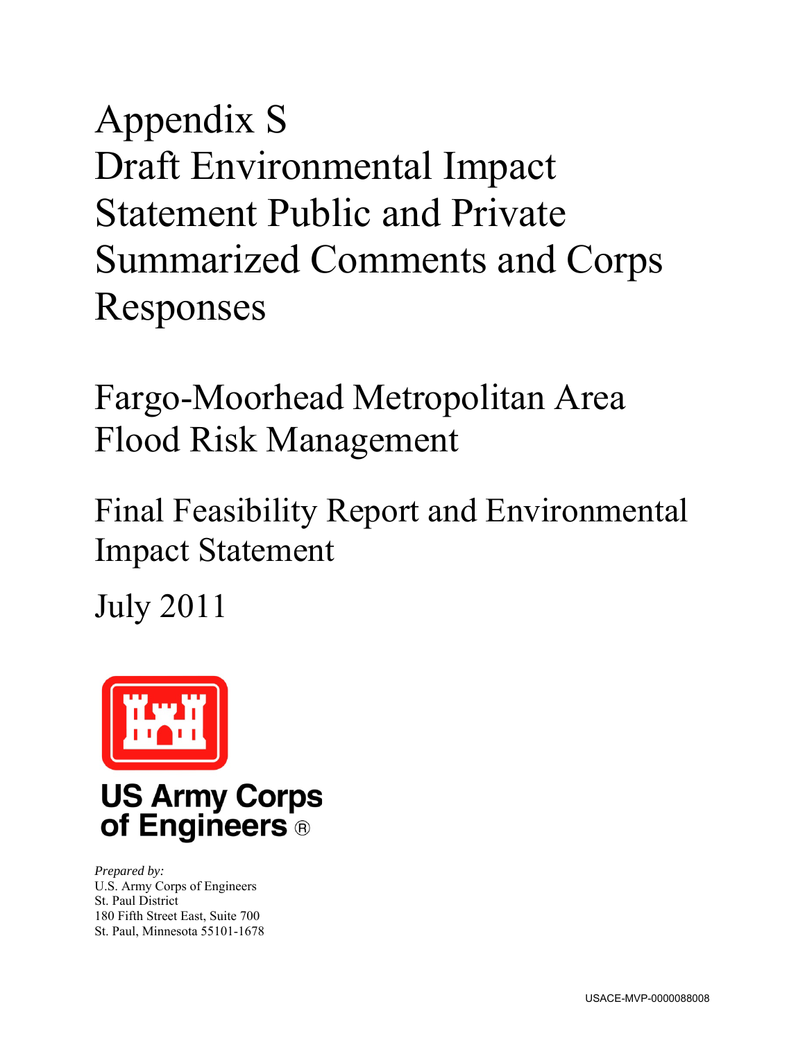# Appendix S
# Draft Environmental Impact Statement Public and Private Summarized Comments and Corps Responses

## Fargo-Moorhead Metropolitan Area Flood Risk Management

## Final Feasibility Report and Environmental Impact Statement

## July 2011

US Army Corps of Engineers®

*Prepared by:*
U.S. Army Corps of Engineers
St. Paul District
180 Fifth Street East, Suite 700
St. Paul, Minnesota 55101-1678

USACE-MVP-0000088008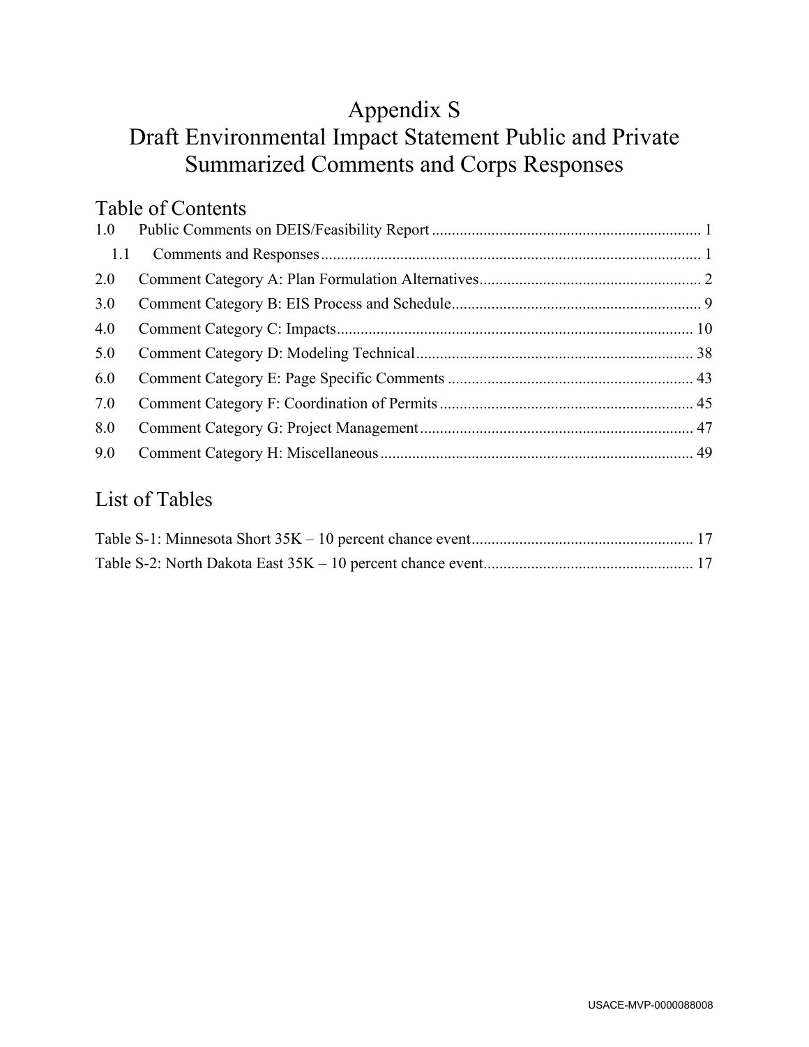# Appendix S
# Draft Environmental Impact Statement Public and Private Summarized Comments and Corps Responses

## Table of Contents

1.0 Public Comments on DEIS/Feasibility Report ........ 1

  1.1 Comments and Responses ........ 1

2.0 Comment Category A: Plan Formulation Alternatives ........ 2

3.0 Comment Category B: EIS Process and Schedule ........ 9

4.0 Comment Category C: Impacts ........ 10

5.0 Comment Category D: Modeling Technical ........ 38

6.0 Comment Category E: Page Specific Comments ........ 43

7.0 Comment Category F: Coordination of Permits ........ 45

8.0 Comment Category G: Project Management ........ 47

9.0 Comment Category H: Miscellaneous ........ 49

## List of Tables

Table S-1: Minnesota Short 35K – 10 percent chance event ........ 17

Table S-2: North Dakota East 35K – 10 percent chance event ........ 17

USACE-MVP-0000088008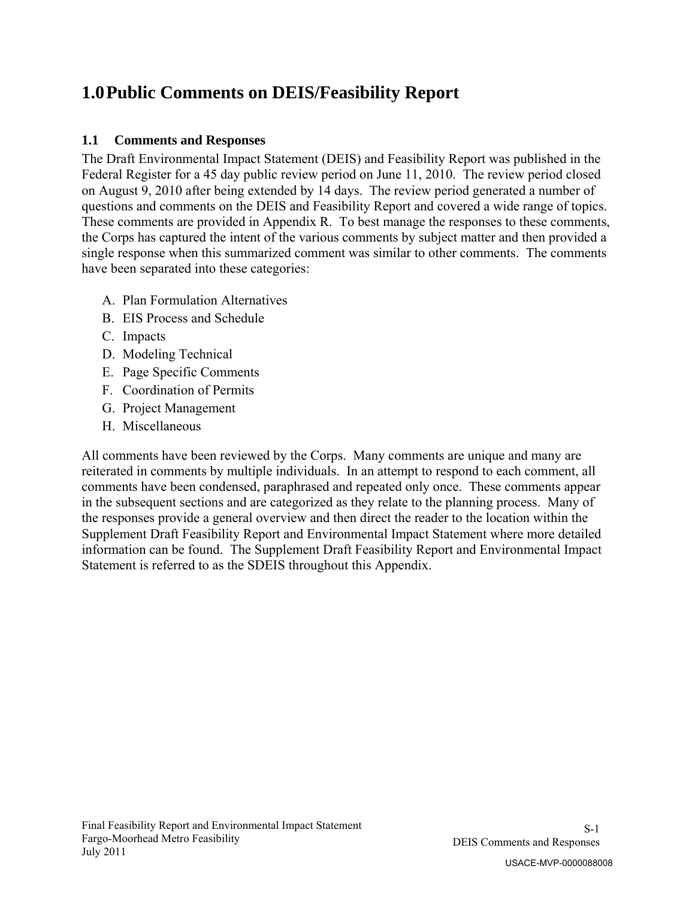# 1.0 Public Comments on DEIS/Feasibility Report

## 1.1 Comments and Responses

The Draft Environmental Impact Statement (DEIS) and Feasibility Report was published in the Federal Register for a 45 day public review period on June 11, 2010. The review period closed on August 9, 2010 after being extended by 14 days. The review period generated a number of questions and comments on the DEIS and Feasibility Report and covered a wide range of topics. These comments are provided in Appendix R. To best manage the responses to these comments, the Corps has captured the intent of the various comments by subject matter and then provided a single response when this summarized comment was similar to other comments. The comments have been separated into these categories:

A. Plan Formulation Alternatives
B. EIS Process and Schedule
C. Impacts
D. Modeling Technical
E. Page Specific Comments
F. Coordination of Permits
G. Project Management
H. Miscellaneous

All comments have been reviewed by the Corps. Many comments are unique and many are reiterated in comments by multiple individuals. In an attempt to respond to each comment, all comments have been condensed, paraphrased and repeated only once. These comments appear in the subsequent sections and are categorized as they relate to the planning process. Many of the responses provide a general overview and then direct the reader to the location within the Supplement Draft Feasibility Report and Environmental Impact Statement where more detailed information can be found. The Supplement Draft Feasibility Report and Environmental Impact Statement is referred to as the SDEIS throughout this Appendix.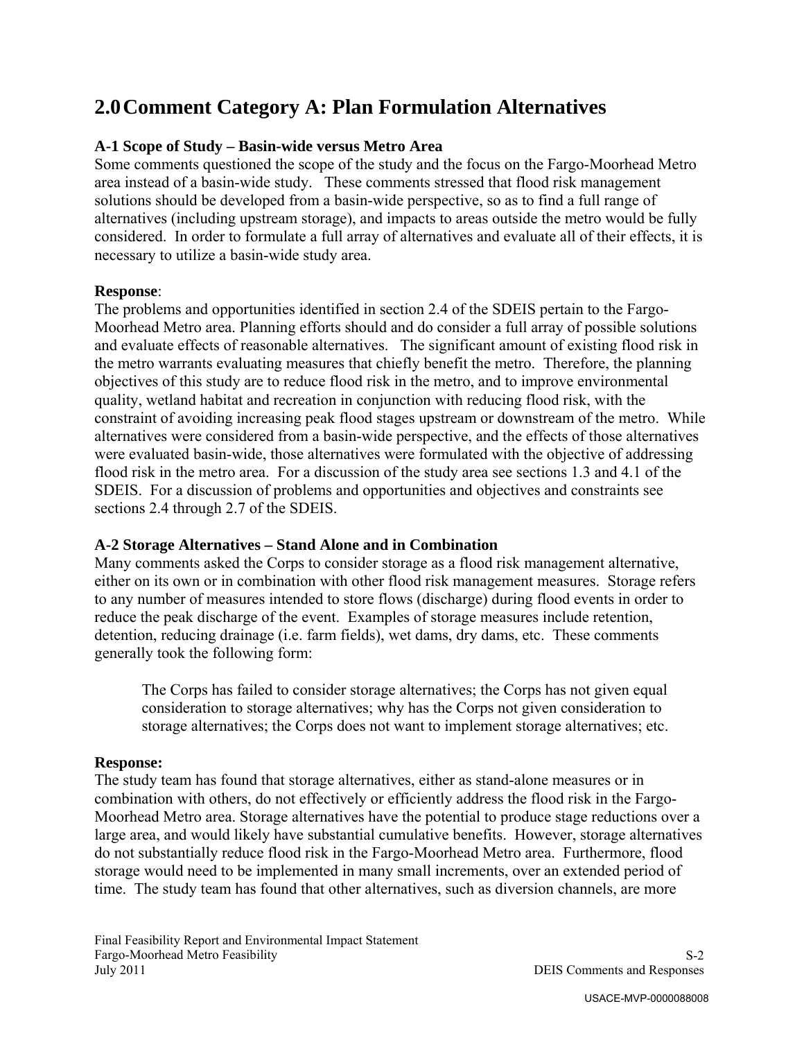# 2.0 Comment Category A: Plan Formulation Alternatives

**A-1 Scope of Study – Basin-wide versus Metro Area**

Some comments questioned the scope of the study and the focus on the Fargo-Moorhead Metro area instead of a basin-wide study. These comments stressed that flood risk management solutions should be developed from a basin-wide perspective, so as to find a full range of alternatives (including upstream storage), and impacts to areas outside the metro would be fully considered. In order to formulate a full array of alternatives and evaluate all of their effects, it is necessary to utilize a basin-wide study area.

**Response**:

The problems and opportunities identified in section 2.4 of the SDEIS pertain to the Fargo-Moorhead Metro area. Planning efforts should and do consider a full array of possible solutions and evaluate effects of reasonable alternatives. The significant amount of existing flood risk in the metro warrants evaluating measures that chiefly benefit the metro. Therefore, the planning objectives of this study are to reduce flood risk in the metro, and to improve environmental quality, wetland habitat and recreation in conjunction with reducing flood risk, with the constraint of avoiding increasing peak flood stages upstream or downstream of the metro. While alternatives were considered from a basin-wide perspective, and the effects of those alternatives were evaluated basin-wide, those alternatives were formulated with the objective of addressing flood risk in the metro area. For a discussion of the study area see sections 1.3 and 4.1 of the SDEIS. For a discussion of problems and opportunities and objectives and constraints see sections 2.4 through 2.7 of the SDEIS.

**A-2 Storage Alternatives – Stand Alone and in Combination**

Many comments asked the Corps to consider storage as a flood risk management alternative, either on its own or in combination with other flood risk management measures. Storage refers to any number of measures intended to store flows (discharge) during flood events in order to reduce the peak discharge of the event. Examples of storage measures include retention, detention, reducing drainage (i.e. farm fields), wet dams, dry dams, etc. These comments generally took the following form:

> The Corps has failed to consider storage alternatives; the Corps has not given equal consideration to storage alternatives; why has the Corps not given consideration to storage alternatives; the Corps does not want to implement storage alternatives; etc.

**Response:**

The study team has found that storage alternatives, either as stand-alone measures or in combination with others, do not effectively or efficiently address the flood risk in the Fargo-Moorhead Metro area. Storage alternatives have the potential to produce stage reductions over a large area, and would likely have substantial cumulative benefits. However, storage alternatives do not substantially reduce flood risk in the Fargo-Moorhead Metro area. Furthermore, flood storage would need to be implemented in many small increments, over an extended period of time. The study team has found that other alternatives, such as diversion channels, are more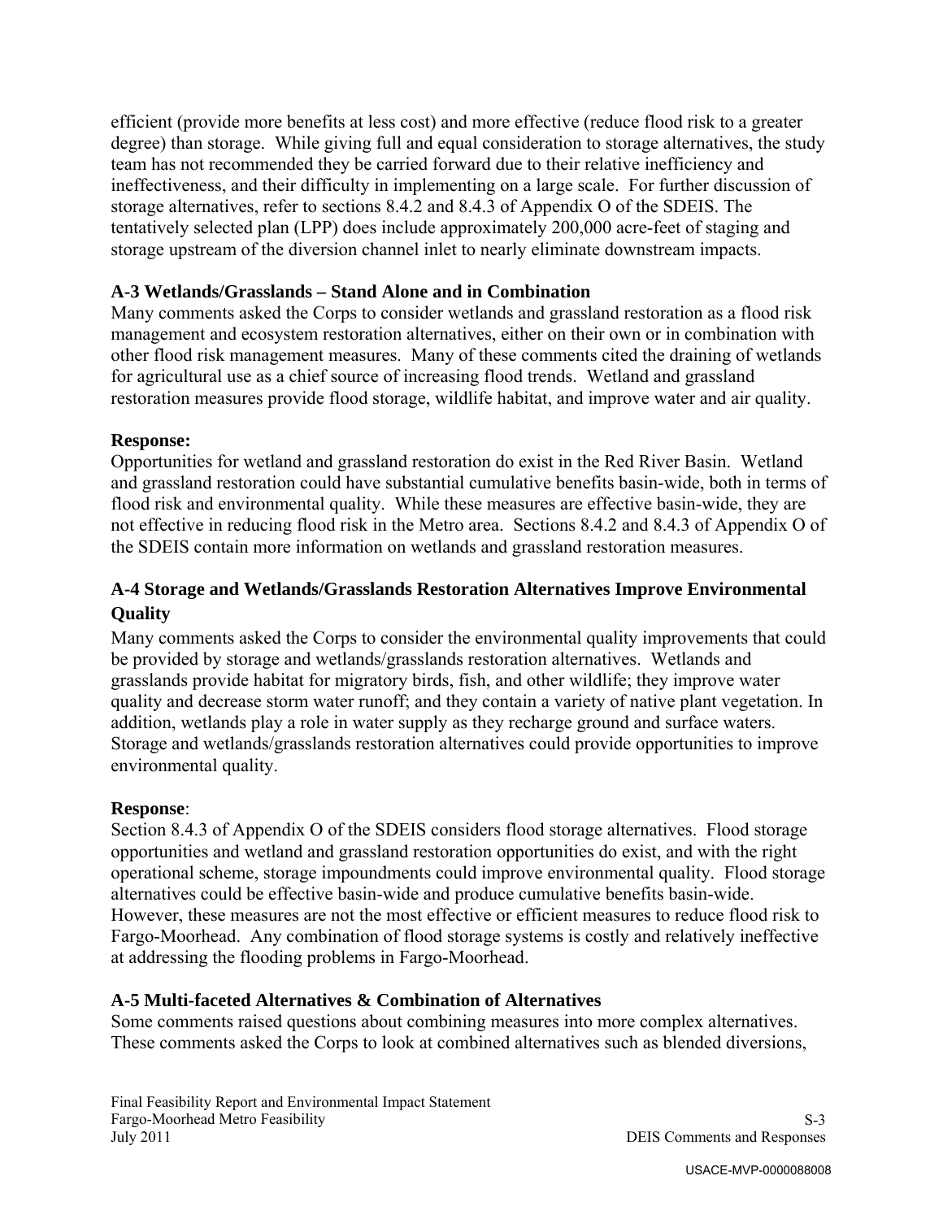efficient (provide more benefits at less cost) and more effective (reduce flood risk to a greater degree) than storage. While giving full and equal consideration to storage alternatives, the study team has not recommended they be carried forward due to their relative inefficiency and ineffectiveness, and their difficulty in implementing on a large scale. For further discussion of storage alternatives, refer to sections 8.4.2 and 8.4.3 of Appendix O of the SDEIS. The tentatively selected plan (LPP) does include approximately 200,000 acre-feet of staging and storage upstream of the diversion channel inlet to nearly eliminate downstream impacts.

### A-3 Wetlands/Grasslands – Stand Alone and in Combination

Many comments asked the Corps to consider wetlands and grassland restoration as a flood risk management and ecosystem restoration alternatives, either on their own or in combination with other flood risk management measures. Many of these comments cited the draining of wetlands for agricultural use as a chief source of increasing flood trends. Wetland and grassland restoration measures provide flood storage, wildlife habitat, and improve water and air quality.

**Response:**

Opportunities for wetland and grassland restoration do exist in the Red River Basin. Wetland and grassland restoration could have substantial cumulative benefits basin-wide, both in terms of flood risk and environmental quality. While these measures are effective basin-wide, they are not effective in reducing flood risk in the Metro area. Sections 8.4.2 and 8.4.3 of Appendix O of the SDEIS contain more information on wetlands and grassland restoration measures.

### A-4 Storage and Wetlands/Grasslands Restoration Alternatives Improve Environmental Quality

Many comments asked the Corps to consider the environmental quality improvements that could be provided by storage and wetlands/grasslands restoration alternatives. Wetlands and grasslands provide habitat for migratory birds, fish, and other wildlife; they improve water quality and decrease storm water runoff; and they contain a variety of native plant vegetation. In addition, wetlands play a role in water supply as they recharge ground and surface waters. Storage and wetlands/grasslands restoration alternatives could provide opportunities to improve environmental quality.

**Response**:

Section 8.4.3 of Appendix O of the SDEIS considers flood storage alternatives. Flood storage opportunities and wetland and grassland restoration opportunities do exist, and with the right operational scheme, storage impoundments could improve environmental quality. Flood storage alternatives could be effective basin-wide and produce cumulative benefits basin-wide. However, these measures are not the most effective or efficient measures to reduce flood risk to Fargo-Moorhead. Any combination of flood storage systems is costly and relatively ineffective at addressing the flooding problems in Fargo-Moorhead.

### A-5 Multi-faceted Alternatives & Combination of Alternatives

Some comments raised questions about combining measures into more complex alternatives. These comments asked the Corps to look at combined alternatives such as blended diversions,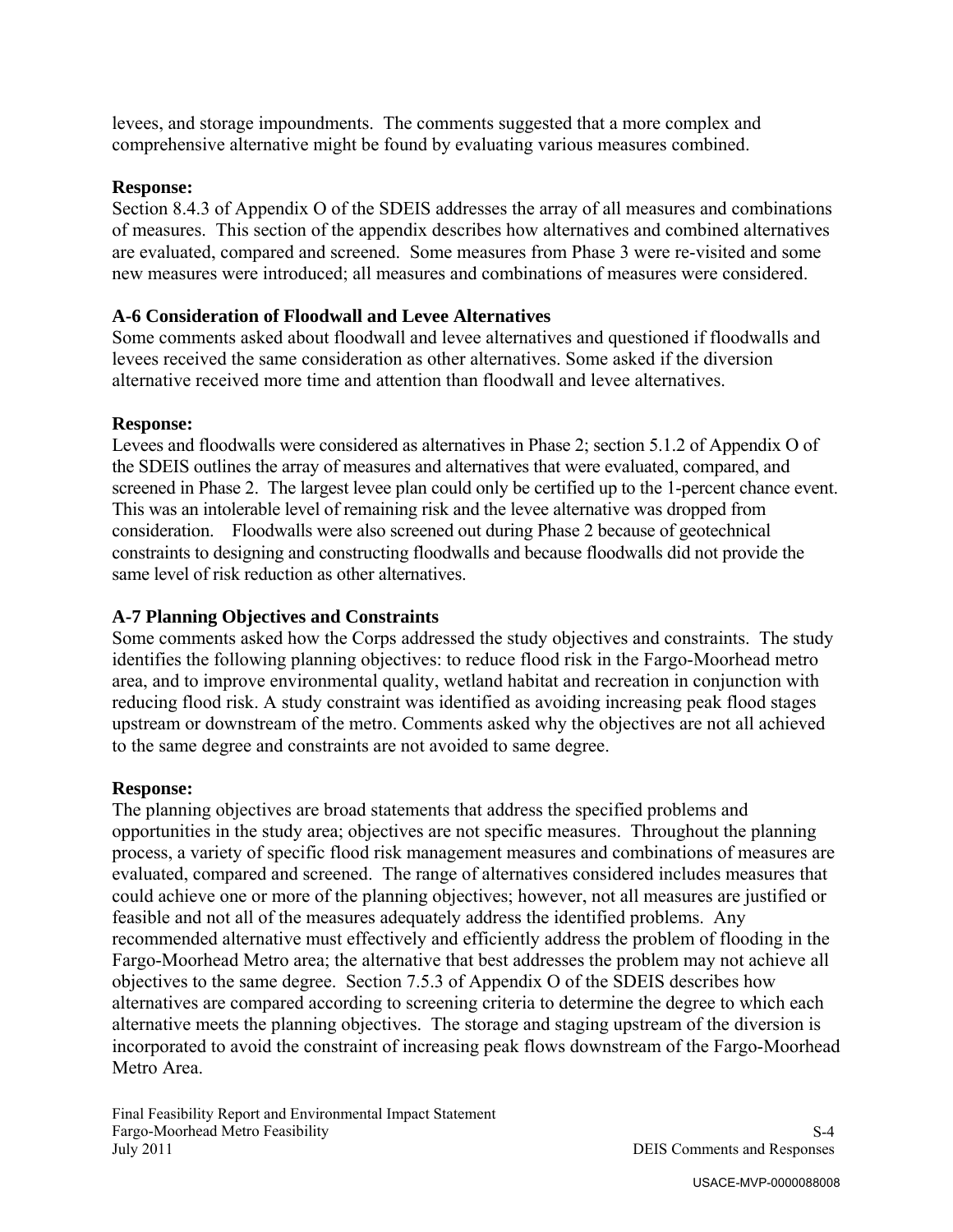levees, and storage impoundments. The comments suggested that a more complex and comprehensive alternative might be found by evaluating various measures combined.

**Response:**
Section 8.4.3 of Appendix O of the SDEIS addresses the array of all measures and combinations of measures. This section of the appendix describes how alternatives and combined alternatives are evaluated, compared and screened. Some measures from Phase 3 were re-visited and some new measures were introduced; all measures and combinations of measures were considered.

### A-6 Consideration of Floodwall and Levee Alternatives

Some comments asked about floodwall and levee alternatives and questioned if floodwalls and levees received the same consideration as other alternatives. Some asked if the diversion alternative received more time and attention than floodwall and levee alternatives.

**Response:**
Levees and floodwalls were considered as alternatives in Phase 2; section 5.1.2 of Appendix O of the SDEIS outlines the array of measures and alternatives that were evaluated, compared, and screened in Phase 2. The largest levee plan could only be certified up to the 1-percent chance event. This was an intolerable level of remaining risk and the levee alternative was dropped from consideration. Floodwalls were also screened out during Phase 2 because of geotechnical constraints to designing and constructing floodwalls and because floodwalls did not provide the same level of risk reduction as other alternatives.

### A-7 Planning Objectives and Constraints

Some comments asked how the Corps addressed the study objectives and constraints. The study identifies the following planning objectives: to reduce flood risk in the Fargo-Moorhead metro area, and to improve environmental quality, wetland habitat and recreation in conjunction with reducing flood risk. A study constraint was identified as avoiding increasing peak flood stages upstream or downstream of the metro. Comments asked why the objectives are not all achieved to the same degree and constraints are not avoided to same degree.

**Response:**
The planning objectives are broad statements that address the specified problems and opportunities in the study area; objectives are not specific measures. Throughout the planning process, a variety of specific flood risk management measures and combinations of measures are evaluated, compared and screened. The range of alternatives considered includes measures that could achieve one or more of the planning objectives; however, not all measures are justified or feasible and not all of the measures adequately address the identified problems. Any recommended alternative must effectively and efficiently address the problem of flooding in the Fargo-Moorhead Metro area; the alternative that best addresses the problem may not achieve all objectives to the same degree. Section 7.5.3 of Appendix O of the SDEIS describes how alternatives are compared according to screening criteria to determine the degree to which each alternative meets the planning objectives. The storage and staging upstream of the diversion is incorporated to avoid the constraint of increasing peak flows downstream of the Fargo-Moorhead Metro Area.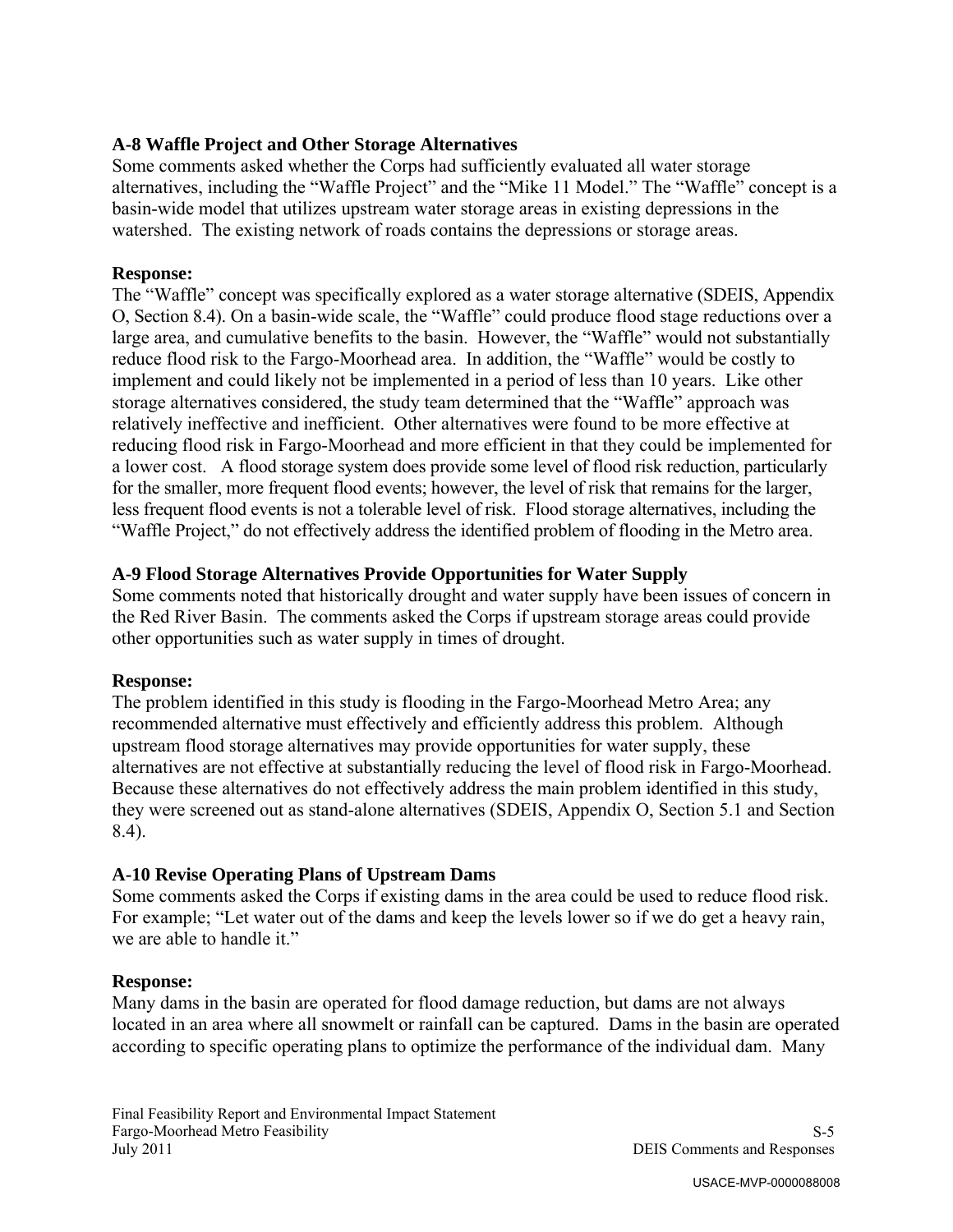### A-8 Waffle Project and Other Storage Alternatives

Some comments asked whether the Corps had sufficiently evaluated all water storage alternatives, including the "Waffle Project" and the "Mike 11 Model." The "Waffle" concept is a basin-wide model that utilizes upstream water storage areas in existing depressions in the watershed. The existing network of roads contains the depressions or storage areas.

**Response:**

The "Waffle" concept was specifically explored as a water storage alternative (SDEIS, Appendix O, Section 8.4). On a basin-wide scale, the "Waffle" could produce flood stage reductions over a large area, and cumulative benefits to the basin. However, the "Waffle" would not substantially reduce flood risk to the Fargo-Moorhead area. In addition, the "Waffle" would be costly to implement and could likely not be implemented in a period of less than 10 years. Like other storage alternatives considered, the study team determined that the "Waffle" approach was relatively ineffective and inefficient. Other alternatives were found to be more effective at reducing flood risk in Fargo-Moorhead and more efficient in that they could be implemented for a lower cost. A flood storage system does provide some level of flood risk reduction, particularly for the smaller, more frequent flood events; however, the level of risk that remains for the larger, less frequent flood events is not a tolerable level of risk. Flood storage alternatives, including the "Waffle Project," do not effectively address the identified problem of flooding in the Metro area.

### A-9 Flood Storage Alternatives Provide Opportunities for Water Supply

Some comments noted that historically drought and water supply have been issues of concern in the Red River Basin. The comments asked the Corps if upstream storage areas could provide other opportunities such as water supply in times of drought.

**Response:**

The problem identified in this study is flooding in the Fargo-Moorhead Metro Area; any recommended alternative must effectively and efficiently address this problem. Although upstream flood storage alternatives may provide opportunities for water supply, these alternatives are not effective at substantially reducing the level of flood risk in Fargo-Moorhead. Because these alternatives do not effectively address the main problem identified in this study, they were screened out as stand-alone alternatives (SDEIS, Appendix O, Section 5.1 and Section 8.4).

### A-10 Revise Operating Plans of Upstream Dams

Some comments asked the Corps if existing dams in the area could be used to reduce flood risk. For example; "Let water out of the dams and keep the levels lower so if we do get a heavy rain, we are able to handle it."

**Response:**

Many dams in the basin are operated for flood damage reduction, but dams are not always located in an area where all snowmelt or rainfall can be captured. Dams in the basin are operated according to specific operating plans to optimize the performance of the individual dam. Many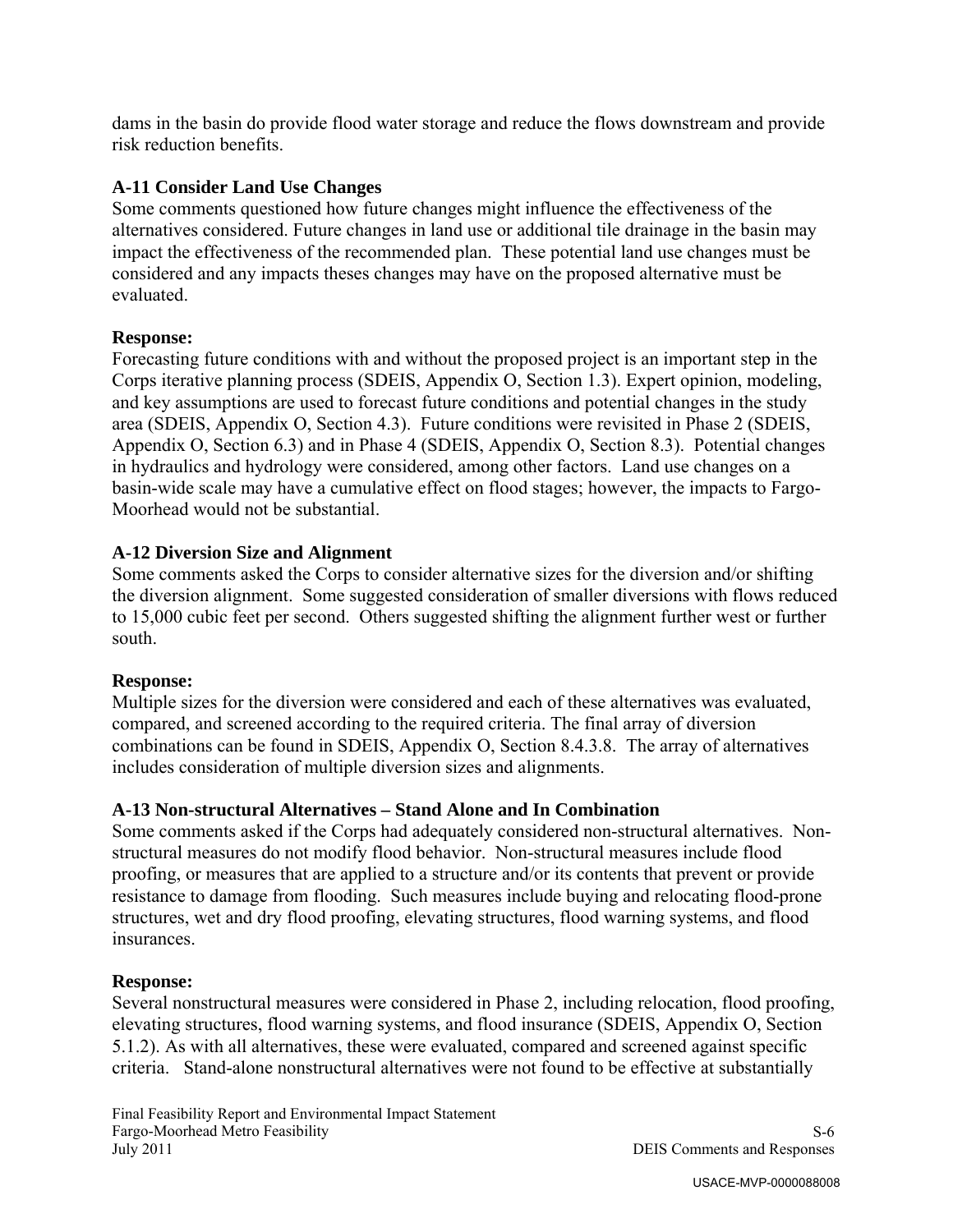dams in the basin do provide flood water storage and reduce the flows downstream and provide risk reduction benefits.

**A-11 Consider Land Use Changes**
Some comments questioned how future changes might influence the effectiveness of the alternatives considered. Future changes in land use or additional tile drainage in the basin may impact the effectiveness of the recommended plan. These potential land use changes must be considered and any impacts theses changes may have on the proposed alternative must be evaluated.

**Response:**
Forecasting future conditions with and without the proposed project is an important step in the Corps iterative planning process (SDEIS, Appendix O, Section 1.3). Expert opinion, modeling, and key assumptions are used to forecast future conditions and potential changes in the study area (SDEIS, Appendix O, Section 4.3). Future conditions were revisited in Phase 2 (SDEIS, Appendix O, Section 6.3) and in Phase 4 (SDEIS, Appendix O, Section 8.3). Potential changes in hydraulics and hydrology were considered, among other factors. Land use changes on a basin-wide scale may have a cumulative effect on flood stages; however, the impacts to Fargo-Moorhead would not be substantial.

**A-12 Diversion Size and Alignment**
Some comments asked the Corps to consider alternative sizes for the diversion and/or shifting the diversion alignment. Some suggested consideration of smaller diversions with flows reduced to 15,000 cubic feet per second. Others suggested shifting the alignment further west or further south.

**Response:**
Multiple sizes for the diversion were considered and each of these alternatives was evaluated, compared, and screened according to the required criteria. The final array of diversion combinations can be found in SDEIS, Appendix O, Section 8.4.3.8. The array of alternatives includes consideration of multiple diversion sizes and alignments.

**A-13 Non-structural Alternatives – Stand Alone and In Combination**
Some comments asked if the Corps had adequately considered non-structural alternatives. Non-structural measures do not modify flood behavior. Non-structural measures include flood proofing, or measures that are applied to a structure and/or its contents that prevent or provide resistance to damage from flooding. Such measures include buying and relocating flood-prone structures, wet and dry flood proofing, elevating structures, flood warning systems, and flood insurances.

**Response:**
Several nonstructural measures were considered in Phase 2, including relocation, flood proofing, elevating structures, flood warning systems, and flood insurance (SDEIS, Appendix O, Section 5.1.2). As with all alternatives, these were evaluated, compared and screened against specific criteria. Stand-alone nonstructural alternatives were not found to be effective at substantially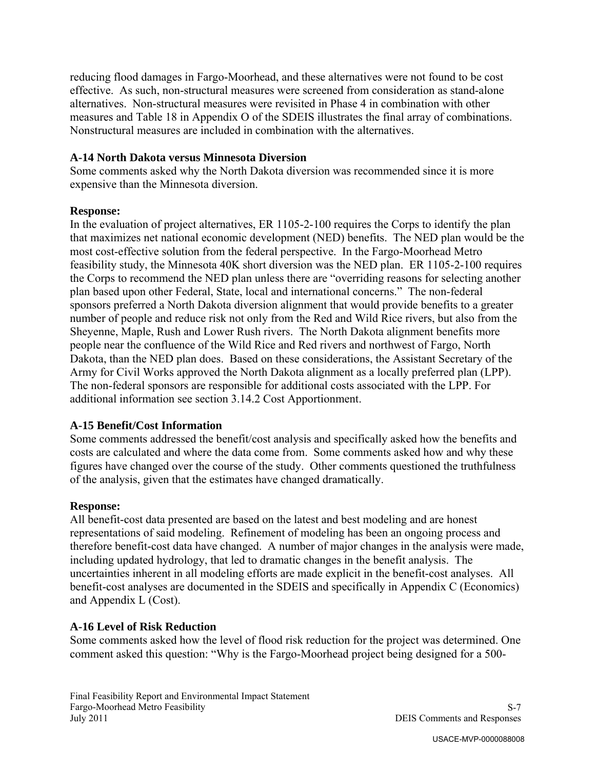reducing flood damages in Fargo-Moorhead, and these alternatives were not found to be cost effective. As such, non-structural measures were screened from consideration as stand-alone alternatives. Non-structural measures were revisited in Phase 4 in combination with other measures and Table 18 in Appendix O of the SDEIS illustrates the final array of combinations. Nonstructural measures are included in combination with the alternatives.

**A-14 North Dakota versus Minnesota Diversion**

Some comments asked why the North Dakota diversion was recommended since it is more expensive than the Minnesota diversion.

**Response:**

In the evaluation of project alternatives, ER 1105-2-100 requires the Corps to identify the plan that maximizes net national economic development (NED) benefits. The NED plan would be the most cost-effective solution from the federal perspective. In the Fargo-Moorhead Metro feasibility study, the Minnesota 40K short diversion was the NED plan. ER 1105-2-100 requires the Corps to recommend the NED plan unless there are "overriding reasons for selecting another plan based upon other Federal, State, local and international concerns." The non-federal sponsors preferred a North Dakota diversion alignment that would provide benefits to a greater number of people and reduce risk not only from the Red and Wild Rice rivers, but also from the Sheyenne, Maple, Rush and Lower Rush rivers. The North Dakota alignment benefits more people near the confluence of the Wild Rice and Red rivers and northwest of Fargo, North Dakota, than the NED plan does. Based on these considerations, the Assistant Secretary of the Army for Civil Works approved the North Dakota alignment as a locally preferred plan (LPP). The non-federal sponsors are responsible for additional costs associated with the LPP. For additional information see section 3.14.2 Cost Apportionment.

**A-15 Benefit/Cost Information**

Some comments addressed the benefit/cost analysis and specifically asked how the benefits and costs are calculated and where the data come from. Some comments asked how and why these figures have changed over the course of the study. Other comments questioned the truthfulness of the analysis, given that the estimates have changed dramatically.

**Response:**

All benefit-cost data presented are based on the latest and best modeling and are honest representations of said modeling. Refinement of modeling has been an ongoing process and therefore benefit-cost data have changed. A number of major changes in the analysis were made, including updated hydrology, that led to dramatic changes in the benefit analysis. The uncertainties inherent in all modeling efforts are made explicit in the benefit-cost analyses. All benefit-cost analyses are documented in the SDEIS and specifically in Appendix C (Economics) and Appendix L (Cost).

**A-16 Level of Risk Reduction**

Some comments asked how the level of flood risk reduction for the project was determined. One comment asked this question: "Why is the Fargo-Moorhead project being designed for a 500-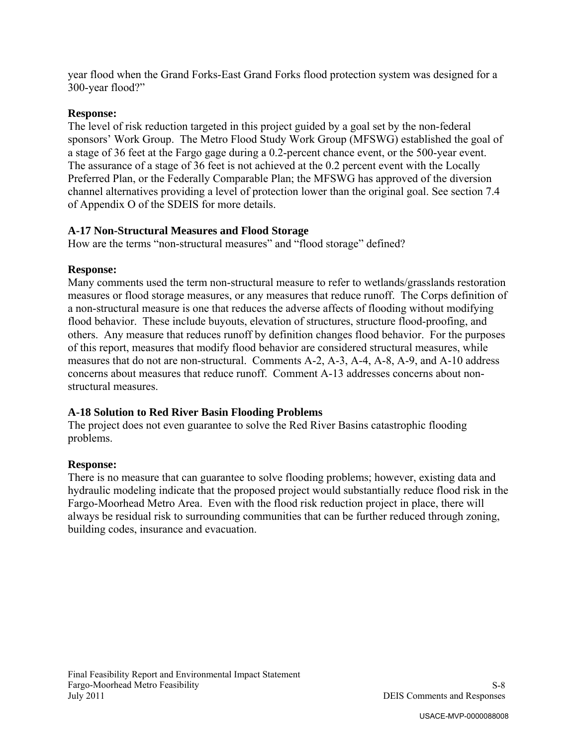year flood when the Grand Forks-East Grand Forks flood protection system was designed for a 300-year flood?"

**Response:**
The level of risk reduction targeted in this project guided by a goal set by the non-federal sponsors' Work Group. The Metro Flood Study Work Group (MFSWG) established the goal of a stage of 36 feet at the Fargo gage during a 0.2-percent chance event, or the 500-year event. The assurance of a stage of 36 feet is not achieved at the 0.2 percent event with the Locally Preferred Plan, or the Federally Comparable Plan; the MFSWG has approved of the diversion channel alternatives providing a level of protection lower than the original goal. See section 7.4 of Appendix O of the SDEIS for more details.

**A-17 Non-Structural Measures and Flood Storage**
How are the terms "non-structural measures" and "flood storage" defined?

**Response:**
Many comments used the term non-structural measure to refer to wetlands/grasslands restoration measures or flood storage measures, or any measures that reduce runoff. The Corps definition of a non-structural measure is one that reduces the adverse affects of flooding without modifying flood behavior. These include buyouts, elevation of structures, structure flood-proofing, and others. Any measure that reduces runoff by definition changes flood behavior. For the purposes of this report, measures that modify flood behavior are considered structural measures, while measures that do not are non-structural. Comments A-2, A-3, A-4, A-8, A-9, and A-10 address concerns about measures that reduce runoff. Comment A-13 addresses concerns about non-structural measures.

**A-18 Solution to Red River Basin Flooding Problems**
The project does not even guarantee to solve the Red River Basins catastrophic flooding problems.

**Response:**
There is no measure that can guarantee to solve flooding problems; however, existing data and hydraulic modeling indicate that the proposed project would substantially reduce flood risk in the Fargo-Moorhead Metro Area. Even with the flood risk reduction project in place, there will always be residual risk to surrounding communities that can be further reduced through zoning, building codes, insurance and evacuation.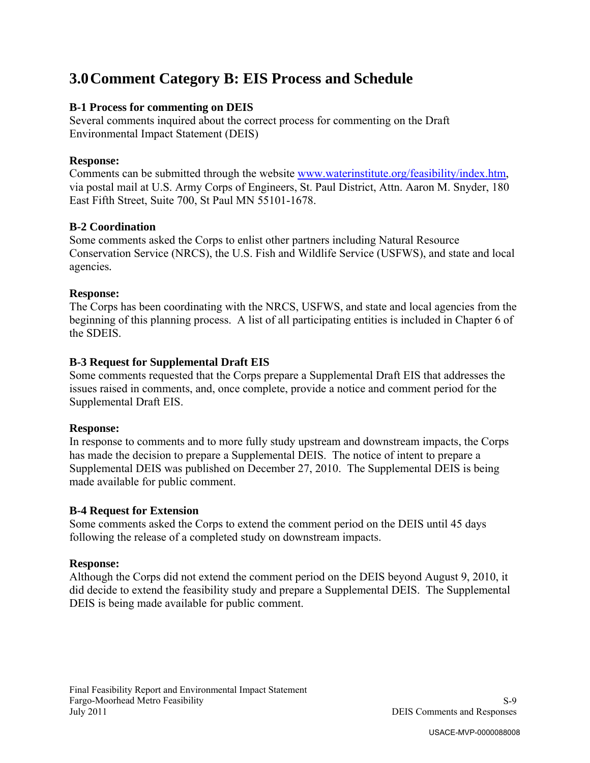# 3.0 Comment Category B: EIS Process and Schedule

**B-1 Process for commenting on DEIS**

Several comments inquired about the correct process for commenting on the Draft Environmental Impact Statement (DEIS)

**Response:**

Comments can be submitted through the website www.waterinstitute.org/feasibility/index.htm, via postal mail at U.S. Army Corps of Engineers, St. Paul District, Attn. Aaron M. Snyder, 180 East Fifth Street, Suite 700, St Paul MN 55101-1678.

**B-2 Coordination**

Some comments asked the Corps to enlist other partners including Natural Resource Conservation Service (NRCS), the U.S. Fish and Wildlife Service (USFWS), and state and local agencies.

**Response:**

The Corps has been coordinating with the NRCS, USFWS, and state and local agencies from the beginning of this planning process. A list of all participating entities is included in Chapter 6 of the SDEIS.

**B-3 Request for Supplemental Draft EIS**

Some comments requested that the Corps prepare a Supplemental Draft EIS that addresses the issues raised in comments, and, once complete, provide a notice and comment period for the Supplemental Draft EIS.

**Response:**

In response to comments and to more fully study upstream and downstream impacts, the Corps has made the decision to prepare a Supplemental DEIS. The notice of intent to prepare a Supplemental DEIS was published on December 27, 2010. The Supplemental DEIS is being made available for public comment.

**B-4 Request for Extension**

Some comments asked the Corps to extend the comment period on the DEIS until 45 days following the release of a completed study on downstream impacts.

**Response:**

Although the Corps did not extend the comment period on the DEIS beyond August 9, 2010, it did decide to extend the feasibility study and prepare a Supplemental DEIS. The Supplemental DEIS is being made available for public comment.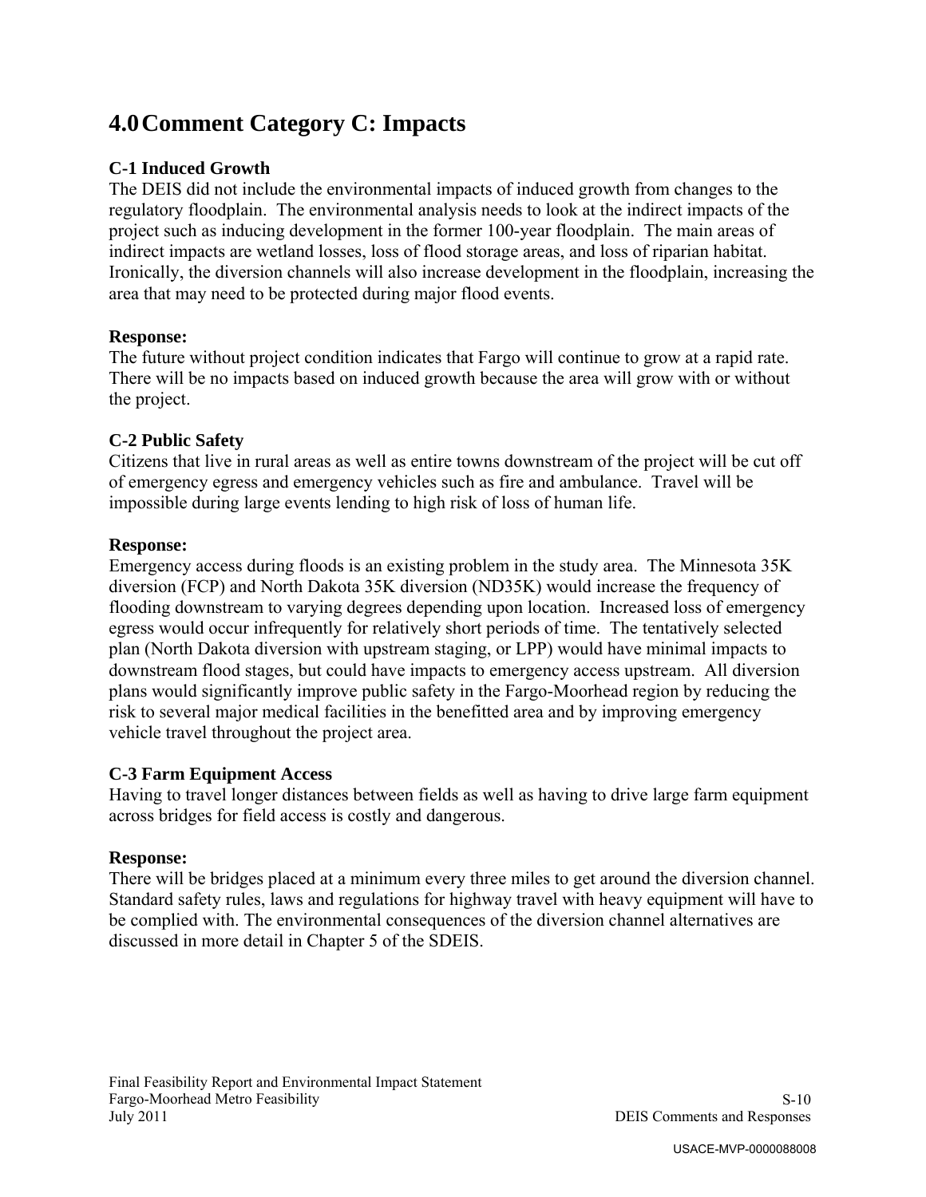# 4.0 Comment Category C: Impacts

**C-1 Induced Growth**
The DEIS did not include the environmental impacts of induced growth from changes to the regulatory floodplain. The environmental analysis needs to look at the indirect impacts of the project such as inducing development in the former 100-year floodplain. The main areas of indirect impacts are wetland losses, loss of flood storage areas, and loss of riparian habitat. Ironically, the diversion channels will also increase development in the floodplain, increasing the area that may need to be protected during major flood events.

**Response:**
The future without project condition indicates that Fargo will continue to grow at a rapid rate. There will be no impacts based on induced growth because the area will grow with or without the project.

**C-2 Public Safety**
Citizens that live in rural areas as well as entire towns downstream of the project will be cut off of emergency egress and emergency vehicles such as fire and ambulance. Travel will be impossible during large events lending to high risk of loss of human life.

**Response:**
Emergency access during floods is an existing problem in the study area. The Minnesota 35K diversion (FCP) and North Dakota 35K diversion (ND35K) would increase the frequency of flooding downstream to varying degrees depending upon location. Increased loss of emergency egress would occur infrequently for relatively short periods of time. The tentatively selected plan (North Dakota diversion with upstream staging, or LPP) would have minimal impacts to downstream flood stages, but could have impacts to emergency access upstream. All diversion plans would significantly improve public safety in the Fargo-Moorhead region by reducing the risk to several major medical facilities in the benefitted area and by improving emergency vehicle travel throughout the project area.

**C-3 Farm Equipment Access**
Having to travel longer distances between fields as well as having to drive large farm equipment across bridges for field access is costly and dangerous.

**Response:**
There will be bridges placed at a minimum every three miles to get around the diversion channel. Standard safety rules, laws and regulations for highway travel with heavy equipment will have to be complied with. The environmental consequences of the diversion channel alternatives are discussed in more detail in Chapter 5 of the SDEIS.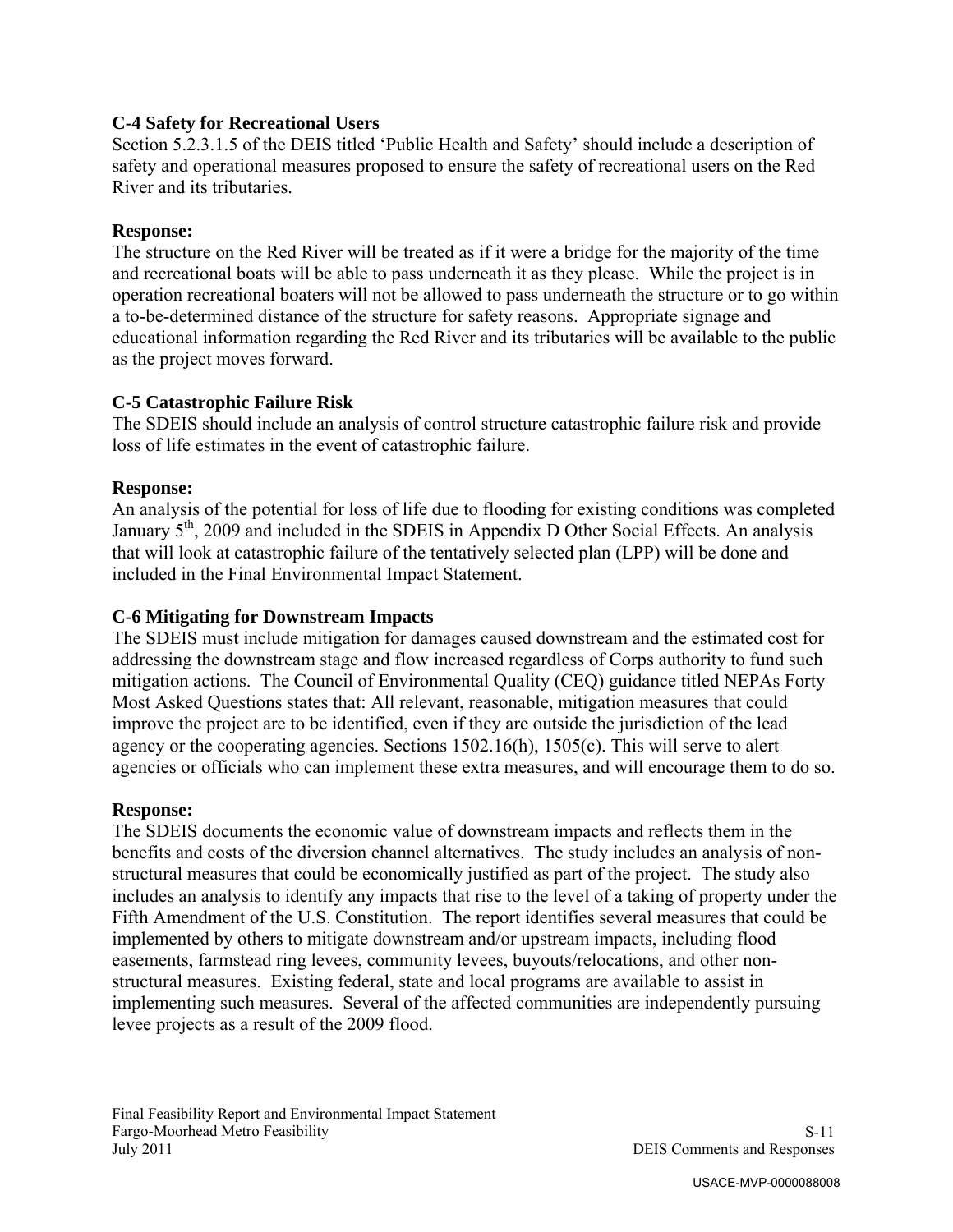### C-4 Safety for Recreational Users

Section 5.2.3.1.5 of the DEIS titled 'Public Health and Safety' should include a description of safety and operational measures proposed to ensure the safety of recreational users on the Red River and its tributaries.

**Response:**

The structure on the Red River will be treated as if it were a bridge for the majority of the time and recreational boats will be able to pass underneath it as they please. While the project is in operation recreational boaters will not be allowed to pass underneath the structure or to go within a to-be-determined distance of the structure for safety reasons. Appropriate signage and educational information regarding the Red River and its tributaries will be available to the public as the project moves forward.

### C-5 Catastrophic Failure Risk

The SDEIS should include an analysis of control structure catastrophic failure risk and provide loss of life estimates in the event of catastrophic failure.

**Response:**

An analysis of the potential for loss of life due to flooding for existing conditions was completed January 5th, 2009 and included in the SDEIS in Appendix D Other Social Effects. An analysis that will look at catastrophic failure of the tentatively selected plan (LPP) will be done and included in the Final Environmental Impact Statement.

### C-6 Mitigating for Downstream Impacts

The SDEIS must include mitigation for damages caused downstream and the estimated cost for addressing the downstream stage and flow increased regardless of Corps authority to fund such mitigation actions. The Council of Environmental Quality (CEQ) guidance titled NEPAs Forty Most Asked Questions states that: All relevant, reasonable, mitigation measures that could improve the project are to be identified, even if they are outside the jurisdiction of the lead agency or the cooperating agencies. Sections 1502.16(h), 1505(c). This will serve to alert agencies or officials who can implement these extra measures, and will encourage them to do so.

**Response:**

The SDEIS documents the economic value of downstream impacts and reflects them in the benefits and costs of the diversion channel alternatives. The study includes an analysis of non-structural measures that could be economically justified as part of the project. The study also includes an analysis to identify any impacts that rise to the level of a taking of property under the Fifth Amendment of the U.S. Constitution. The report identifies several measures that could be implemented by others to mitigate downstream and/or upstream impacts, including flood easements, farmstead ring levees, community levees, buyouts/relocations, and other non-structural measures. Existing federal, state and local programs are available to assist in implementing such measures. Several of the affected communities are independently pursuing levee projects as a result of the 2009 flood.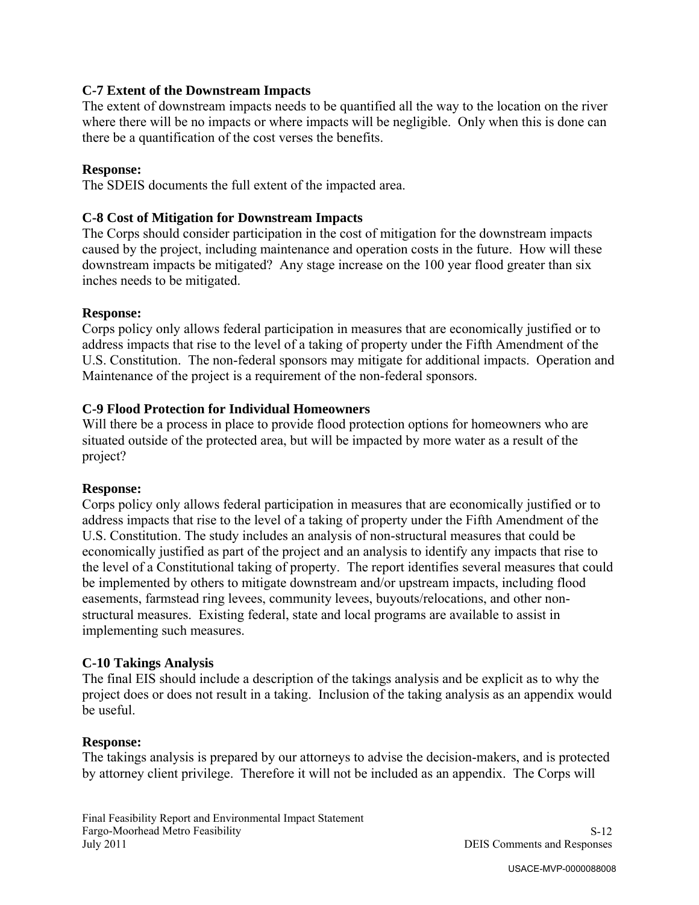**C-7 Extent of the Downstream Impacts**
The extent of downstream impacts needs to be quantified all the way to the location on the river where there will be no impacts or where impacts will be negligible. Only when this is done can there be a quantification of the cost verses the benefits.

**Response:**
The SDEIS documents the full extent of the impacted area.

**C-8 Cost of Mitigation for Downstream Impacts**
The Corps should consider participation in the cost of mitigation for the downstream impacts caused by the project, including maintenance and operation costs in the future. How will these downstream impacts be mitigated? Any stage increase on the 100 year flood greater than six inches needs to be mitigated.

**Response:**
Corps policy only allows federal participation in measures that are economically justified or to address impacts that rise to the level of a taking of property under the Fifth Amendment of the U.S. Constitution. The non-federal sponsors may mitigate for additional impacts. Operation and Maintenance of the project is a requirement of the non-federal sponsors.

**C-9 Flood Protection for Individual Homeowners**
Will there be a process in place to provide flood protection options for homeowners who are situated outside of the protected area, but will be impacted by more water as a result of the project?

**Response:**
Corps policy only allows federal participation in measures that are economically justified or to address impacts that rise to the level of a taking of property under the Fifth Amendment of the U.S. Constitution. The study includes an analysis of non-structural measures that could be economically justified as part of the project and an analysis to identify any impacts that rise to the level of a Constitutional taking of property. The report identifies several measures that could be implemented by others to mitigate downstream and/or upstream impacts, including flood easements, farmstead ring levees, community levees, buyouts/relocations, and other non-structural measures. Existing federal, state and local programs are available to assist in implementing such measures.

**C-10 Takings Analysis**
The final EIS should include a description of the takings analysis and be explicit as to why the project does or does not result in a taking. Inclusion of the taking analysis as an appendix would be useful.

**Response:**
The takings analysis is prepared by our attorneys to advise the decision-makers, and is protected by attorney client privilege. Therefore it will not be included as an appendix. The Corps will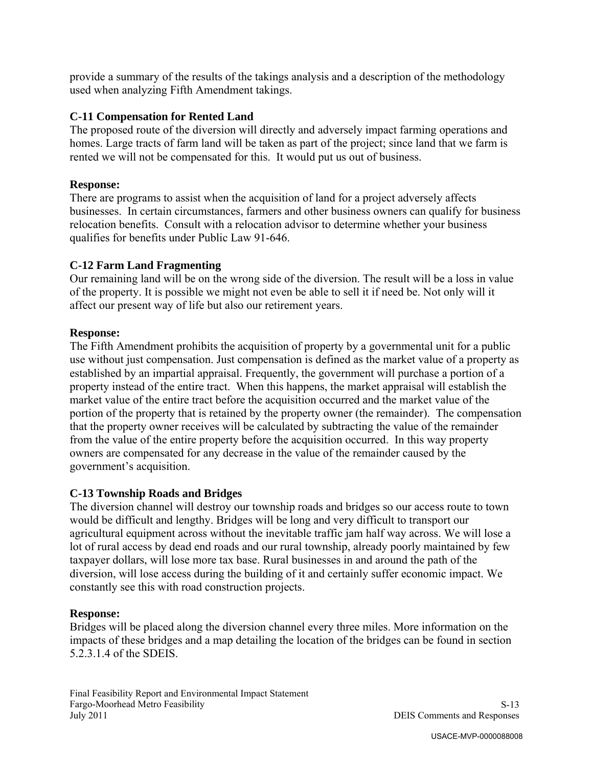provide a summary of the results of the takings analysis and a description of the methodology used when analyzing Fifth Amendment takings.

### C-11 Compensation for Rented Land

The proposed route of the diversion will directly and adversely impact farming operations and homes. Large tracts of farm land will be taken as part of the project; since land that we farm is rented we will not be compensated for this. It would put us out of business.

**Response:**

There are programs to assist when the acquisition of land for a project adversely affects businesses. In certain circumstances, farmers and other business owners can qualify for business relocation benefits. Consult with a relocation advisor to determine whether your business qualifies for benefits under Public Law 91-646.

### C-12 Farm Land Fragmenting

Our remaining land will be on the wrong side of the diversion. The result will be a loss in value of the property. It is possible we might not even be able to sell it if need be. Not only will it affect our present way of life but also our retirement years.

**Response:**

The Fifth Amendment prohibits the acquisition of property by a governmental unit for a public use without just compensation. Just compensation is defined as the market value of a property as established by an impartial appraisal. Frequently, the government will purchase a portion of a property instead of the entire tract. When this happens, the market appraisal will establish the market value of the entire tract before the acquisition occurred and the market value of the portion of the property that is retained by the property owner (the remainder). The compensation that the property owner receives will be calculated by subtracting the value of the remainder from the value of the entire property before the acquisition occurred. In this way property owners are compensated for any decrease in the value of the remainder caused by the government's acquisition.

### C-13 Township Roads and Bridges

The diversion channel will destroy our township roads and bridges so our access route to town would be difficult and lengthy. Bridges will be long and very difficult to transport our agricultural equipment across without the inevitable traffic jam half way across. We will lose a lot of rural access by dead end roads and our rural township, already poorly maintained by few taxpayer dollars, will lose more tax base. Rural businesses in and around the path of the diversion, will lose access during the building of it and certainly suffer economic impact. We constantly see this with road construction projects.

**Response:**

Bridges will be placed along the diversion channel every three miles. More information on the impacts of these bridges and a map detailing the location of the bridges can be found in section 5.2.3.1.4 of the SDEIS.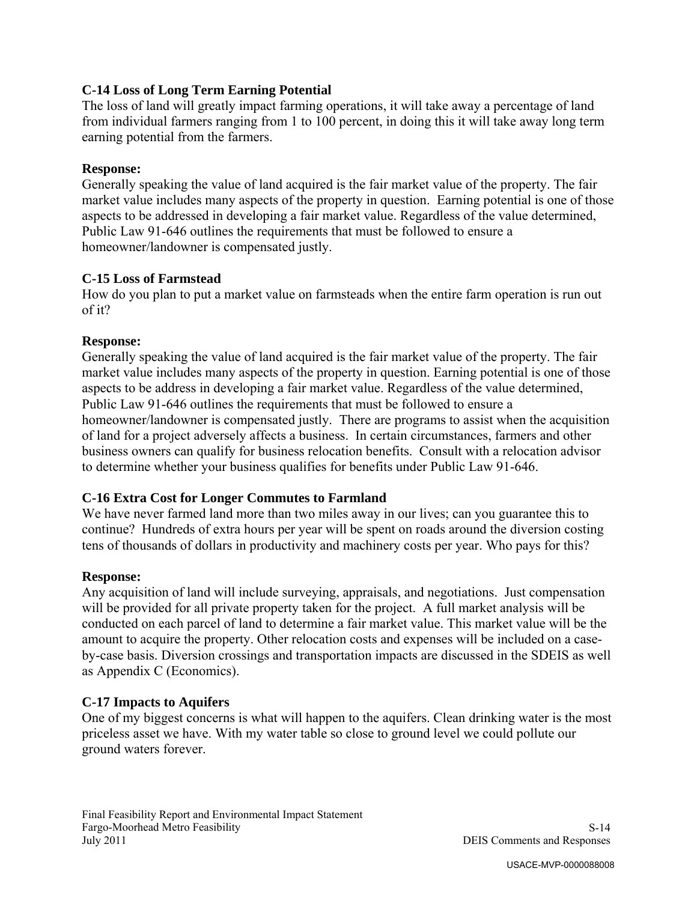**C-14 Loss of Long Term Earning Potential**

The loss of land will greatly impact farming operations, it will take away a percentage of land from individual farmers ranging from 1 to 100 percent, in doing this it will take away long term earning potential from the farmers.

**Response:**

Generally speaking the value of land acquired is the fair market value of the property. The fair market value includes many aspects of the property in question. Earning potential is one of those aspects to be addressed in developing a fair market value. Regardless of the value determined, Public Law 91-646 outlines the requirements that must be followed to ensure a homeowner/landowner is compensated justly.

**C-15 Loss of Farmstead**

How do you plan to put a market value on farmsteads when the entire farm operation is run out of it?

**Response:**

Generally speaking the value of land acquired is the fair market value of the property. The fair market value includes many aspects of the property in question. Earning potential is one of those aspects to be address in developing a fair market value. Regardless of the value determined, Public Law 91-646 outlines the requirements that must be followed to ensure a homeowner/landowner is compensated justly. There are programs to assist when the acquisition of land for a project adversely affects a business. In certain circumstances, farmers and other business owners can qualify for business relocation benefits. Consult with a relocation advisor to determine whether your business qualifies for benefits under Public Law 91-646.

**C-16 Extra Cost for Longer Commutes to Farmland**

We have never farmed land more than two miles away in our lives; can you guarantee this to continue? Hundreds of extra hours per year will be spent on roads around the diversion costing tens of thousands of dollars in productivity and machinery costs per year. Who pays for this?

**Response:**

Any acquisition of land will include surveying, appraisals, and negotiations. Just compensation will be provided for all private property taken for the project. A full market analysis will be conducted on each parcel of land to determine a fair market value. This market value will be the amount to acquire the property. Other relocation costs and expenses will be included on a case-by-case basis. Diversion crossings and transportation impacts are discussed in the SDEIS as well as Appendix C (Economics).

**C-17 Impacts to Aquifers**

One of my biggest concerns is what will happen to the aquifers. Clean drinking water is the most priceless asset we have. With my water table so close to ground level we could pollute our ground waters forever.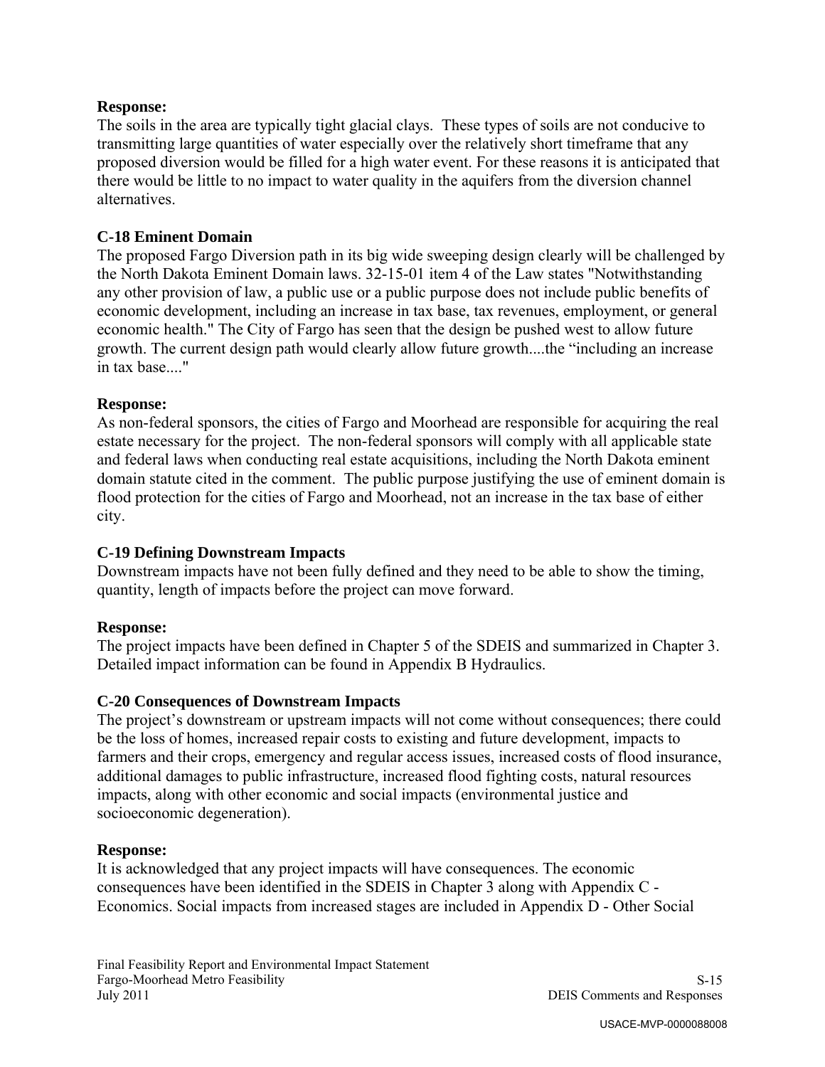**Response:**
The soils in the area are typically tight glacial clays. These types of soils are not conducive to transmitting large quantities of water especially over the relatively short timeframe that any proposed diversion would be filled for a high water event. For these reasons it is anticipated that there would be little to no impact to water quality in the aquifers from the diversion channel alternatives.

**C-18 Eminent Domain**
The proposed Fargo Diversion path in its big wide sweeping design clearly will be challenged by the North Dakota Eminent Domain laws. 32-15-01 item 4 of the Law states "Notwithstanding any other provision of law, a public use or a public purpose does not include public benefits of economic development, including an increase in tax base, tax revenues, employment, or general economic health." The City of Fargo has seen that the design be pushed west to allow future growth. The current design path would clearly allow future growth....the "including an increase in tax base...."

**Response:**
As non-federal sponsors, the cities of Fargo and Moorhead are responsible for acquiring the real estate necessary for the project. The non-federal sponsors will comply with all applicable state and federal laws when conducting real estate acquisitions, including the North Dakota eminent domain statute cited in the comment. The public purpose justifying the use of eminent domain is flood protection for the cities of Fargo and Moorhead, not an increase in the tax base of either city.

**C-19 Defining Downstream Impacts**
Downstream impacts have not been fully defined and they need to be able to show the timing, quantity, length of impacts before the project can move forward.

**Response:**
The project impacts have been defined in Chapter 5 of the SDEIS and summarized in Chapter 3. Detailed impact information can be found in Appendix B Hydraulics.

**C-20 Consequences of Downstream Impacts**
The project's downstream or upstream impacts will not come without consequences; there could be the loss of homes, increased repair costs to existing and future development, impacts to farmers and their crops, emergency and regular access issues, increased costs of flood insurance, additional damages to public infrastructure, increased flood fighting costs, natural resources impacts, along with other economic and social impacts (environmental justice and socioeconomic degeneration).

**Response:**
It is acknowledged that any project impacts will have consequences. The economic consequences have been identified in the SDEIS in Chapter 3 along with Appendix C - Economics. Social impacts from increased stages are included in Appendix D - Other Social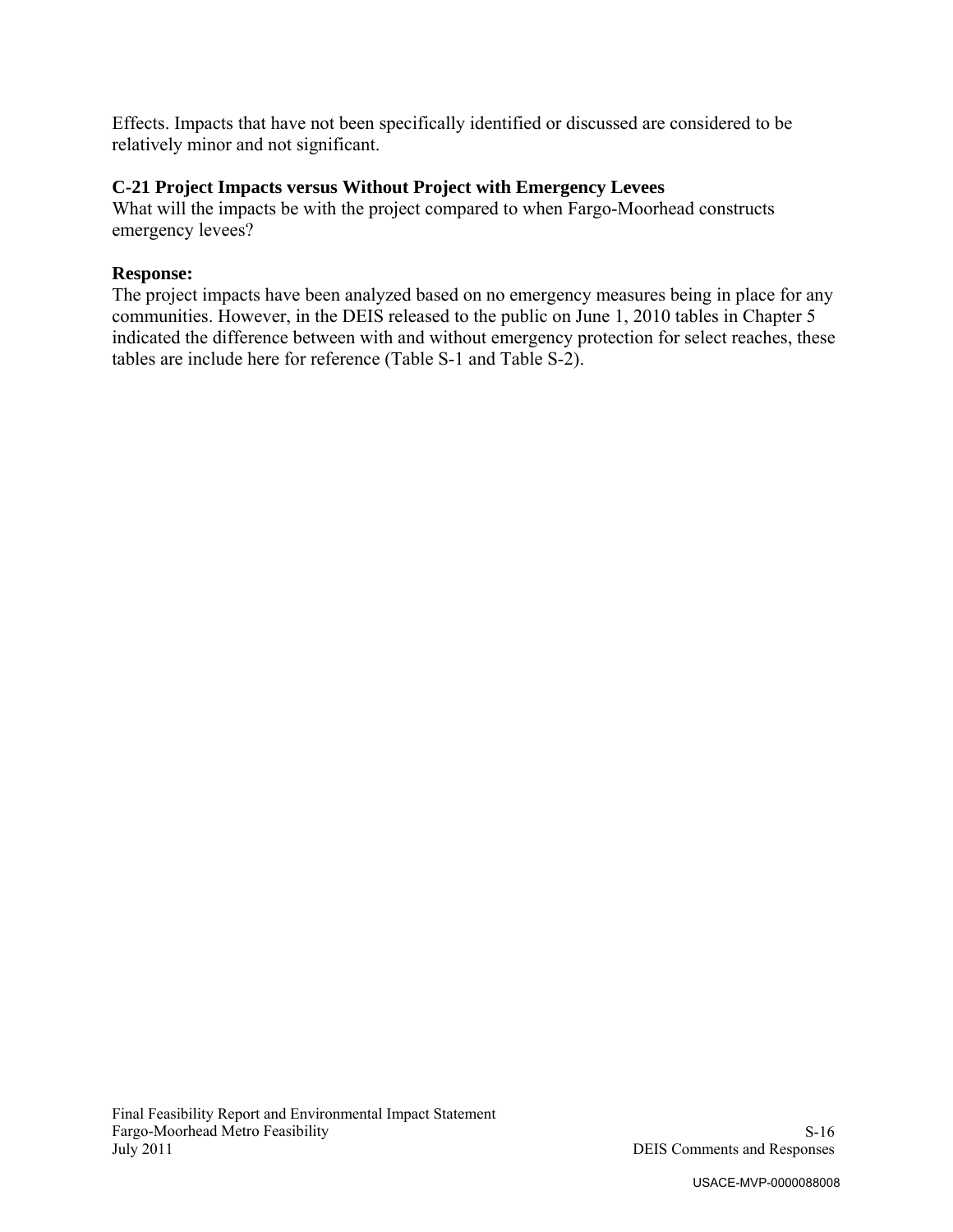Effects. Impacts that have not been specifically identified or discussed are considered to be relatively minor and not significant.

**C-21 Project Impacts versus Without Project with Emergency Levees**
What will the impacts be with the project compared to when Fargo-Moorhead constructs emergency levees?

**Response:**
The project impacts have been analyzed based on no emergency measures being in place for any communities. However, in the DEIS released to the public on June 1, 2010 tables in Chapter 5 indicated the difference between with and without emergency protection for select reaches, these tables are include here for reference (Table S-1 and Table S-2).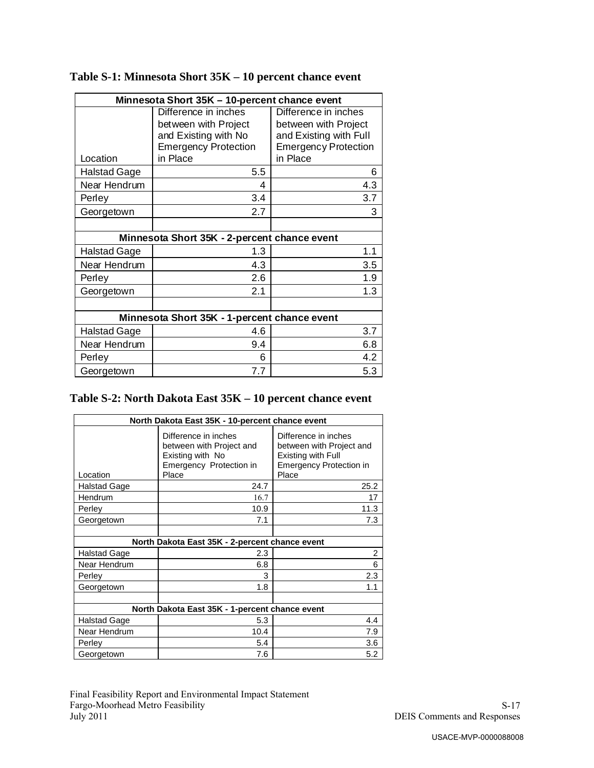**Table S-1: Minnesota Short 35K – 10 percent chance event**

| Minnesota Short 35K – 10-percent chance event | | |
|---|---|---|
| Location | Difference in inches between with Project and Existing with No Emergency Protection in Place | Difference in inches between with Project and Existing with Full Emergency Protection in Place |
| Halstad Gage | 5.5 | 6 |
| Near Hendrum | 4 | 4.3 |
| Perley | 3.4 | 3.7 |
| Georgetown | 2.7 | 3 |
| | | |
| **Minnesota Short 35K - 2-percent chance event** | | |
| Halstad Gage | 1.3 | 1.1 |
| Near Hendrum | 4.3 | 3.5 |
| Perley | 2.6 | 1.9 |
| Georgetown | 2.1 | 1.3 |
| | | |
| **Minnesota Short 35K - 1-percent chance event** | | |
| Halstad Gage | 4.6 | 3.7 |
| Near Hendrum | 9.4 | 6.8 |
| Perley | 6 | 4.2 |
| Georgetown | 7.7 | 5.3 |

**Table S-2: North Dakota East 35K – 10 percent chance event**

| North Dakota East 35K - 10-percent chance event | | |
|---|---|---|
| Location | Difference in inches between with Project and Existing with No Emergency Protection in Place | Difference in inches between with Project and Existing with Full Emergency Protection in Place |
| Halstad Gage | 24.7 | 25.2 |
| Hendrum | 16.7 | 17 |
| Perley | 10.9 | 11.3 |
| Georgetown | 7.1 | 7.3 |
| | | |
| **North Dakota East 35K - 2-percent chance event** | | |
| Halstad Gage | 2.3 | 2 |
| Near Hendrum | 6.8 | 6 |
| Perley | 3 | 2.3 |
| Georgetown | 1.8 | 1.1 |
| | | |
| **North Dakota East 35K - 1-percent chance event** | | |
| Halstad Gage | 5.3 | 4.4 |
| Near Hendrum | 10.4 | 7.9 |
| Perley | 5.4 | 3.6 |
| Georgetown | 7.6 | 5.2 |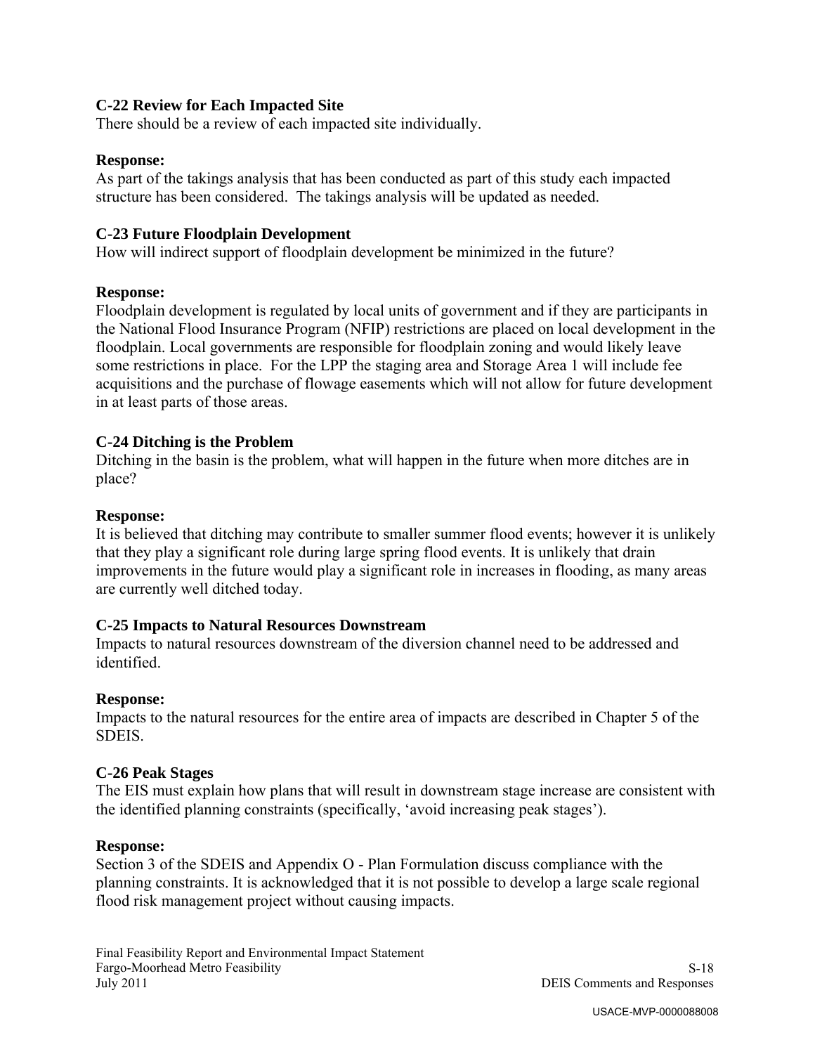**C-22 Review for Each Impacted Site**

There should be a review of each impacted site individually.

**Response:**

As part of the takings analysis that has been conducted as part of this study each impacted structure has been considered. The takings analysis will be updated as needed.

**C-23 Future Floodplain Development**

How will indirect support of floodplain development be minimized in the future?

**Response:**

Floodplain development is regulated by local units of government and if they are participants in the National Flood Insurance Program (NFIP) restrictions are placed on local development in the floodplain. Local governments are responsible for floodplain zoning and would likely leave some restrictions in place. For the LPP the staging area and Storage Area 1 will include fee acquisitions and the purchase of flowage easements which will not allow for future development in at least parts of those areas.

**C-24 Ditching is the Problem**

Ditching in the basin is the problem, what will happen in the future when more ditches are in place?

**Response:**

It is believed that ditching may contribute to smaller summer flood events; however it is unlikely that they play a significant role during large spring flood events. It is unlikely that drain improvements in the future would play a significant role in increases in flooding, as many areas are currently well ditched today.

**C-25 Impacts to Natural Resources Downstream**

Impacts to natural resources downstream of the diversion channel need to be addressed and identified.

**Response:**

Impacts to the natural resources for the entire area of impacts are described in Chapter 5 of the SDEIS.

**C-26 Peak Stages**

The EIS must explain how plans that will result in downstream stage increase are consistent with the identified planning constraints (specifically, 'avoid increasing peak stages').

**Response:**

Section 3 of the SDEIS and Appendix O - Plan Formulation discuss compliance with the planning constraints. It is acknowledged that it is not possible to develop a large scale regional flood risk management project without causing impacts.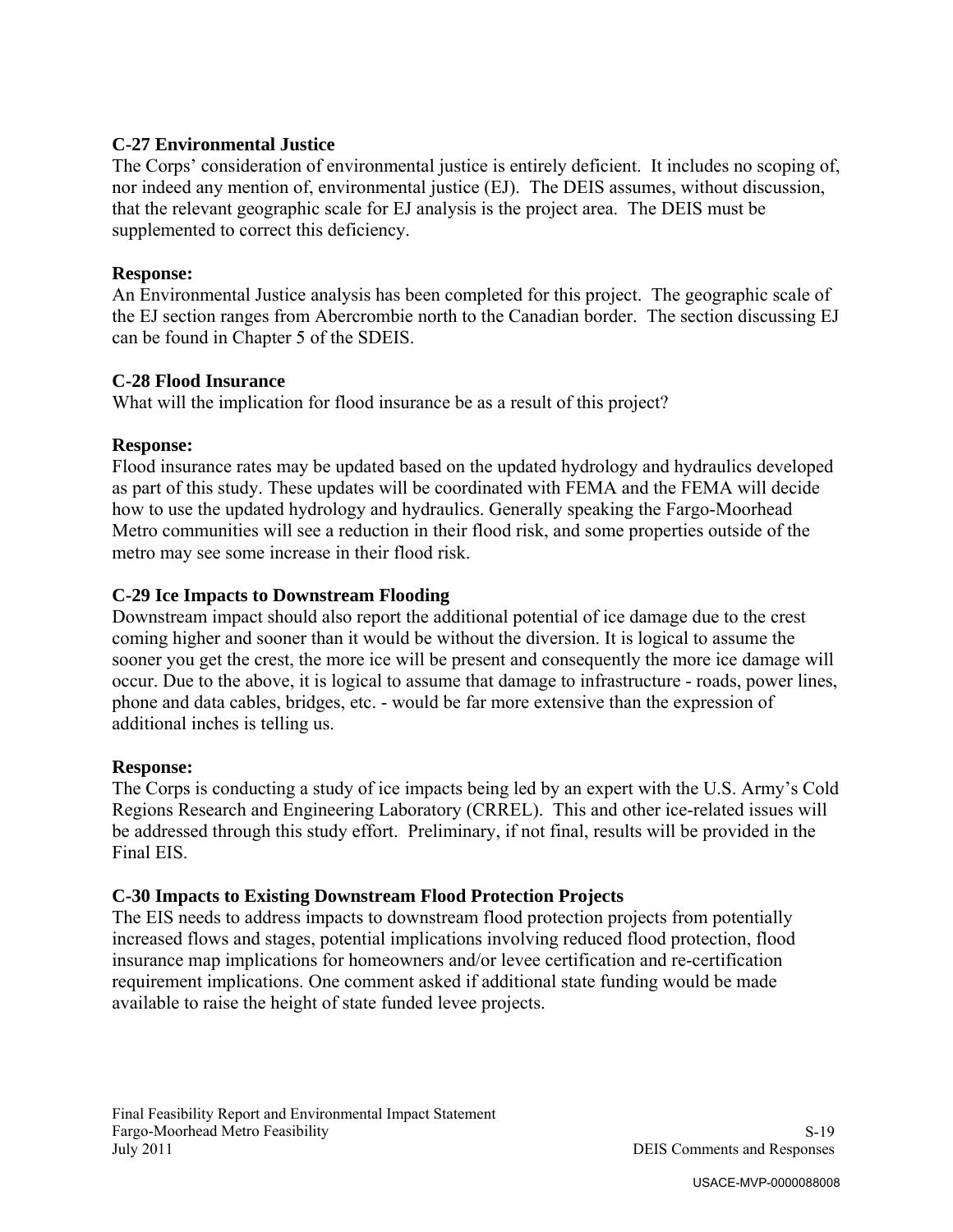### C-27 Environmental Justice

The Corps' consideration of environmental justice is entirely deficient. It includes no scoping of, nor indeed any mention of, environmental justice (EJ). The DEIS assumes, without discussion, that the relevant geographic scale for EJ analysis is the project area. The DEIS must be supplemented to correct this deficiency.

**Response:**

An Environmental Justice analysis has been completed for this project. The geographic scale of the EJ section ranges from Abercrombie north to the Canadian border. The section discussing EJ can be found in Chapter 5 of the SDEIS.

### C-28 Flood Insurance

What will the implication for flood insurance be as a result of this project?

**Response:**

Flood insurance rates may be updated based on the updated hydrology and hydraulics developed as part of this study. These updates will be coordinated with FEMA and the FEMA will decide how to use the updated hydrology and hydraulics. Generally speaking the Fargo-Moorhead Metro communities will see a reduction in their flood risk, and some properties outside of the metro may see some increase in their flood risk.

### C-29 Ice Impacts to Downstream Flooding

Downstream impact should also report the additional potential of ice damage due to the crest coming higher and sooner than it would be without the diversion. It is logical to assume the sooner you get the crest, the more ice will be present and consequently the more ice damage will occur. Due to the above, it is logical to assume that damage to infrastructure - roads, power lines, phone and data cables, bridges, etc. - would be far more extensive than the expression of additional inches is telling us.

**Response:**

The Corps is conducting a study of ice impacts being led by an expert with the U.S. Army's Cold Regions Research and Engineering Laboratory (CRREL). This and other ice-related issues will be addressed through this study effort. Preliminary, if not final, results will be provided in the Final EIS.

### C-30 Impacts to Existing Downstream Flood Protection Projects

The EIS needs to address impacts to downstream flood protection projects from potentially increased flows and stages, potential implications involving reduced flood protection, flood insurance map implications for homeowners and/or levee certification and re-certification requirement implications. One comment asked if additional state funding would be made available to raise the height of state funded levee projects.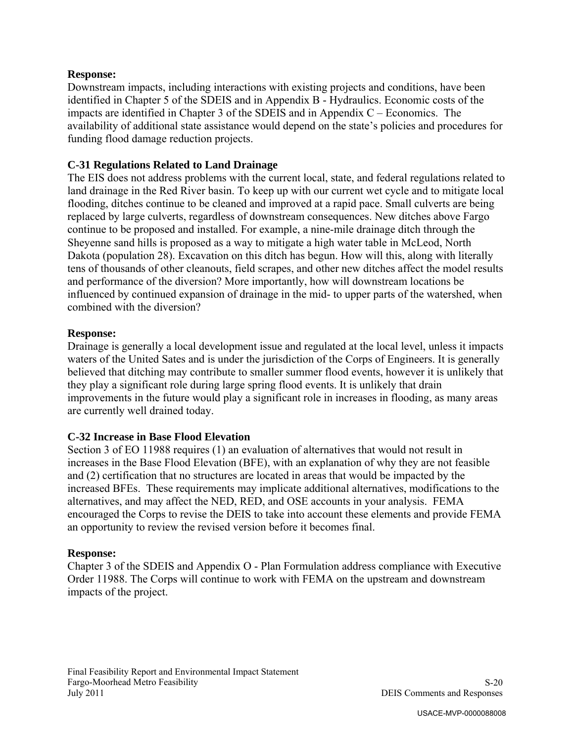**Response:**
Downstream impacts, including interactions with existing projects and conditions, have been identified in Chapter 5 of the SDEIS and in Appendix B - Hydraulics. Economic costs of the impacts are identified in Chapter 3 of the SDEIS and in Appendix C – Economics. The availability of additional state assistance would depend on the state's policies and procedures for funding flood damage reduction projects.

### C-31 Regulations Related to Land Drainage

The EIS does not address problems with the current local, state, and federal regulations related to land drainage in the Red River basin. To keep up with our current wet cycle and to mitigate local flooding, ditches continue to be cleaned and improved at a rapid pace. Small culverts are being replaced by large culverts, regardless of downstream consequences. New ditches above Fargo continue to be proposed and installed. For example, a nine-mile drainage ditch through the Sheyenne sand hills is proposed as a way to mitigate a high water table in McLeod, North Dakota (population 28). Excavation on this ditch has begun. How will this, along with literally tens of thousands of other cleanouts, field scrapes, and other new ditches affect the model results and performance of the diversion? More importantly, how will downstream locations be influenced by continued expansion of drainage in the mid- to upper parts of the watershed, when combined with the diversion?

**Response:**
Drainage is generally a local development issue and regulated at the local level, unless it impacts waters of the United Sates and is under the jurisdiction of the Corps of Engineers. It is generally believed that ditching may contribute to smaller summer flood events, however it is unlikely that they play a significant role during large spring flood events. It is unlikely that drain improvements in the future would play a significant role in increases in flooding, as many areas are currently well drained today.

### C-32 Increase in Base Flood Elevation

Section 3 of EO 11988 requires (1) an evaluation of alternatives that would not result in increases in the Base Flood Elevation (BFE), with an explanation of why they are not feasible and (2) certification that no structures are located in areas that would be impacted by the increased BFEs. These requirements may implicate additional alternatives, modifications to the alternatives, and may affect the NED, RED, and OSE accounts in your analysis. FEMA encouraged the Corps to revise the DEIS to take into account these elements and provide FEMA an opportunity to review the revised version before it becomes final.

**Response:**
Chapter 3 of the SDEIS and Appendix O - Plan Formulation address compliance with Executive Order 11988. The Corps will continue to work with FEMA on the upstream and downstream impacts of the project.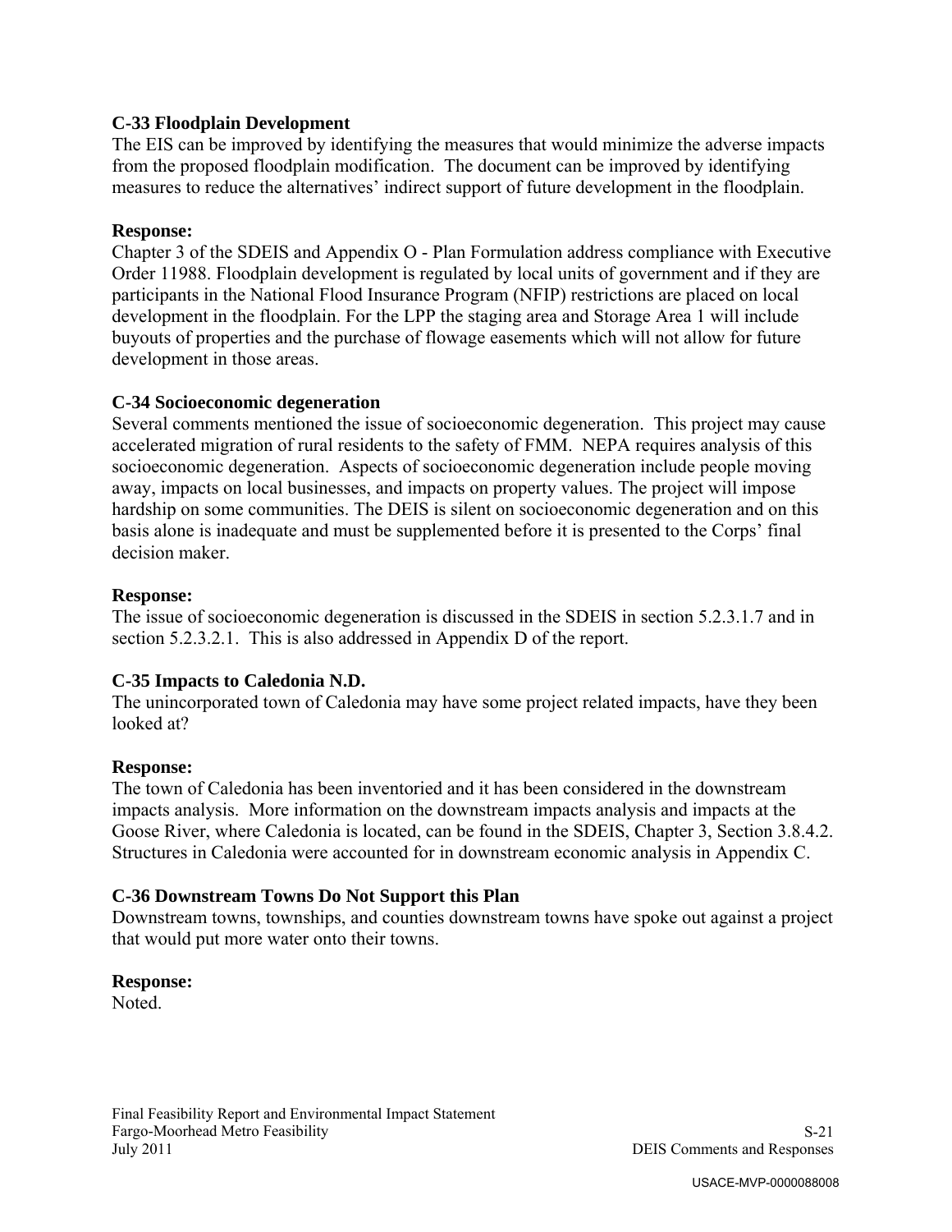**C-33 Floodplain Development**

The EIS can be improved by identifying the measures that would minimize the adverse impacts from the proposed floodplain modification. The document can be improved by identifying measures to reduce the alternatives' indirect support of future development in the floodplain.

**Response:**

Chapter 3 of the SDEIS and Appendix O - Plan Formulation address compliance with Executive Order 11988. Floodplain development is regulated by local units of government and if they are participants in the National Flood Insurance Program (NFIP) restrictions are placed on local development in the floodplain. For the LPP the staging area and Storage Area 1 will include buyouts of properties and the purchase of flowage easements which will not allow for future development in those areas.

**C-34 Socioeconomic degeneration**

Several comments mentioned the issue of socioeconomic degeneration. This project may cause accelerated migration of rural residents to the safety of FMM. NEPA requires analysis of this socioeconomic degeneration. Aspects of socioeconomic degeneration include people moving away, impacts on local businesses, and impacts on property values. The project will impose hardship on some communities. The DEIS is silent on socioeconomic degeneration and on this basis alone is inadequate and must be supplemented before it is presented to the Corps' final decision maker.

**Response:**

The issue of socioeconomic degeneration is discussed in the SDEIS in section 5.2.3.1.7 and in section 5.2.3.2.1. This is also addressed in Appendix D of the report.

**C-35 Impacts to Caledonia N.D.**

The unincorporated town of Caledonia may have some project related impacts, have they been looked at?

**Response:**

The town of Caledonia has been inventoried and it has been considered in the downstream impacts analysis. More information on the downstream impacts analysis and impacts at the Goose River, where Caledonia is located, can be found in the SDEIS, Chapter 3, Section 3.8.4.2. Structures in Caledonia were accounted for in downstream economic analysis in Appendix C.

**C-36 Downstream Towns Do Not Support this Plan**

Downstream towns, townships, and counties downstream towns have spoke out against a project that would put more water onto their towns.

**Response:**

Noted.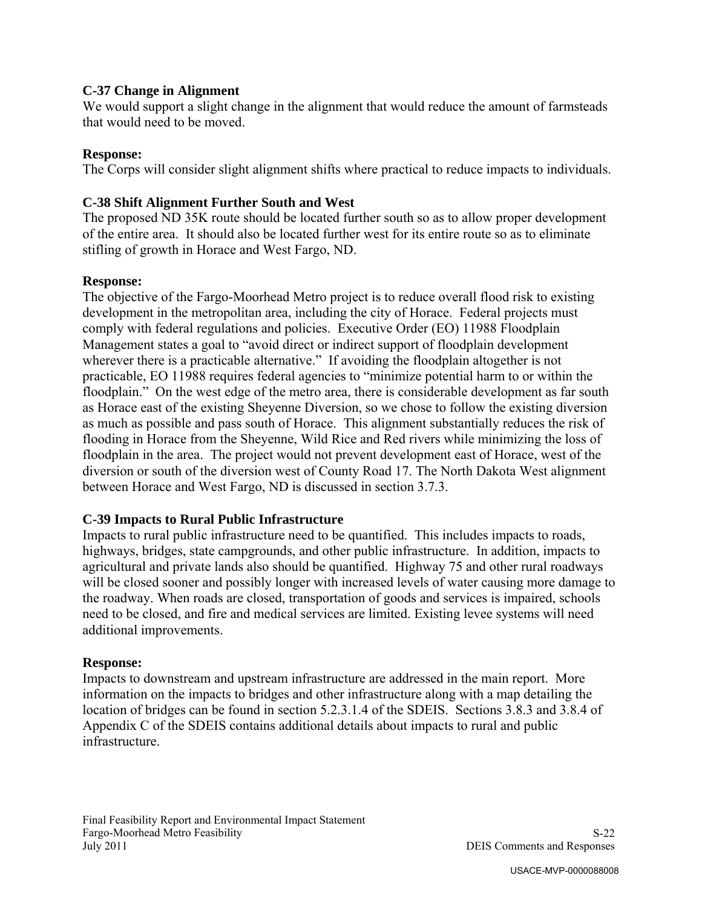**C-37 Change in Alignment**

We would support a slight change in the alignment that would reduce the amount of farmsteads that would need to be moved.

**Response:**

The Corps will consider slight alignment shifts where practical to reduce impacts to individuals.

**C-38 Shift Alignment Further South and West**

The proposed ND 35K route should be located further south so as to allow proper development of the entire area. It should also be located further west for its entire route so as to eliminate stifling of growth in Horace and West Fargo, ND.

**Response:**

The objective of the Fargo-Moorhead Metro project is to reduce overall flood risk to existing development in the metropolitan area, including the city of Horace. Federal projects must comply with federal regulations and policies. Executive Order (EO) 11988 Floodplain Management states a goal to "avoid direct or indirect support of floodplain development wherever there is a practicable alternative." If avoiding the floodplain altogether is not practicable, EO 11988 requires federal agencies to "minimize potential harm to or within the floodplain." On the west edge of the metro area, there is considerable development as far south as Horace east of the existing Sheyenne Diversion, so we chose to follow the existing diversion as much as possible and pass south of Horace. This alignment substantially reduces the risk of flooding in Horace from the Sheyenne, Wild Rice and Red rivers while minimizing the loss of floodplain in the area. The project would not prevent development east of Horace, west of the diversion or south of the diversion west of County Road 17. The North Dakota West alignment between Horace and West Fargo, ND is discussed in section 3.7.3.

**C-39 Impacts to Rural Public Infrastructure**

Impacts to rural public infrastructure need to be quantified. This includes impacts to roads, highways, bridges, state campgrounds, and other public infrastructure. In addition, impacts to agricultural and private lands also should be quantified. Highway 75 and other rural roadways will be closed sooner and possibly longer with increased levels of water causing more damage to the roadway. When roads are closed, transportation of goods and services is impaired, schools need to be closed, and fire and medical services are limited. Existing levee systems will need additional improvements.

**Response:**

Impacts to downstream and upstream infrastructure are addressed in the main report. More information on the impacts to bridges and other infrastructure along with a map detailing the location of bridges can be found in section 5.2.3.1.4 of the SDEIS. Sections 3.8.3 and 3.8.4 of Appendix C of the SDEIS contains additional details about impacts to rural and public infrastructure.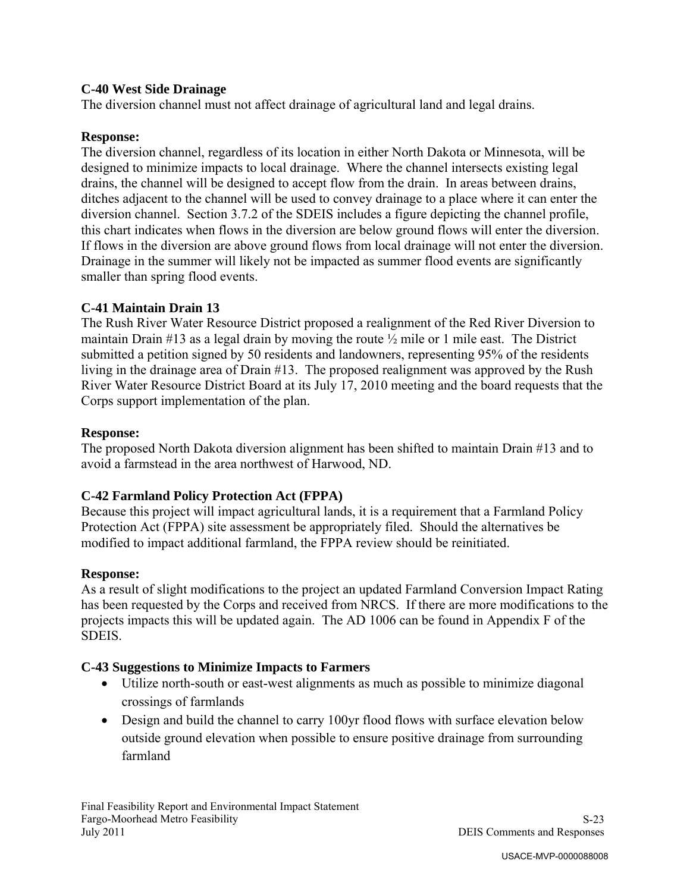**C-40 West Side Drainage**

The diversion channel must not affect drainage of agricultural land and legal drains.

**Response:**

The diversion channel, regardless of its location in either North Dakota or Minnesota, will be designed to minimize impacts to local drainage. Where the channel intersects existing legal drains, the channel will be designed to accept flow from the drain. In areas between drains, ditches adjacent to the channel will be used to convey drainage to a place where it can enter the diversion channel. Section 3.7.2 of the SDEIS includes a figure depicting the channel profile, this chart indicates when flows in the diversion are below ground flows will enter the diversion. If flows in the diversion are above ground flows from local drainage will not enter the diversion. Drainage in the summer will likely not be impacted as summer flood events are significantly smaller than spring flood events.

**C-41 Maintain Drain 13**

The Rush River Water Resource District proposed a realignment of the Red River Diversion to maintain Drain #13 as a legal drain by moving the route ½ mile or 1 mile east. The District submitted a petition signed by 50 residents and landowners, representing 95% of the residents living in the drainage area of Drain #13. The proposed realignment was approved by the Rush River Water Resource District Board at its July 17, 2010 meeting and the board requests that the Corps support implementation of the plan.

**Response:**

The proposed North Dakota diversion alignment has been shifted to maintain Drain #13 and to avoid a farmstead in the area northwest of Harwood, ND.

**C-42 Farmland Policy Protection Act (FPPA)**

Because this project will impact agricultural lands, it is a requirement that a Farmland Policy Protection Act (FPPA) site assessment be appropriately filed. Should the alternatives be modified to impact additional farmland, the FPPA review should be reinitiated.

**Response:**

As a result of slight modifications to the project an updated Farmland Conversion Impact Rating has been requested by the Corps and received from NRCS. If there are more modifications to the projects impacts this will be updated again. The AD 1006 can be found in Appendix F of the SDEIS.

**C-43 Suggestions to Minimize Impacts to Farmers**

- Utilize north-south or east-west alignments as much as possible to minimize diagonal crossings of farmlands
- Design and build the channel to carry 100yr flood flows with surface elevation below outside ground elevation when possible to ensure positive drainage from surrounding farmland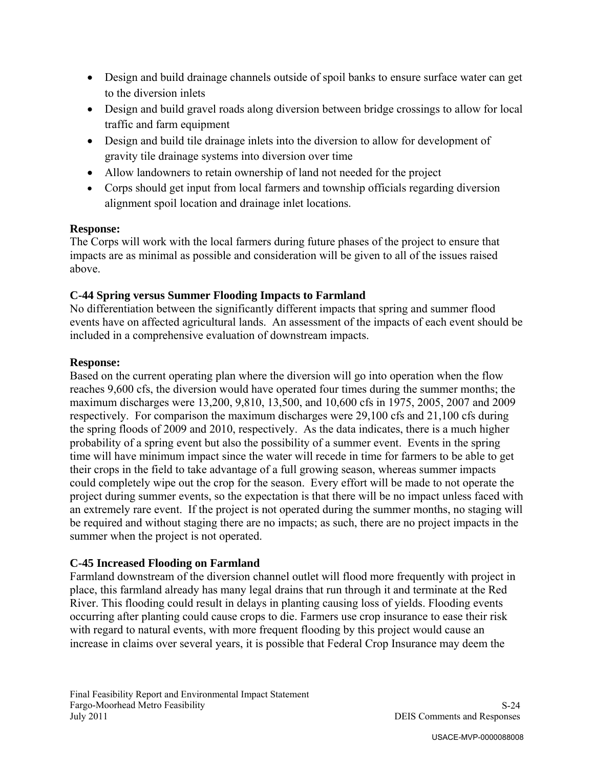- Design and build drainage channels outside of spoil banks to ensure surface water can get to the diversion inlets
- Design and build gravel roads along diversion between bridge crossings to allow for local traffic and farm equipment
- Design and build tile drainage inlets into the diversion to allow for development of gravity tile drainage systems into diversion over time
- Allow landowners to retain ownership of land not needed for the project
- Corps should get input from local farmers and township officials regarding diversion alignment spoil location and drainage inlet locations.

**Response:**
The Corps will work with the local farmers during future phases of the project to ensure that impacts are as minimal as possible and consideration will be given to all of the issues raised above.

**C-44 Spring versus Summer Flooding Impacts to Farmland**
No differentiation between the significantly different impacts that spring and summer flood events have on affected agricultural lands. An assessment of the impacts of each event should be included in a comprehensive evaluation of downstream impacts.

**Response:**
Based on the current operating plan where the diversion will go into operation when the flow reaches 9,600 cfs, the diversion would have operated four times during the summer months; the maximum discharges were 13,200, 9,810, 13,500, and 10,600 cfs in 1975, 2005, 2007 and 2009 respectively. For comparison the maximum discharges were 29,100 cfs and 21,100 cfs during the spring floods of 2009 and 2010, respectively. As the data indicates, there is a much higher probability of a spring event but also the possibility of a summer event. Events in the spring time will have minimum impact since the water will recede in time for farmers to be able to get their crops in the field to take advantage of a full growing season, whereas summer impacts could completely wipe out the crop for the season. Every effort will be made to not operate the project during summer events, so the expectation is that there will be no impact unless faced with an extremely rare event. If the project is not operated during the summer months, no staging will be required and without staging there are no impacts; as such, there are no project impacts in the summer when the project is not operated.

**C-45 Increased Flooding on Farmland**
Farmland downstream of the diversion channel outlet will flood more frequently with project in place, this farmland already has many legal drains that run through it and terminate at the Red River. This flooding could result in delays in planting causing loss of yields. Flooding events occurring after planting could cause crops to die. Farmers use crop insurance to ease their risk with regard to natural events, with more frequent flooding by this project would cause an increase in claims over several years, it is possible that Federal Crop Insurance may deem the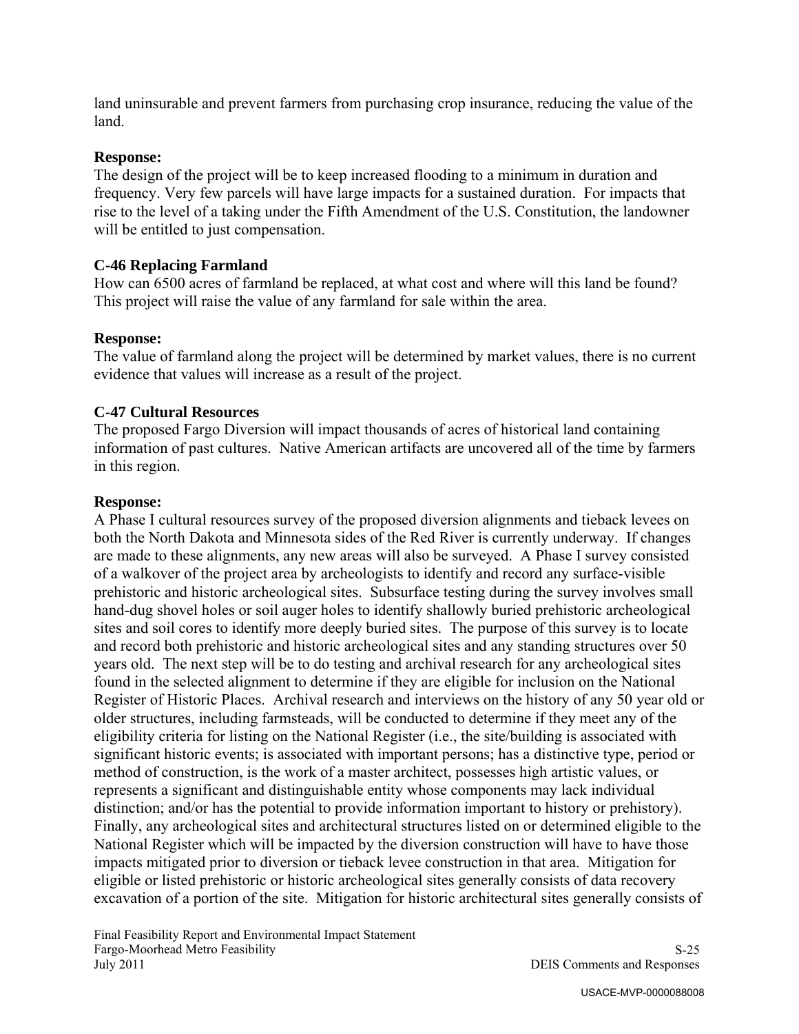land uninsurable and prevent farmers from purchasing crop insurance, reducing the value of the land.

**Response:**
The design of the project will be to keep increased flooding to a minimum in duration and frequency. Very few parcels will have large impacts for a sustained duration. For impacts that rise to the level of a taking under the Fifth Amendment of the U.S. Constitution, the landowner will be entitled to just compensation.

### C-46 Replacing Farmland

How can 6500 acres of farmland be replaced, at what cost and where will this land be found? This project will raise the value of any farmland for sale within the area.

**Response:**
The value of farmland along the project will be determined by market values, there is no current evidence that values will increase as a result of the project.

### C-47 Cultural Resources

The proposed Fargo Diversion will impact thousands of acres of historical land containing information of past cultures. Native American artifacts are uncovered all of the time by farmers in this region.

**Response:**
A Phase I cultural resources survey of the proposed diversion alignments and tieback levees on both the North Dakota and Minnesota sides of the Red River is currently underway. If changes are made to these alignments, any new areas will also be surveyed. A Phase I survey consisted of a walkover of the project area by archeologists to identify and record any surface-visible prehistoric and historic archeological sites. Subsurface testing during the survey involves small hand-dug shovel holes or soil auger holes to identify shallowly buried prehistoric archeological sites and soil cores to identify more deeply buried sites. The purpose of this survey is to locate and record both prehistoric and historic archeological sites and any standing structures over 50 years old. The next step will be to do testing and archival research for any archeological sites found in the selected alignment to determine if they are eligible for inclusion on the National Register of Historic Places. Archival research and interviews on the history of any 50 year old or older structures, including farmsteads, will be conducted to determine if they meet any of the eligibility criteria for listing on the National Register (i.e., the site/building is associated with significant historic events; is associated with important persons; has a distinctive type, period or method of construction, is the work of a master architect, possesses high artistic values, or represents a significant and distinguishable entity whose components may lack individual distinction; and/or has the potential to provide information important to history or prehistory). Finally, any archeological sites and architectural structures listed on or determined eligible to the National Register which will be impacted by the diversion construction will have to have those impacts mitigated prior to diversion or tieback levee construction in that area. Mitigation for eligible or listed prehistoric or historic archeological sites generally consists of data recovery excavation of a portion of the site. Mitigation for historic architectural sites generally consists of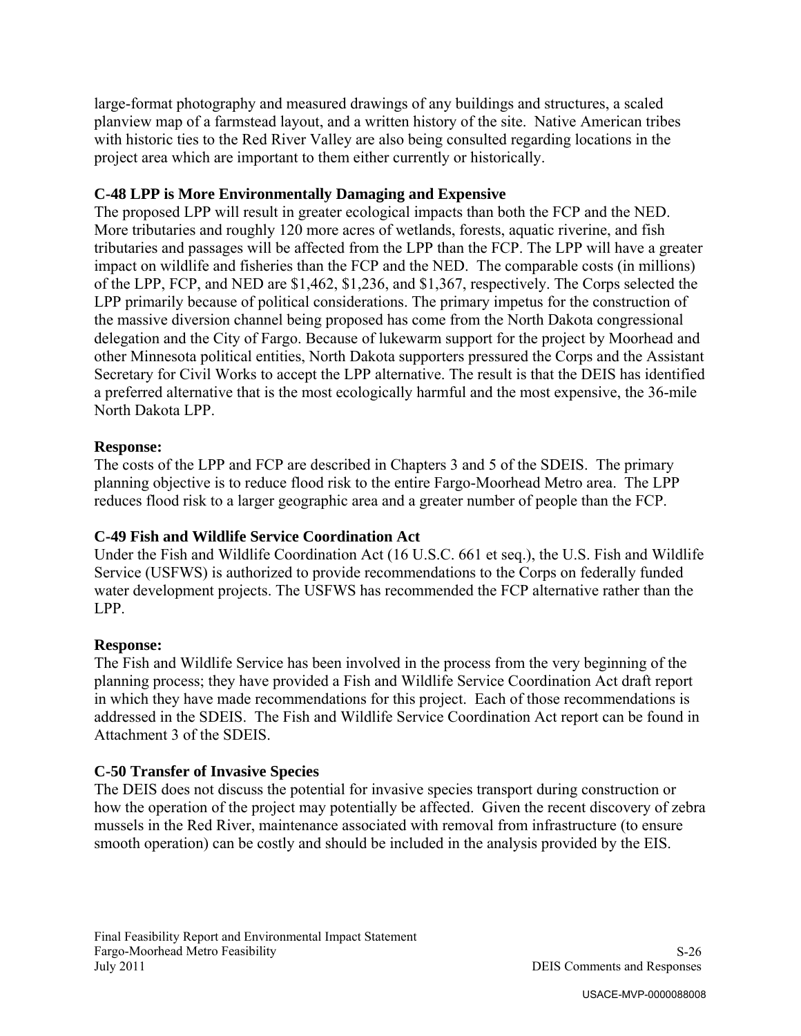large-format photography and measured drawings of any buildings and structures, a scaled planview map of a farmstead layout, and a written history of the site. Native American tribes with historic ties to the Red River Valley are also being consulted regarding locations in the project area which are important to them either currently or historically.

### C-48 LPP is More Environmentally Damaging and Expensive

The proposed LPP will result in greater ecological impacts than both the FCP and the NED. More tributaries and roughly 120 more acres of wetlands, forests, aquatic riverine, and fish tributaries and passages will be affected from the LPP than the FCP. The LPP will have a greater impact on wildlife and fisheries than the FCP and the NED. The comparable costs (in millions) of the LPP, FCP, and NED are $1,462, $1,236, and $1,367, respectively. The Corps selected the LPP primarily because of political considerations. The primary impetus for the construction of the massive diversion channel being proposed has come from the North Dakota congressional delegation and the City of Fargo. Because of lukewarm support for the project by Moorhead and other Minnesota political entities, North Dakota supporters pressured the Corps and the Assistant Secretary for Civil Works to accept the LPP alternative. The result is that the DEIS has identified a preferred alternative that is the most ecologically harmful and the most expensive, the 36-mile North Dakota LPP.

**Response:**

The costs of the LPP and FCP are described in Chapters 3 and 5 of the SDEIS. The primary planning objective is to reduce flood risk to the entire Fargo-Moorhead Metro area. The LPP reduces flood risk to a larger geographic area and a greater number of people than the FCP.

### C-49 Fish and Wildlife Service Coordination Act

Under the Fish and Wildlife Coordination Act (16 U.S.C. 661 et seq.), the U.S. Fish and Wildlife Service (USFWS) is authorized to provide recommendations to the Corps on federally funded water development projects. The USFWS has recommended the FCP alternative rather than the LPP.

**Response:**

The Fish and Wildlife Service has been involved in the process from the very beginning of the planning process; they have provided a Fish and Wildlife Service Coordination Act draft report in which they have made recommendations for this project. Each of those recommendations is addressed in the SDEIS. The Fish and Wildlife Service Coordination Act report can be found in Attachment 3 of the SDEIS.

### C-50 Transfer of Invasive Species

The DEIS does not discuss the potential for invasive species transport during construction or how the operation of the project may potentially be affected. Given the recent discovery of zebra mussels in the Red River, maintenance associated with removal from infrastructure (to ensure smooth operation) can be costly and should be included in the analysis provided by the EIS.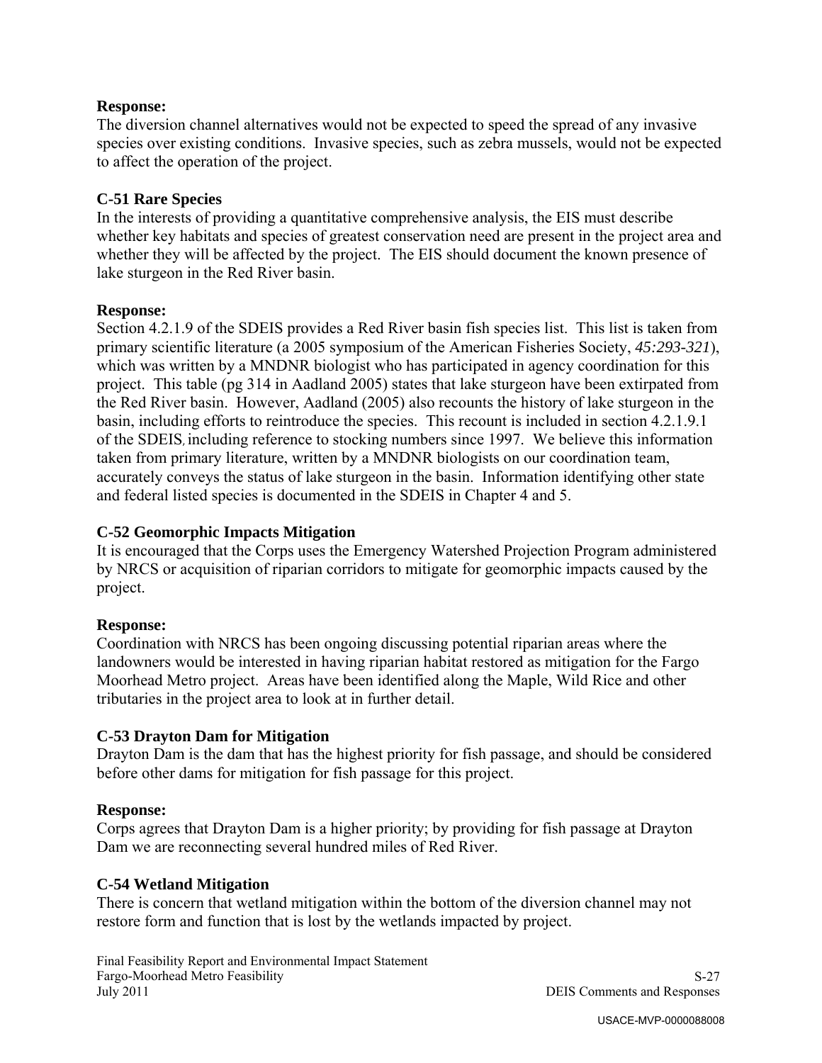**Response:**
The diversion channel alternatives would not be expected to speed the spread of any invasive species over existing conditions. Invasive species, such as zebra mussels, would not be expected to affect the operation of the project.

**C-51 Rare Species**
In the interests of providing a quantitative comprehensive analysis, the EIS must describe whether key habitats and species of greatest conservation need are present in the project area and whether they will be affected by the project. The EIS should document the known presence of lake sturgeon in the Red River basin.

**Response:**
Section 4.2.1.9 of the SDEIS provides a Red River basin fish species list. This list is taken from primary scientific literature (a 2005 symposium of the American Fisheries Society, *45:293-321*), which was written by a MNDNR biologist who has participated in agency coordination for this project. This table (pg 314 in Aadland 2005) states that lake sturgeon have been extirpated from the Red River basin. However, Aadland (2005) also recounts the history of lake sturgeon in the basin, including efforts to reintroduce the species. This recount is included in section 4.2.1.9.1 of the SDEIS, including reference to stocking numbers since 1997. We believe this information taken from primary literature, written by a MNDNR biologists on our coordination team, accurately conveys the status of lake sturgeon in the basin. Information identifying other state and federal listed species is documented in the SDEIS in Chapter 4 and 5.

**C-52 Geomorphic Impacts Mitigation**
It is encouraged that the Corps uses the Emergency Watershed Projection Program administered by NRCS or acquisition of riparian corridors to mitigate for geomorphic impacts caused by the project.

**Response:**
Coordination with NRCS has been ongoing discussing potential riparian areas where the landowners would be interested in having riparian habitat restored as mitigation for the Fargo Moorhead Metro project. Areas have been identified along the Maple, Wild Rice and other tributaries in the project area to look at in further detail.

**C-53 Drayton Dam for Mitigation**
Drayton Dam is the dam that has the highest priority for fish passage, and should be considered before other dams for mitigation for fish passage for this project.

**Response:**
Corps agrees that Drayton Dam is a higher priority; by providing for fish passage at Drayton Dam we are reconnecting several hundred miles of Red River.

**C-54 Wetland Mitigation**
There is concern that wetland mitigation within the bottom of the diversion channel may not restore form and function that is lost by the wetlands impacted by project.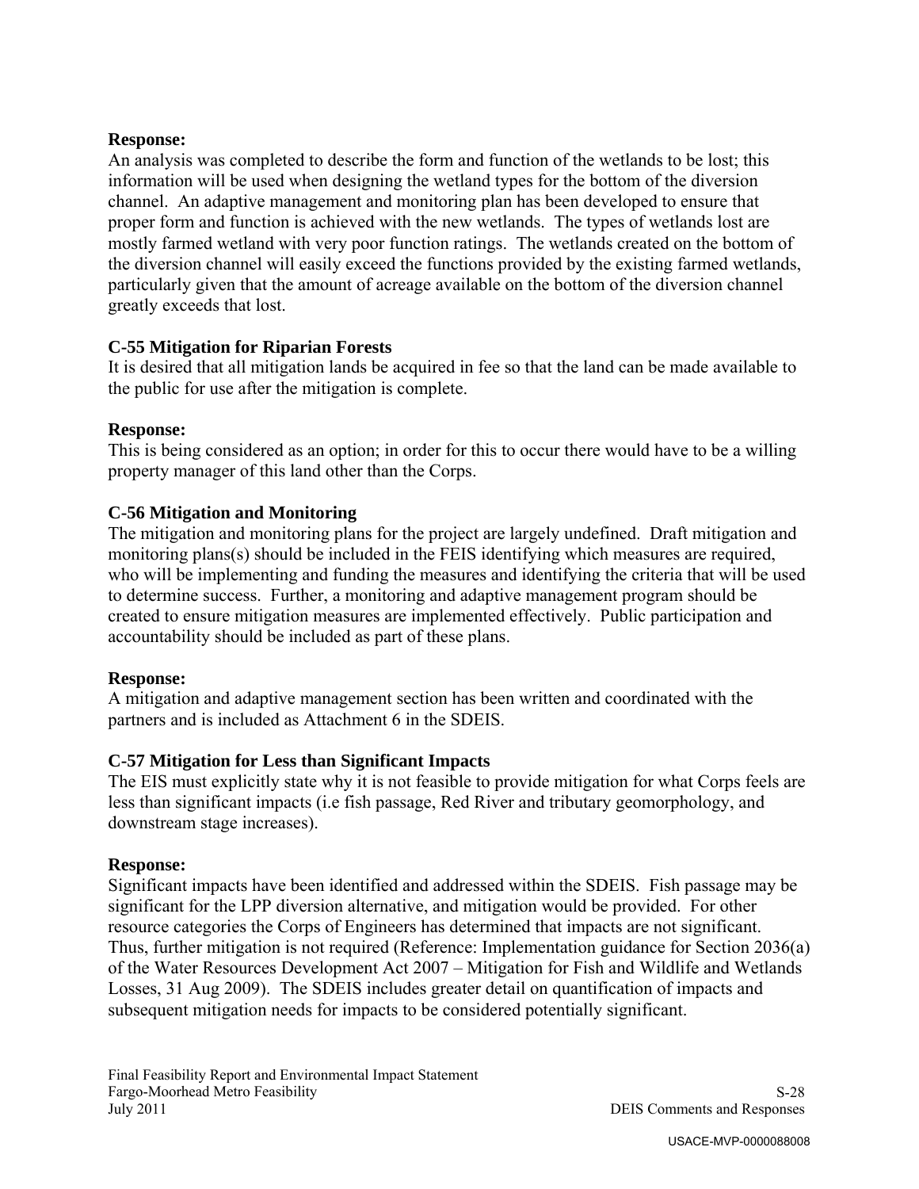**Response:**
An analysis was completed to describe the form and function of the wetlands to be lost; this information will be used when designing the wetland types for the bottom of the diversion channel. An adaptive management and monitoring plan has been developed to ensure that proper form and function is achieved with the new wetlands. The types of wetlands lost are mostly farmed wetland with very poor function ratings. The wetlands created on the bottom of the diversion channel will easily exceed the functions provided by the existing farmed wetlands, particularly given that the amount of acreage available on the bottom of the diversion channel greatly exceeds that lost.

**C-55 Mitigation for Riparian Forests**
It is desired that all mitigation lands be acquired in fee so that the land can be made available to the public for use after the mitigation is complete.

**Response:**
This is being considered as an option; in order for this to occur there would have to be a willing property manager of this land other than the Corps.

**C-56 Mitigation and Monitoring**
The mitigation and monitoring plans for the project are largely undefined. Draft mitigation and monitoring plans(s) should be included in the FEIS identifying which measures are required, who will be implementing and funding the measures and identifying the criteria that will be used to determine success. Further, a monitoring and adaptive management program should be created to ensure mitigation measures are implemented effectively. Public participation and accountability should be included as part of these plans.

**Response:**
A mitigation and adaptive management section has been written and coordinated with the partners and is included as Attachment 6 in the SDEIS.

**C-57 Mitigation for Less than Significant Impacts**
The EIS must explicitly state why it is not feasible to provide mitigation for what Corps feels are less than significant impacts (i.e fish passage, Red River and tributary geomorphology, and downstream stage increases).

**Response:**
Significant impacts have been identified and addressed within the SDEIS. Fish passage may be significant for the LPP diversion alternative, and mitigation would be provided. For other resource categories the Corps of Engineers has determined that impacts are not significant. Thus, further mitigation is not required (Reference: Implementation guidance for Section 2036(a) of the Water Resources Development Act 2007 – Mitigation for Fish and Wildlife and Wetlands Losses, 31 Aug 2009). The SDEIS includes greater detail on quantification of impacts and subsequent mitigation needs for impacts to be considered potentially significant.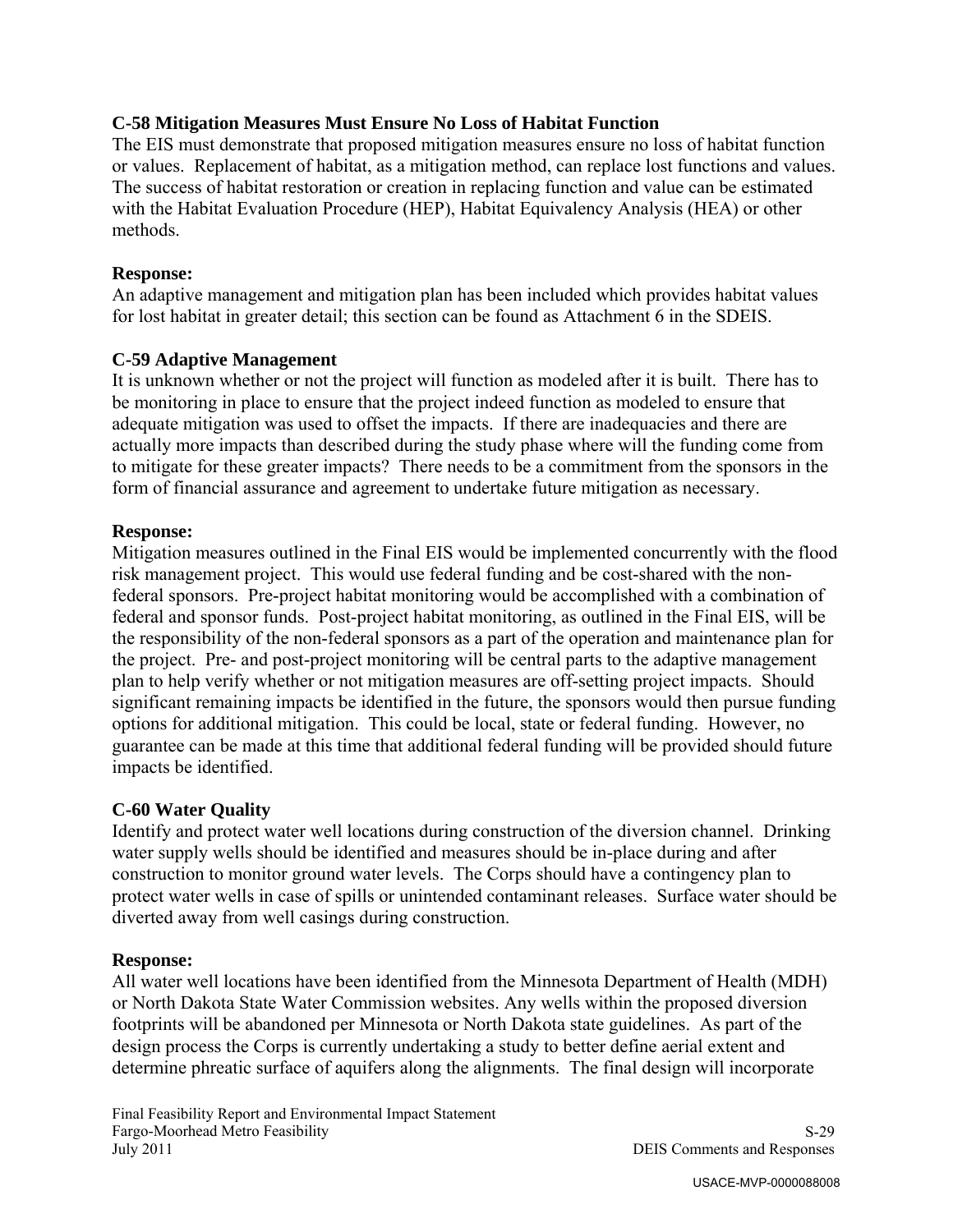**C-58 Mitigation Measures Must Ensure No Loss of Habitat Function**

The EIS must demonstrate that proposed mitigation measures ensure no loss of habitat function or values. Replacement of habitat, as a mitigation method, can replace lost functions and values. The success of habitat restoration or creation in replacing function and value can be estimated with the Habitat Evaluation Procedure (HEP), Habitat Equivalency Analysis (HEA) or other methods.

**Response:**

An adaptive management and mitigation plan has been included which provides habitat values for lost habitat in greater detail; this section can be found as Attachment 6 in the SDEIS.

**C-59 Adaptive Management**

It is unknown whether or not the project will function as modeled after it is built. There has to be monitoring in place to ensure that the project indeed function as modeled to ensure that adequate mitigation was used to offset the impacts. If there are inadequacies and there are actually more impacts than described during the study phase where will the funding come from to mitigate for these greater impacts? There needs to be a commitment from the sponsors in the form of financial assurance and agreement to undertake future mitigation as necessary.

**Response:**

Mitigation measures outlined in the Final EIS would be implemented concurrently with the flood risk management project. This would use federal funding and be cost-shared with the non-federal sponsors. Pre-project habitat monitoring would be accomplished with a combination of federal and sponsor funds. Post-project habitat monitoring, as outlined in the Final EIS, will be the responsibility of the non-federal sponsors as a part of the operation and maintenance plan for the project. Pre- and post-project monitoring will be central parts to the adaptive management plan to help verify whether or not mitigation measures are off-setting project impacts. Should significant remaining impacts be identified in the future, the sponsors would then pursue funding options for additional mitigation. This could be local, state or federal funding. However, no guarantee can be made at this time that additional federal funding will be provided should future impacts be identified.

**C-60 Water Quality**

Identify and protect water well locations during construction of the diversion channel. Drinking water supply wells should be identified and measures should be in-place during and after construction to monitor ground water levels. The Corps should have a contingency plan to protect water wells in case of spills or unintended contaminant releases. Surface water should be diverted away from well casings during construction.

**Response:**

All water well locations have been identified from the Minnesota Department of Health (MDH) or North Dakota State Water Commission websites. Any wells within the proposed diversion footprints will be abandoned per Minnesota or North Dakota state guidelines. As part of the design process the Corps is currently undertaking a study to better define aerial extent and determine phreatic surface of aquifers along the alignments. The final design will incorporate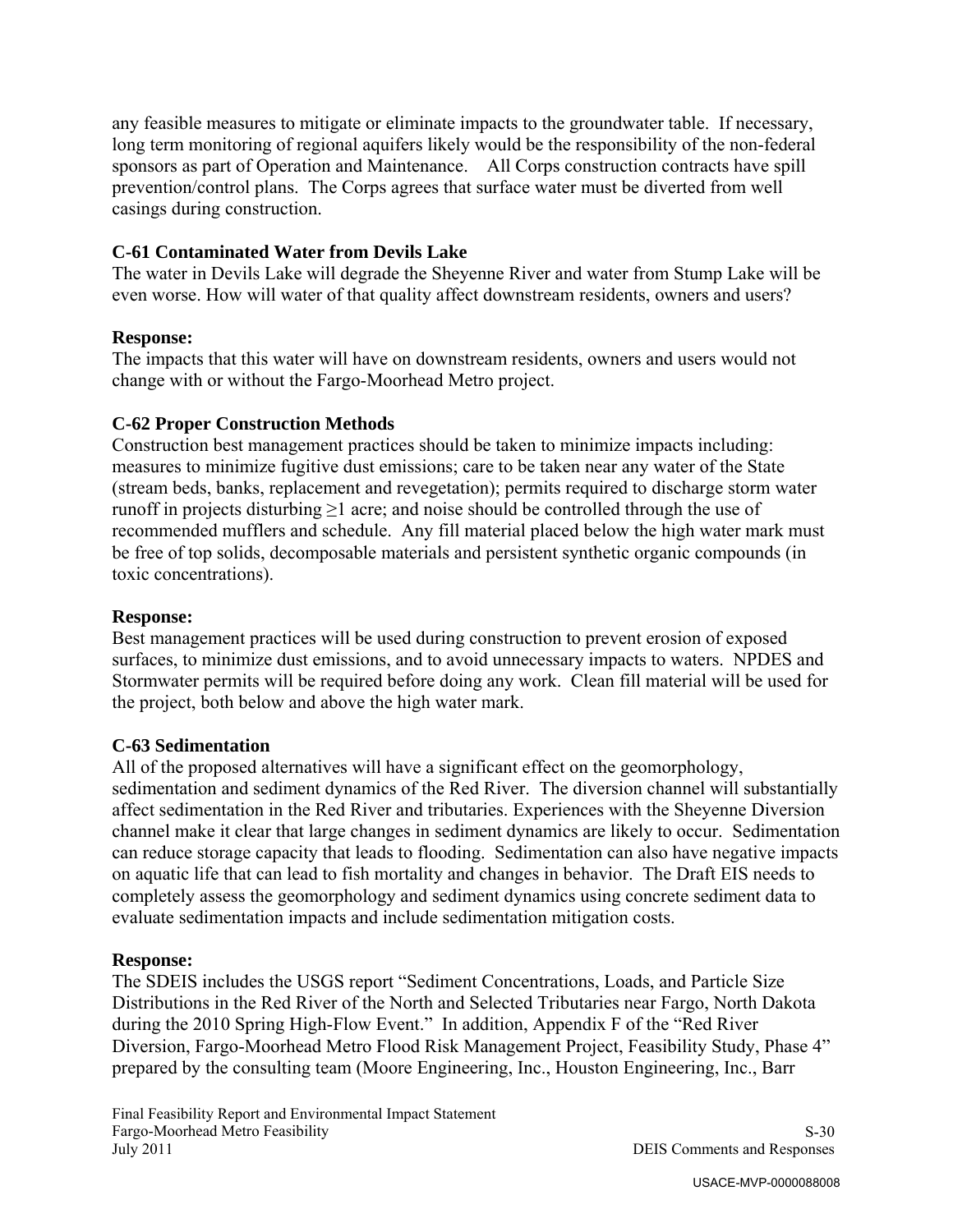any feasible measures to mitigate or eliminate impacts to the groundwater table. If necessary, long term monitoring of regional aquifers likely would be the responsibility of the non-federal sponsors as part of Operation and Maintenance. All Corps construction contracts have spill prevention/control plans. The Corps agrees that surface water must be diverted from well casings during construction.

**C-61 Contaminated Water from Devils Lake**

The water in Devils Lake will degrade the Sheyenne River and water from Stump Lake will be even worse. How will water of that quality affect downstream residents, owners and users?

**Response:**

The impacts that this water will have on downstream residents, owners and users would not change with or without the Fargo-Moorhead Metro project.

**C-62 Proper Construction Methods**

Construction best management practices should be taken to minimize impacts including: measures to minimize fugitive dust emissions; care to be taken near any water of the State (stream beds, banks, replacement and revegetation); permits required to discharge storm water runoff in projects disturbing ≥1 acre; and noise should be controlled through the use of recommended mufflers and schedule. Any fill material placed below the high water mark must be free of top solids, decomposable materials and persistent synthetic organic compounds (in toxic concentrations).

**Response:**

Best management practices will be used during construction to prevent erosion of exposed surfaces, to minimize dust emissions, and to avoid unnecessary impacts to waters. NPDES and Stormwater permits will be required before doing any work. Clean fill material will be used for the project, both below and above the high water mark.

**C-63 Sedimentation**

All of the proposed alternatives will have a significant effect on the geomorphology, sedimentation and sediment dynamics of the Red River. The diversion channel will substantially affect sedimentation in the Red River and tributaries. Experiences with the Sheyenne Diversion channel make it clear that large changes in sediment dynamics are likely to occur. Sedimentation can reduce storage capacity that leads to flooding. Sedimentation can also have negative impacts on aquatic life that can lead to fish mortality and changes in behavior. The Draft EIS needs to completely assess the geomorphology and sediment dynamics using concrete sediment data to evaluate sedimentation impacts and include sedimentation mitigation costs.

**Response:**

The SDEIS includes the USGS report "Sediment Concentrations, Loads, and Particle Size Distributions in the Red River of the North and Selected Tributaries near Fargo, North Dakota during the 2010 Spring High-Flow Event." In addition, Appendix F of the "Red River Diversion, Fargo-Moorhead Metro Flood Risk Management Project, Feasibility Study, Phase 4" prepared by the consulting team (Moore Engineering, Inc., Houston Engineering, Inc., Barr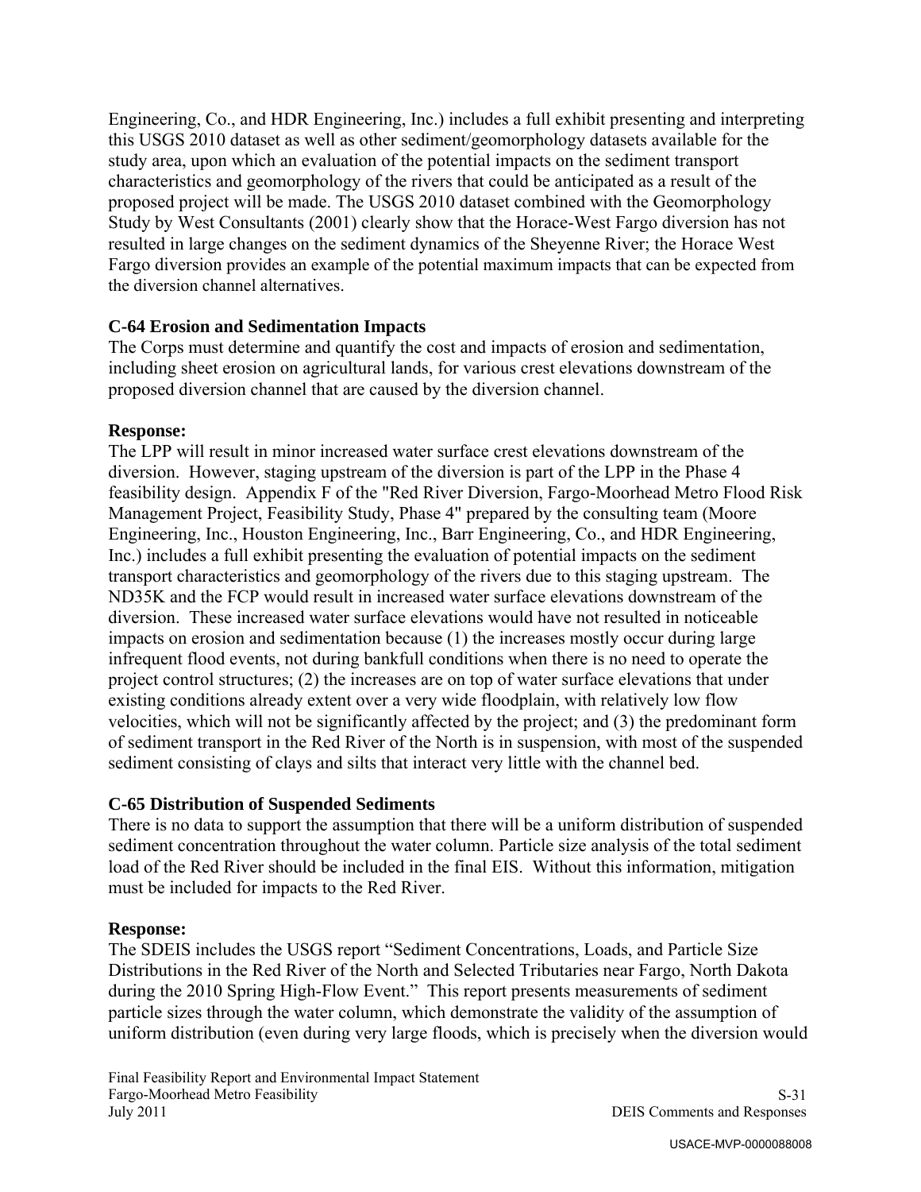Engineering, Co., and HDR Engineering, Inc.) includes a full exhibit presenting and interpreting this USGS 2010 dataset as well as other sediment/geomorphology datasets available for the study area, upon which an evaluation of the potential impacts on the sediment transport characteristics and geomorphology of the rivers that could be anticipated as a result of the proposed project will be made. The USGS 2010 dataset combined with the Geomorphology Study by West Consultants (2001) clearly show that the Horace-West Fargo diversion has not resulted in large changes on the sediment dynamics of the Sheyenne River; the Horace West Fargo diversion provides an example of the potential maximum impacts that can be expected from the diversion channel alternatives.

**C-64 Erosion and Sedimentation Impacts**

The Corps must determine and quantify the cost and impacts of erosion and sedimentation, including sheet erosion on agricultural lands, for various crest elevations downstream of the proposed diversion channel that are caused by the diversion channel.

**Response:**

The LPP will result in minor increased water surface crest elevations downstream of the diversion. However, staging upstream of the diversion is part of the LPP in the Phase 4 feasibility design. Appendix F of the "Red River Diversion, Fargo-Moorhead Metro Flood Risk Management Project, Feasibility Study, Phase 4" prepared by the consulting team (Moore Engineering, Inc., Houston Engineering, Inc., Barr Engineering, Co., and HDR Engineering, Inc.) includes a full exhibit presenting the evaluation of potential impacts on the sediment transport characteristics and geomorphology of the rivers due to this staging upstream. The ND35K and the FCP would result in increased water surface elevations downstream of the diversion. These increased water surface elevations would have not resulted in noticeable impacts on erosion and sedimentation because (1) the increases mostly occur during large infrequent flood events, not during bankfull conditions when there is no need to operate the project control structures; (2) the increases are on top of water surface elevations that under existing conditions already extent over a very wide floodplain, with relatively low flow velocities, which will not be significantly affected by the project; and (3) the predominant form of sediment transport in the Red River of the North is in suspension, with most of the suspended sediment consisting of clays and silts that interact very little with the channel bed.

**C-65 Distribution of Suspended Sediments**

There is no data to support the assumption that there will be a uniform distribution of suspended sediment concentration throughout the water column. Particle size analysis of the total sediment load of the Red River should be included in the final EIS. Without this information, mitigation must be included for impacts to the Red River.

**Response:**

The SDEIS includes the USGS report "Sediment Concentrations, Loads, and Particle Size Distributions in the Red River of the North and Selected Tributaries near Fargo, North Dakota during the 2010 Spring High-Flow Event." This report presents measurements of sediment particle sizes through the water column, which demonstrate the validity of the assumption of uniform distribution (even during very large floods, which is precisely when the diversion would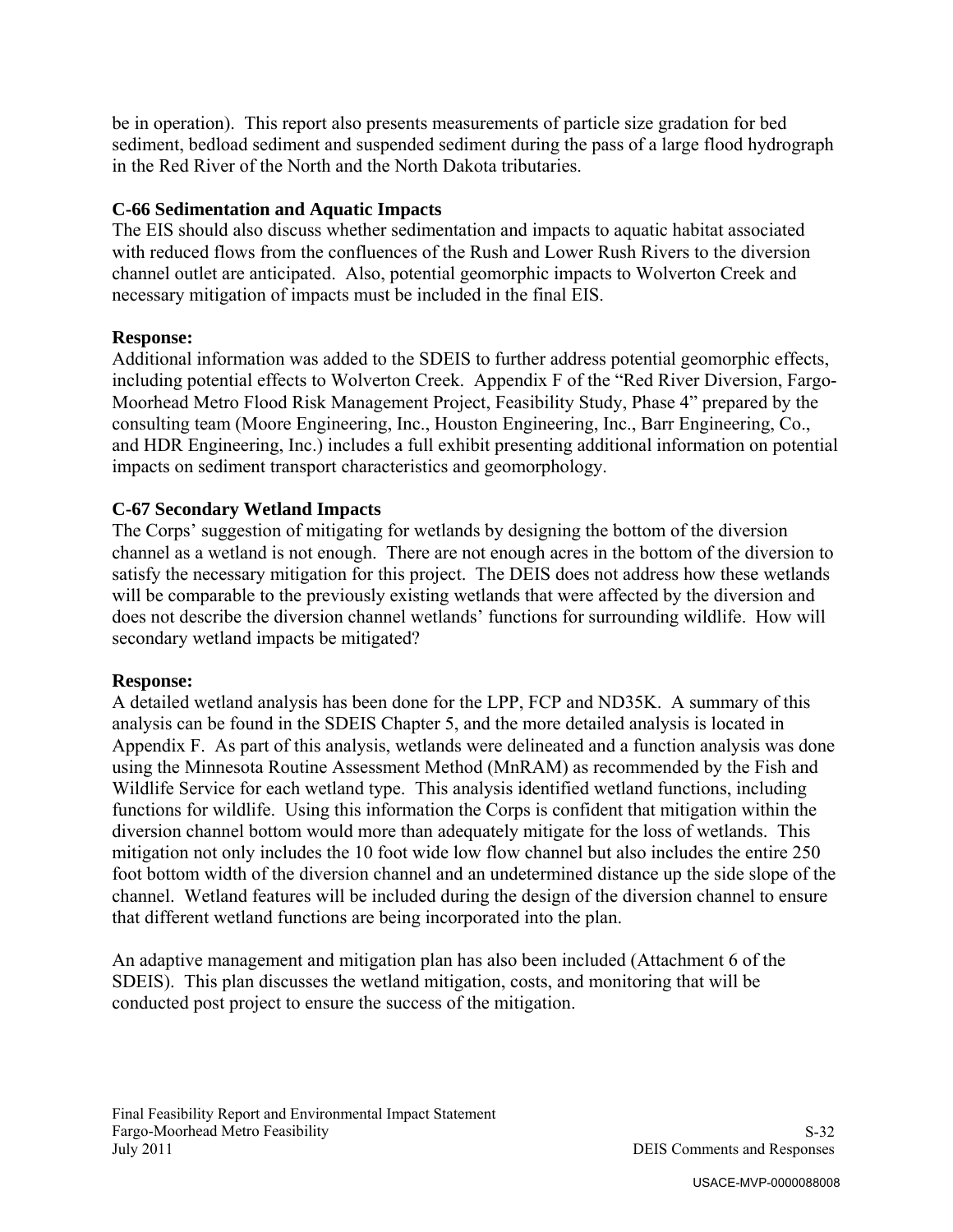be in operation). This report also presents measurements of particle size gradation for bed sediment, bedload sediment and suspended sediment during the pass of a large flood hydrograph in the Red River of the North and the North Dakota tributaries.

**C-66 Sedimentation and Aquatic Impacts**

The EIS should also discuss whether sedimentation and impacts to aquatic habitat associated with reduced flows from the confluences of the Rush and Lower Rush Rivers to the diversion channel outlet are anticipated. Also, potential geomorphic impacts to Wolverton Creek and necessary mitigation of impacts must be included in the final EIS.

**Response:**

Additional information was added to the SDEIS to further address potential geomorphic effects, including potential effects to Wolverton Creek. Appendix F of the "Red River Diversion, Fargo-Moorhead Metro Flood Risk Management Project, Feasibility Study, Phase 4" prepared by the consulting team (Moore Engineering, Inc., Houston Engineering, Inc., Barr Engineering, Co., and HDR Engineering, Inc.) includes a full exhibit presenting additional information on potential impacts on sediment transport characteristics and geomorphology.

**C-67 Secondary Wetland Impacts**

The Corps' suggestion of mitigating for wetlands by designing the bottom of the diversion channel as a wetland is not enough. There are not enough acres in the bottom of the diversion to satisfy the necessary mitigation for this project. The DEIS does not address how these wetlands will be comparable to the previously existing wetlands that were affected by the diversion and does not describe the diversion channel wetlands' functions for surrounding wildlife. How will secondary wetland impacts be mitigated?

**Response:**

A detailed wetland analysis has been done for the LPP, FCP and ND35K. A summary of this analysis can be found in the SDEIS Chapter 5, and the more detailed analysis is located in Appendix F. As part of this analysis, wetlands were delineated and a function analysis was done using the Minnesota Routine Assessment Method (MnRAM) as recommended by the Fish and Wildlife Service for each wetland type. This analysis identified wetland functions, including functions for wildlife. Using this information the Corps is confident that mitigation within the diversion channel bottom would more than adequately mitigate for the loss of wetlands. This mitigation not only includes the 10 foot wide low flow channel but also includes the entire 250 foot bottom width of the diversion channel and an undetermined distance up the side slope of the channel. Wetland features will be included during the design of the diversion channel to ensure that different wetland functions are being incorporated into the plan.

An adaptive management and mitigation plan has also been included (Attachment 6 of the SDEIS). This plan discusses the wetland mitigation, costs, and monitoring that will be conducted post project to ensure the success of the mitigation.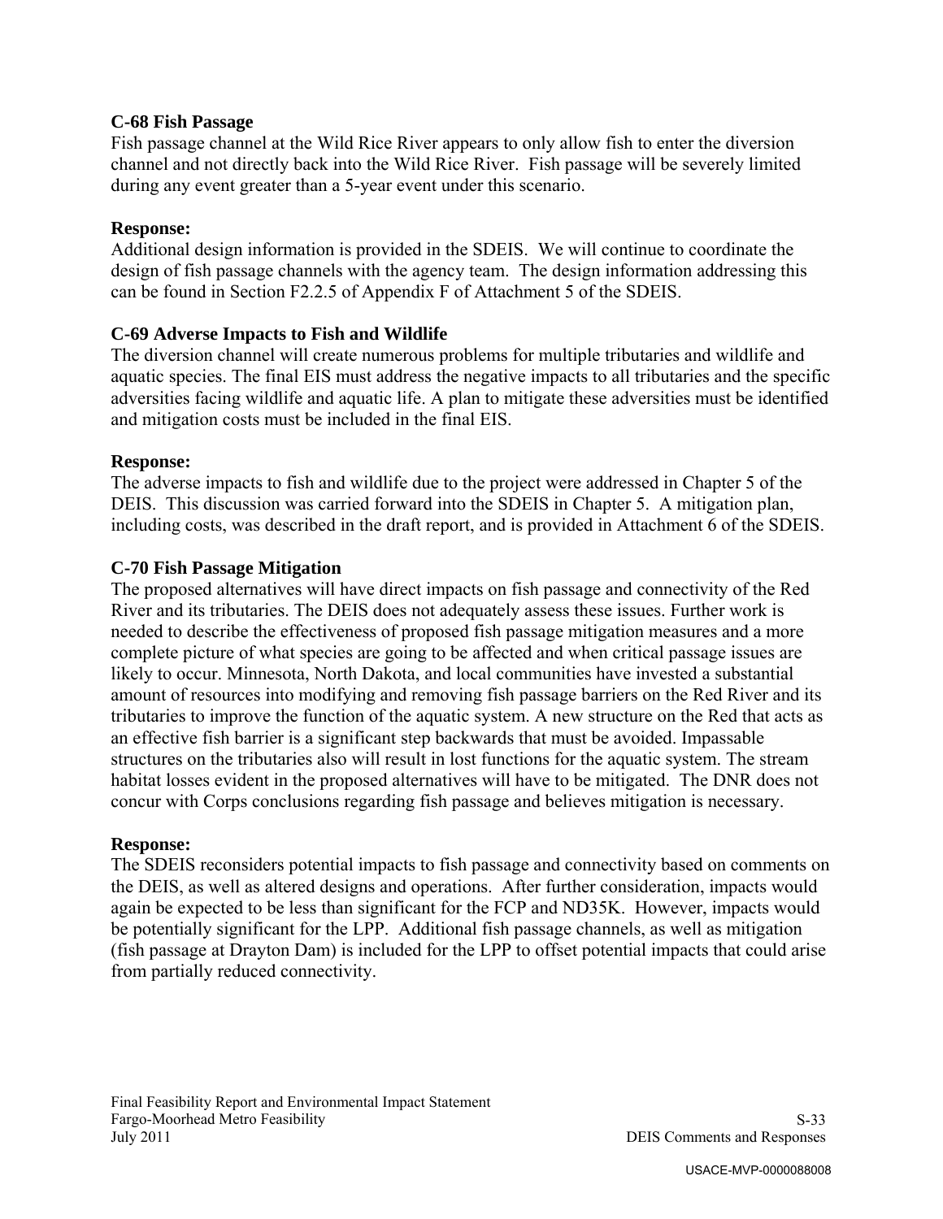**C-68 Fish Passage**

Fish passage channel at the Wild Rice River appears to only allow fish to enter the diversion channel and not directly back into the Wild Rice River. Fish passage will be severely limited during any event greater than a 5-year event under this scenario.

**Response:**

Additional design information is provided in the SDEIS. We will continue to coordinate the design of fish passage channels with the agency team. The design information addressing this can be found in Section F2.2.5 of Appendix F of Attachment 5 of the SDEIS.

**C-69 Adverse Impacts to Fish and Wildlife**

The diversion channel will create numerous problems for multiple tributaries and wildlife and aquatic species. The final EIS must address the negative impacts to all tributaries and the specific adversities facing wildlife and aquatic life. A plan to mitigate these adversities must be identified and mitigation costs must be included in the final EIS.

**Response:**

The adverse impacts to fish and wildlife due to the project were addressed in Chapter 5 of the DEIS. This discussion was carried forward into the SDEIS in Chapter 5. A mitigation plan, including costs, was described in the draft report, and is provided in Attachment 6 of the SDEIS.

**C-70 Fish Passage Mitigation**

The proposed alternatives will have direct impacts on fish passage and connectivity of the Red River and its tributaries. The DEIS does not adequately assess these issues. Further work is needed to describe the effectiveness of proposed fish passage mitigation measures and a more complete picture of what species are going to be affected and when critical passage issues are likely to occur. Minnesota, North Dakota, and local communities have invested a substantial amount of resources into modifying and removing fish passage barriers on the Red River and its tributaries to improve the function of the aquatic system. A new structure on the Red that acts as an effective fish barrier is a significant step backwards that must be avoided. Impassable structures on the tributaries also will result in lost functions for the aquatic system. The stream habitat losses evident in the proposed alternatives will have to be mitigated. The DNR does not concur with Corps conclusions regarding fish passage and believes mitigation is necessary.

**Response:**

The SDEIS reconsiders potential impacts to fish passage and connectivity based on comments on the DEIS, as well as altered designs and operations. After further consideration, impacts would again be expected to be less than significant for the FCP and ND35K. However, impacts would be potentially significant for the LPP. Additional fish passage channels, as well as mitigation (fish passage at Drayton Dam) is included for the LPP to offset potential impacts that could arise from partially reduced connectivity.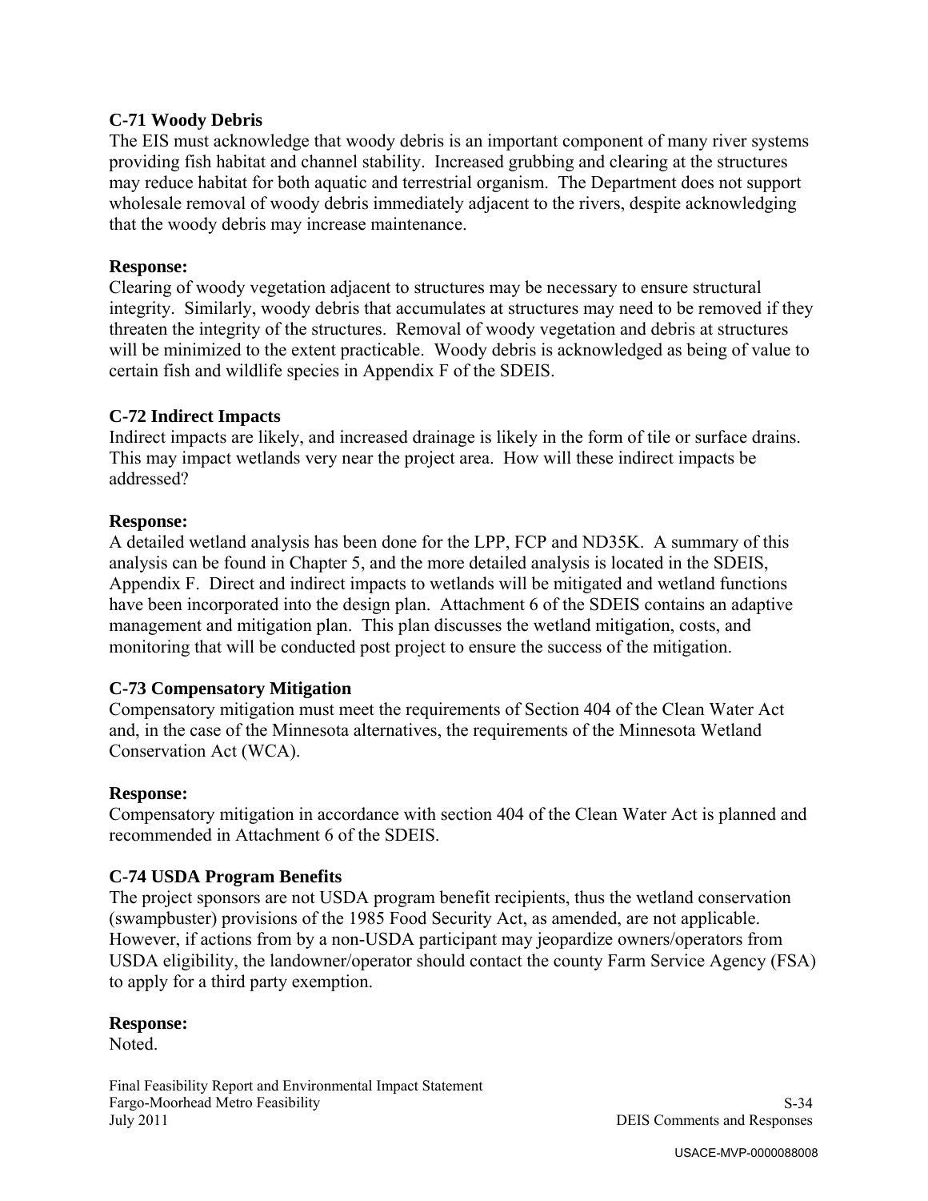**C-71 Woody Debris**

The EIS must acknowledge that woody debris is an important component of many river systems providing fish habitat and channel stability. Increased grubbing and clearing at the structures may reduce habitat for both aquatic and terrestrial organism. The Department does not support wholesale removal of woody debris immediately adjacent to the rivers, despite acknowledging that the woody debris may increase maintenance.

**Response:**

Clearing of woody vegetation adjacent to structures may be necessary to ensure structural integrity. Similarly, woody debris that accumulates at structures may need to be removed if they threaten the integrity of the structures. Removal of woody vegetation and debris at structures will be minimized to the extent practicable. Woody debris is acknowledged as being of value to certain fish and wildlife species in Appendix F of the SDEIS.

**C-72 Indirect Impacts**

Indirect impacts are likely, and increased drainage is likely in the form of tile or surface drains. This may impact wetlands very near the project area. How will these indirect impacts be addressed?

**Response:**

A detailed wetland analysis has been done for the LPP, FCP and ND35K. A summary of this analysis can be found in Chapter 5, and the more detailed analysis is located in the SDEIS, Appendix F. Direct and indirect impacts to wetlands will be mitigated and wetland functions have been incorporated into the design plan. Attachment 6 of the SDEIS contains an adaptive management and mitigation plan. This plan discusses the wetland mitigation, costs, and monitoring that will be conducted post project to ensure the success of the mitigation.

**C-73 Compensatory Mitigation**

Compensatory mitigation must meet the requirements of Section 404 of the Clean Water Act and, in the case of the Minnesota alternatives, the requirements of the Minnesota Wetland Conservation Act (WCA).

**Response:**

Compensatory mitigation in accordance with section 404 of the Clean Water Act is planned and recommended in Attachment 6 of the SDEIS.

**C-74 USDA Program Benefits**

The project sponsors are not USDA program benefit recipients, thus the wetland conservation (swampbuster) provisions of the 1985 Food Security Act, as amended, are not applicable. However, if actions from by a non-USDA participant may jeopardize owners/operators from USDA eligibility, the landowner/operator should contact the county Farm Service Agency (FSA) to apply for a third party exemption.

**Response:**

Noted.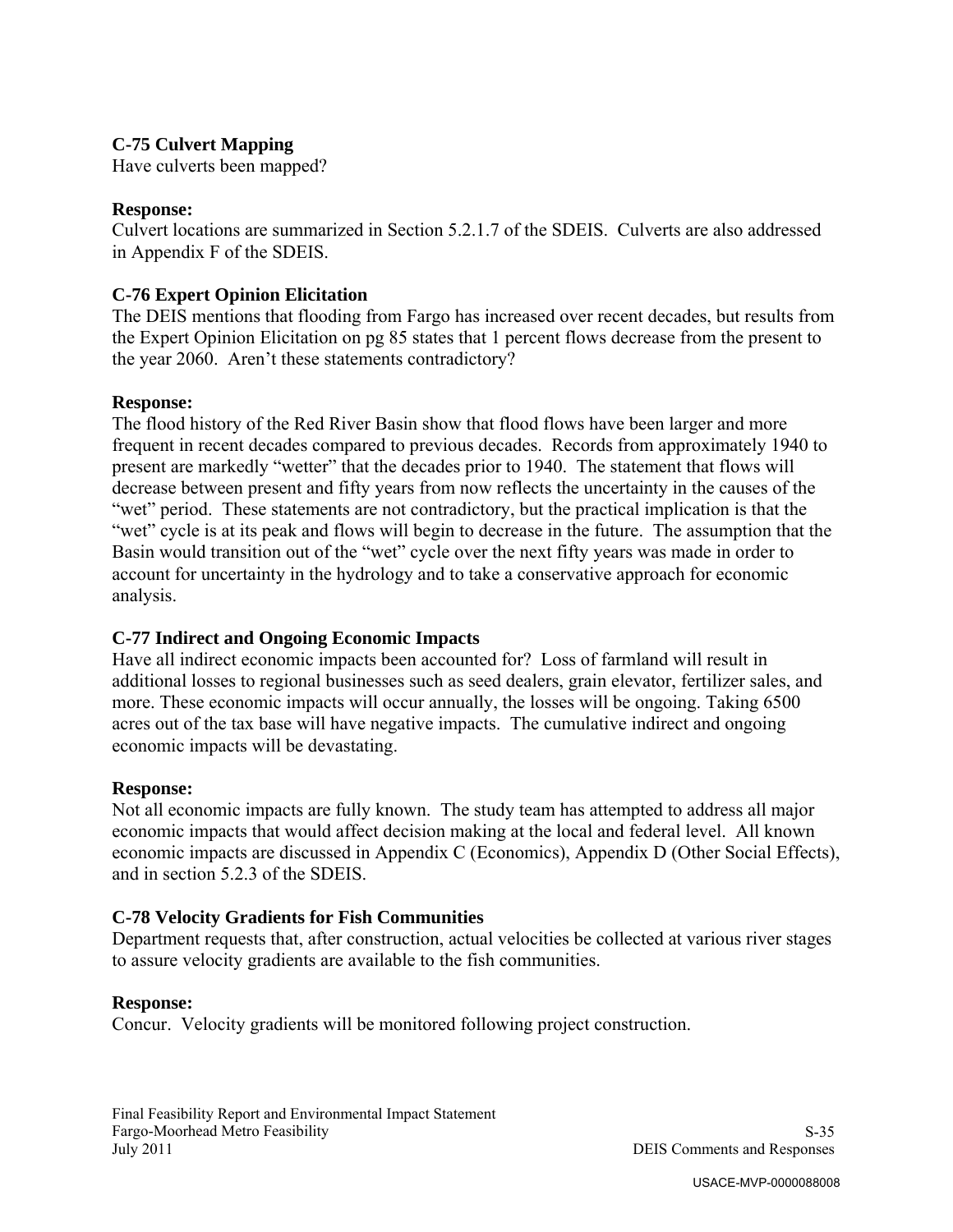### C-75 Culvert Mapping

Have culverts been mapped?

**Response:**

Culvert locations are summarized in Section 5.2.1.7 of the SDEIS. Culverts are also addressed in Appendix F of the SDEIS.

### C-76 Expert Opinion Elicitation

The DEIS mentions that flooding from Fargo has increased over recent decades, but results from the Expert Opinion Elicitation on pg 85 states that 1 percent flows decrease from the present to the year 2060. Aren't these statements contradictory?

**Response:**

The flood history of the Red River Basin show that flood flows have been larger and more frequent in recent decades compared to previous decades. Records from approximately 1940 to present are markedly "wetter" that the decades prior to 1940. The statement that flows will decrease between present and fifty years from now reflects the uncertainty in the causes of the "wet" period. These statements are not contradictory, but the practical implication is that the "wet" cycle is at its peak and flows will begin to decrease in the future. The assumption that the Basin would transition out of the "wet" cycle over the next fifty years was made in order to account for uncertainty in the hydrology and to take a conservative approach for economic analysis.

### C-77 Indirect and Ongoing Economic Impacts

Have all indirect economic impacts been accounted for? Loss of farmland will result in additional losses to regional businesses such as seed dealers, grain elevator, fertilizer sales, and more. These economic impacts will occur annually, the losses will be ongoing. Taking 6500 acres out of the tax base will have negative impacts. The cumulative indirect and ongoing economic impacts will be devastating.

**Response:**

Not all economic impacts are fully known. The study team has attempted to address all major economic impacts that would affect decision making at the local and federal level. All known economic impacts are discussed in Appendix C (Economics), Appendix D (Other Social Effects), and in section 5.2.3 of the SDEIS.

### C-78 Velocity Gradients for Fish Communities

Department requests that, after construction, actual velocities be collected at various river stages to assure velocity gradients are available to the fish communities.

**Response:**

Concur. Velocity gradients will be monitored following project construction.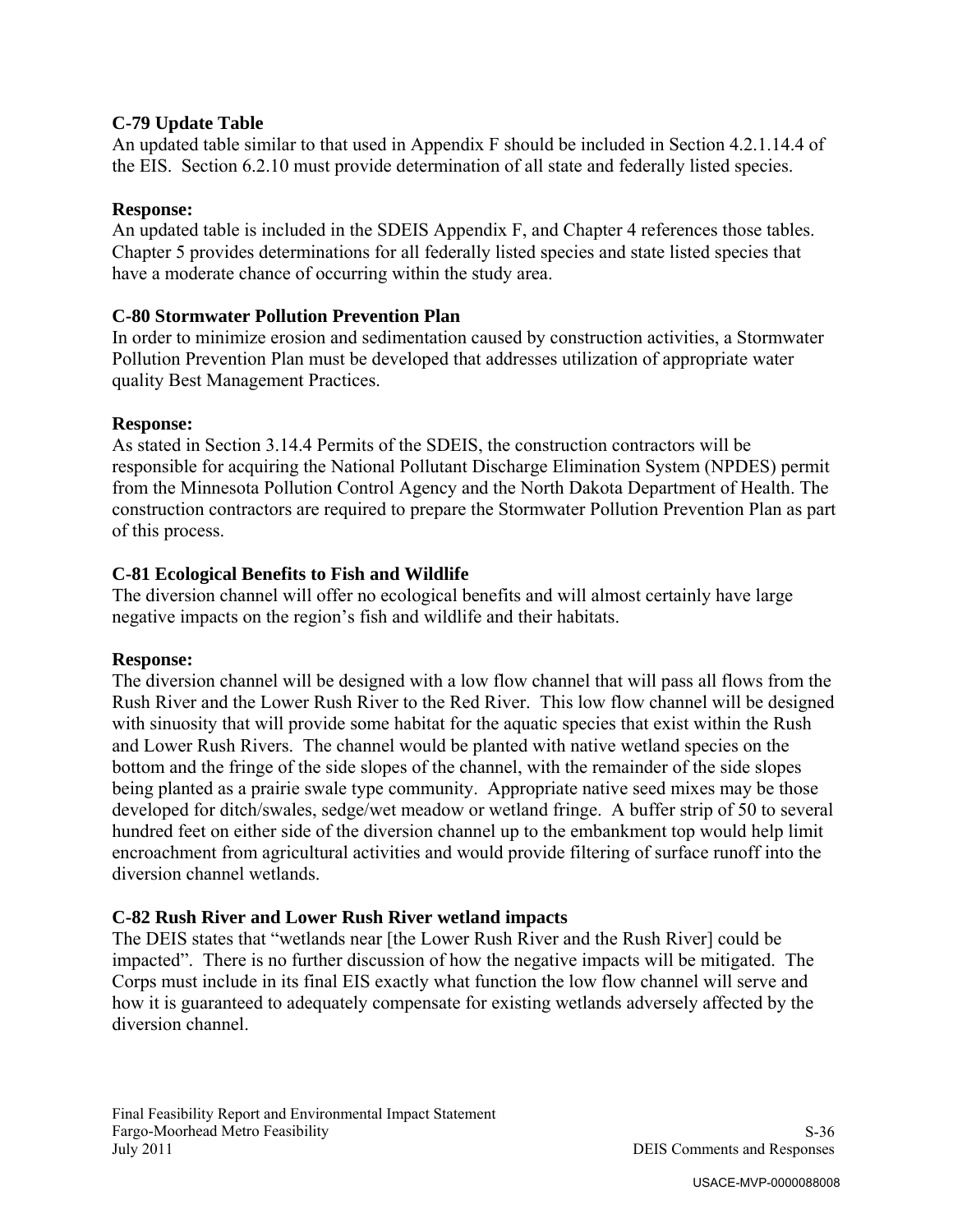### C-79 Update Table

An updated table similar to that used in Appendix F should be included in Section 4.2.1.14.4 of the EIS. Section 6.2.10 must provide determination of all state and federally listed species.

**Response:**

An updated table is included in the SDEIS Appendix F, and Chapter 4 references those tables. Chapter 5 provides determinations for all federally listed species and state listed species that have a moderate chance of occurring within the study area.

### C-80 Stormwater Pollution Prevention Plan

In order to minimize erosion and sedimentation caused by construction activities, a Stormwater Pollution Prevention Plan must be developed that addresses utilization of appropriate water quality Best Management Practices.

**Response:**

As stated in Section 3.14.4 Permits of the SDEIS, the construction contractors will be responsible for acquiring the National Pollutant Discharge Elimination System (NPDES) permit from the Minnesota Pollution Control Agency and the North Dakota Department of Health. The construction contractors are required to prepare the Stormwater Pollution Prevention Plan as part of this process.

### C-81 Ecological Benefits to Fish and Wildlife

The diversion channel will offer no ecological benefits and will almost certainly have large negative impacts on the region's fish and wildlife and their habitats.

**Response:**

The diversion channel will be designed with a low flow channel that will pass all flows from the Rush River and the Lower Rush River to the Red River. This low flow channel will be designed with sinuosity that will provide some habitat for the aquatic species that exist within the Rush and Lower Rush Rivers. The channel would be planted with native wetland species on the bottom and the fringe of the side slopes of the channel, with the remainder of the side slopes being planted as a prairie swale type community. Appropriate native seed mixes may be those developed for ditch/swales, sedge/wet meadow or wetland fringe. A buffer strip of 50 to several hundred feet on either side of the diversion channel up to the embankment top would help limit encroachment from agricultural activities and would provide filtering of surface runoff into the diversion channel wetlands.

### C-82 Rush River and Lower Rush River wetland impacts

The DEIS states that "wetlands near [the Lower Rush River and the Rush River] could be impacted". There is no further discussion of how the negative impacts will be mitigated. The Corps must include in its final EIS exactly what function the low flow channel will serve and how it is guaranteed to adequately compensate for existing wetlands adversely affected by the diversion channel.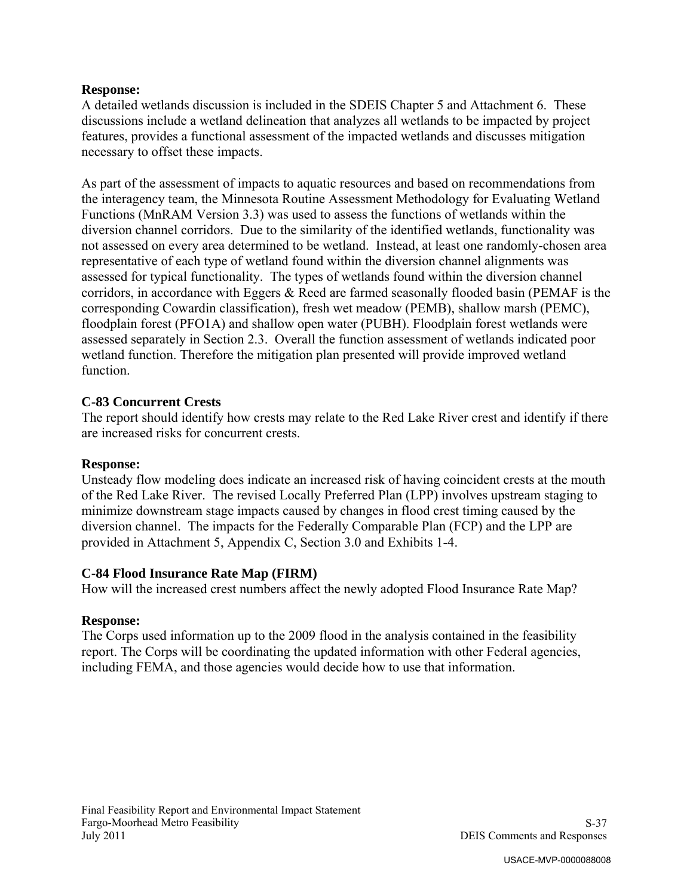**Response:**
A detailed wetlands discussion is included in the SDEIS Chapter 5 and Attachment 6. These discussions include a wetland delineation that analyzes all wetlands to be impacted by project features, provides a functional assessment of the impacted wetlands and discusses mitigation necessary to offset these impacts.

As part of the assessment of impacts to aquatic resources and based on recommendations from the interagency team, the Minnesota Routine Assessment Methodology for Evaluating Wetland Functions (MnRAM Version 3.3) was used to assess the functions of wetlands within the diversion channel corridors. Due to the similarity of the identified wetlands, functionality was not assessed on every area determined to be wetland. Instead, at least one randomly-chosen area representative of each type of wetland found within the diversion channel alignments was assessed for typical functionality. The types of wetlands found within the diversion channel corridors, in accordance with Eggers & Reed are farmed seasonally flooded basin (PEMAF is the corresponding Cowardin classification), fresh wet meadow (PEMB), shallow marsh (PEMC), floodplain forest (PFO1A) and shallow open water (PUBH). Floodplain forest wetlands were assessed separately in Section 2.3. Overall the function assessment of wetlands indicated poor wetland function. Therefore the mitigation plan presented will provide improved wetland function.

**C-83 Concurrent Crests**
The report should identify how crests may relate to the Red Lake River crest and identify if there are increased risks for concurrent crests.

**Response:**
Unsteady flow modeling does indicate an increased risk of having coincident crests at the mouth of the Red Lake River. The revised Locally Preferred Plan (LPP) involves upstream staging to minimize downstream stage impacts caused by changes in flood crest timing caused by the diversion channel. The impacts for the Federally Comparable Plan (FCP) and the LPP are provided in Attachment 5, Appendix C, Section 3.0 and Exhibits 1-4.

**C-84 Flood Insurance Rate Map (FIRM)**
How will the increased crest numbers affect the newly adopted Flood Insurance Rate Map?

**Response:**
The Corps used information up to the 2009 flood in the analysis contained in the feasibility report. The Corps will be coordinating the updated information with other Federal agencies, including FEMA, and those agencies would decide how to use that information.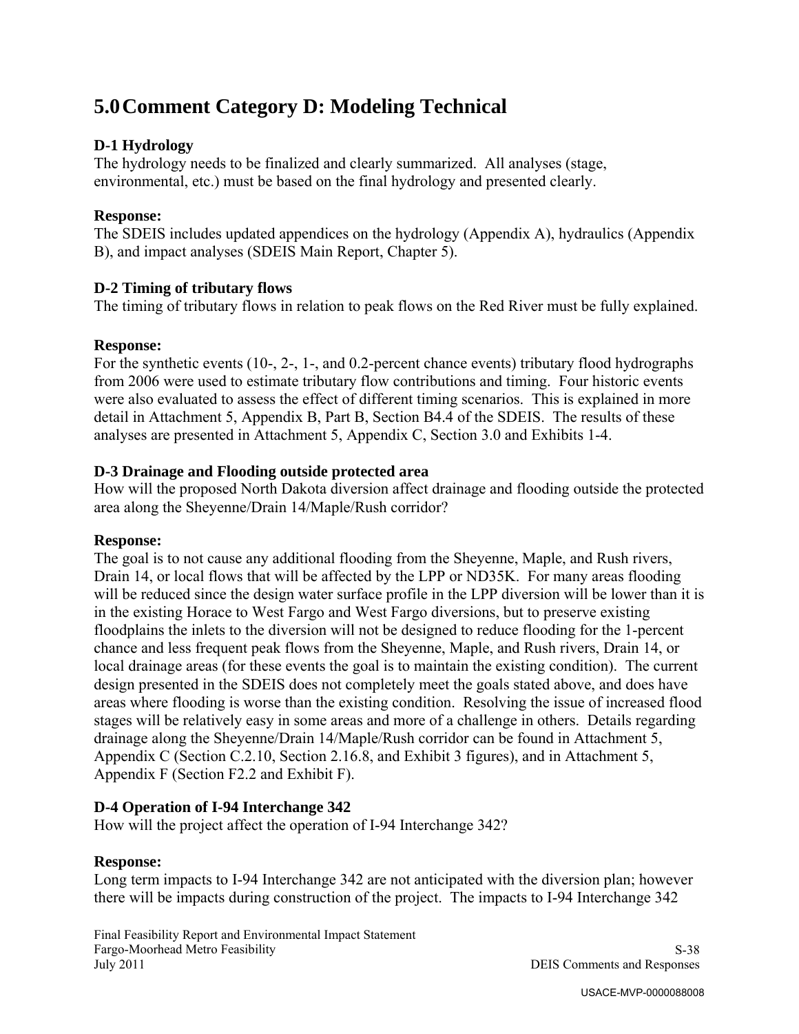# 5.0 Comment Category D: Modeling Technical

### D-1 Hydrology

The hydrology needs to be finalized and clearly summarized. All analyses (stage, environmental, etc.) must be based on the final hydrology and presented clearly.

**Response:**

The SDEIS includes updated appendices on the hydrology (Appendix A), hydraulics (Appendix B), and impact analyses (SDEIS Main Report, Chapter 5).

### D-2 Timing of tributary flows

The timing of tributary flows in relation to peak flows on the Red River must be fully explained.

**Response:**

For the synthetic events (10-, 2-, 1-, and 0.2-percent chance events) tributary flood hydrographs from 2006 were used to estimate tributary flow contributions and timing. Four historic events were also evaluated to assess the effect of different timing scenarios. This is explained in more detail in Attachment 5, Appendix B, Part B, Section B4.4 of the SDEIS. The results of these analyses are presented in Attachment 5, Appendix C, Section 3.0 and Exhibits 1-4.

### D-3 Drainage and Flooding outside protected area

How will the proposed North Dakota diversion affect drainage and flooding outside the protected area along the Sheyenne/Drain 14/Maple/Rush corridor?

**Response:**

The goal is to not cause any additional flooding from the Sheyenne, Maple, and Rush rivers, Drain 14, or local flows that will be affected by the LPP or ND35K. For many areas flooding will be reduced since the design water surface profile in the LPP diversion will be lower than it is in the existing Horace to West Fargo and West Fargo diversions, but to preserve existing floodplains the inlets to the diversion will not be designed to reduce flooding for the 1-percent chance and less frequent peak flows from the Sheyenne, Maple, and Rush rivers, Drain 14, or local drainage areas (for these events the goal is to maintain the existing condition). The current design presented in the SDEIS does not completely meet the goals stated above, and does have areas where flooding is worse than the existing condition. Resolving the issue of increased flood stages will be relatively easy in some areas and more of a challenge in others. Details regarding drainage along the Sheyenne/Drain 14/Maple/Rush corridor can be found in Attachment 5, Appendix C (Section C.2.10, Section 2.16.8, and Exhibit 3 figures), and in Attachment 5, Appendix F (Section F2.2 and Exhibit F).

### D-4 Operation of I-94 Interchange 342

How will the project affect the operation of I-94 Interchange 342?

**Response:**

Long term impacts to I-94 Interchange 342 are not anticipated with the diversion plan; however there will be impacts during construction of the project. The impacts to I-94 Interchange 342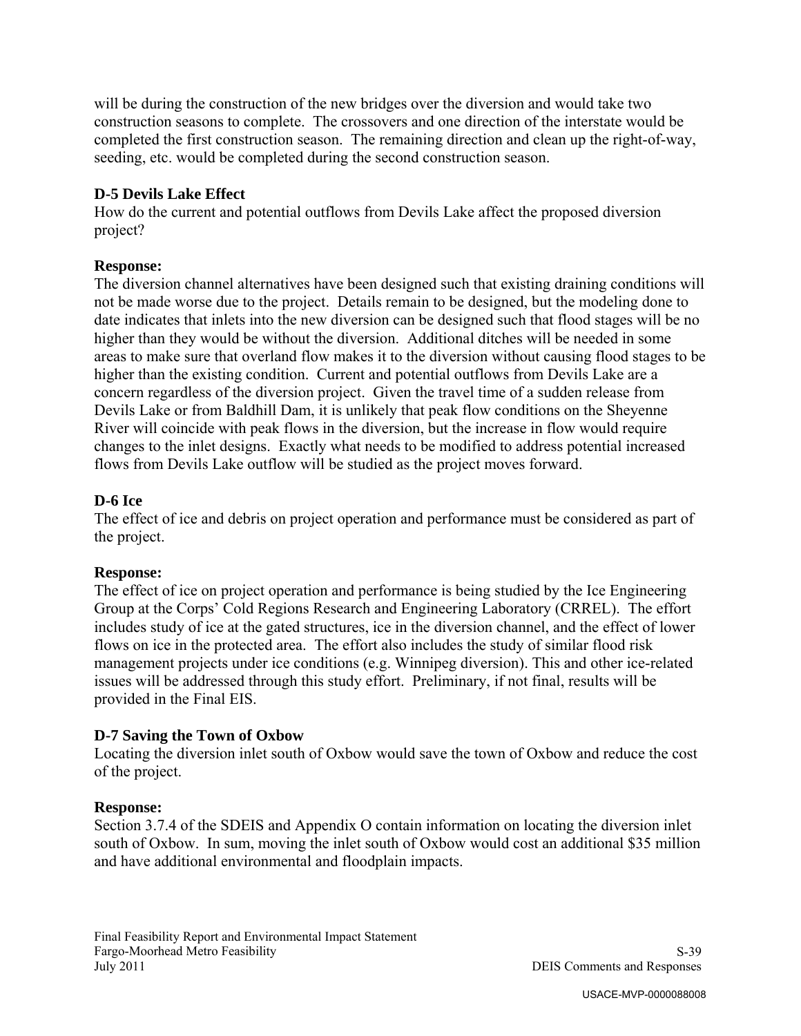will be during the construction of the new bridges over the diversion and would take two construction seasons to complete. The crossovers and one direction of the interstate would be completed the first construction season. The remaining direction and clean up the right-of-way, seeding, etc. would be completed during the second construction season.

**D-5 Devils Lake Effect**

How do the current and potential outflows from Devils Lake affect the proposed diversion project?

**Response:**

The diversion channel alternatives have been designed such that existing draining conditions will not be made worse due to the project. Details remain to be designed, but the modeling done to date indicates that inlets into the new diversion can be designed such that flood stages will be no higher than they would be without the diversion. Additional ditches will be needed in some areas to make sure that overland flow makes it to the diversion without causing flood stages to be higher than the existing condition. Current and potential outflows from Devils Lake are a concern regardless of the diversion project. Given the travel time of a sudden release from Devils Lake or from Baldhill Dam, it is unlikely that peak flow conditions on the Sheyenne River will coincide with peak flows in the diversion, but the increase in flow would require changes to the inlet designs. Exactly what needs to be modified to address potential increased flows from Devils Lake outflow will be studied as the project moves forward.

**D-6 Ice**

The effect of ice and debris on project operation and performance must be considered as part of the project.

**Response:**

The effect of ice on project operation and performance is being studied by the Ice Engineering Group at the Corps' Cold Regions Research and Engineering Laboratory (CRREL). The effort includes study of ice at the gated structures, ice in the diversion channel, and the effect of lower flows on ice in the protected area. The effort also includes the study of similar flood risk management projects under ice conditions (e.g. Winnipeg diversion). This and other ice-related issues will be addressed through this study effort. Preliminary, if not final, results will be provided in the Final EIS.

**D-7 Saving the Town of Oxbow**

Locating the diversion inlet south of Oxbow would save the town of Oxbow and reduce the cost of the project.

**Response:**

Section 3.7.4 of the SDEIS and Appendix O contain information on locating the diversion inlet south of Oxbow. In sum, moving the inlet south of Oxbow would cost an additional $35 million and have additional environmental and floodplain impacts.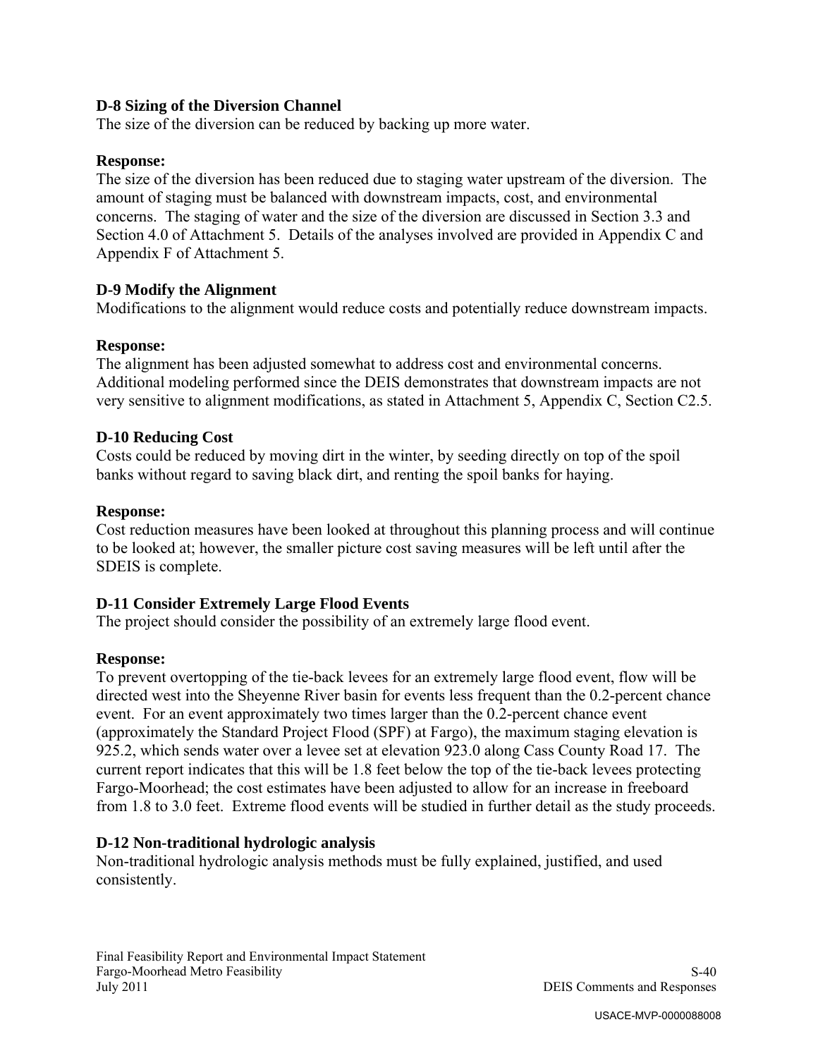**D-8 Sizing of the Diversion Channel**
The size of the diversion can be reduced by backing up more water.

**Response:**
The size of the diversion has been reduced due to staging water upstream of the diversion. The amount of staging must be balanced with downstream impacts, cost, and environmental concerns. The staging of water and the size of the diversion are discussed in Section 3.3 and Section 4.0 of Attachment 5. Details of the analyses involved are provided in Appendix C and Appendix F of Attachment 5.

**D-9 Modify the Alignment**
Modifications to the alignment would reduce costs and potentially reduce downstream impacts.

**Response:**
The alignment has been adjusted somewhat to address cost and environmental concerns. Additional modeling performed since the DEIS demonstrates that downstream impacts are not very sensitive to alignment modifications, as stated in Attachment 5, Appendix C, Section C2.5.

**D-10 Reducing Cost**
Costs could be reduced by moving dirt in the winter, by seeding directly on top of the spoil banks without regard to saving black dirt, and renting the spoil banks for haying.

**Response:**
Cost reduction measures have been looked at throughout this planning process and will continue to be looked at; however, the smaller picture cost saving measures will be left until after the SDEIS is complete.

**D-11 Consider Extremely Large Flood Events**
The project should consider the possibility of an extremely large flood event.

**Response:**
To prevent overtopping of the tie-back levees for an extremely large flood event, flow will be directed west into the Sheyenne River basin for events less frequent than the 0.2-percent chance event. For an event approximately two times larger than the 0.2-percent chance event (approximately the Standard Project Flood (SPF) at Fargo), the maximum staging elevation is 925.2, which sends water over a levee set at elevation 923.0 along Cass County Road 17. The current report indicates that this will be 1.8 feet below the top of the tie-back levees protecting Fargo-Moorhead; the cost estimates have been adjusted to allow for an increase in freeboard from 1.8 to 3.0 feet. Extreme flood events will be studied in further detail as the study proceeds.

**D-12 Non-traditional hydrologic analysis**
Non-traditional hydrologic analysis methods must be fully explained, justified, and used consistently.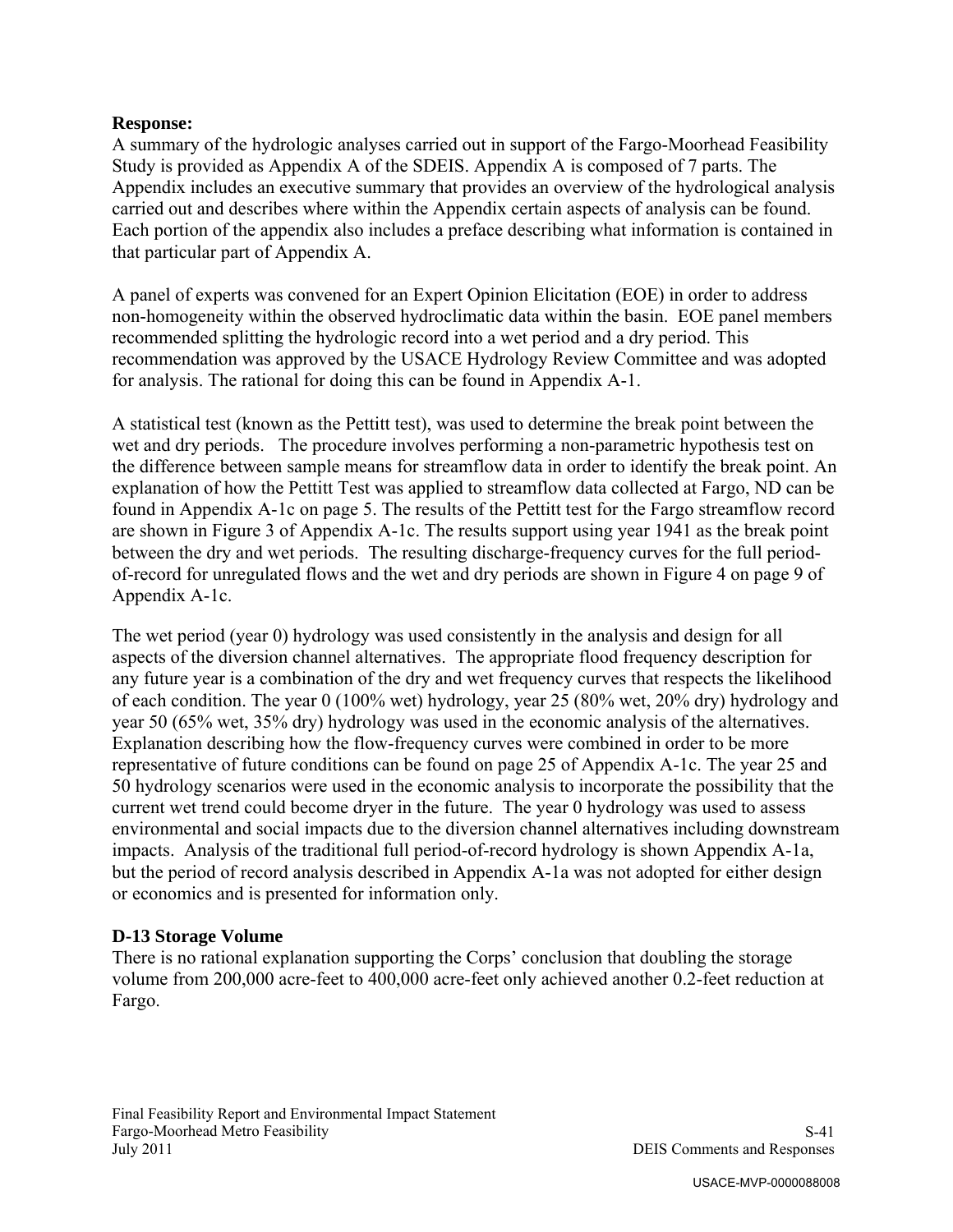**Response:**

A summary of the hydrologic analyses carried out in support of the Fargo-Moorhead Feasibility Study is provided as Appendix A of the SDEIS. Appendix A is composed of 7 parts. The Appendix includes an executive summary that provides an overview of the hydrological analysis carried out and describes where within the Appendix certain aspects of analysis can be found. Each portion of the appendix also includes a preface describing what information is contained in that particular part of Appendix A.

A panel of experts was convened for an Expert Opinion Elicitation (EOE) in order to address non-homogeneity within the observed hydroclimatic data within the basin. EOE panel members recommended splitting the hydrologic record into a wet period and a dry period. This recommendation was approved by the USACE Hydrology Review Committee and was adopted for analysis. The rational for doing this can be found in Appendix A-1.

A statistical test (known as the Pettitt test), was used to determine the break point between the wet and dry periods. The procedure involves performing a non-parametric hypothesis test on the difference between sample means for streamflow data in order to identify the break point. An explanation of how the Pettitt Test was applied to streamflow data collected at Fargo, ND can be found in Appendix A-1c on page 5. The results of the Pettitt test for the Fargo streamflow record are shown in Figure 3 of Appendix A-1c. The results support using year 1941 as the break point between the dry and wet periods. The resulting discharge-frequency curves for the full period-of-record for unregulated flows and the wet and dry periods are shown in Figure 4 on page 9 of Appendix A-1c.

The wet period (year 0) hydrology was used consistently in the analysis and design for all aspects of the diversion channel alternatives. The appropriate flood frequency description for any future year is a combination of the dry and wet frequency curves that respects the likelihood of each condition. The year 0 (100% wet) hydrology, year 25 (80% wet, 20% dry) hydrology and year 50 (65% wet, 35% dry) hydrology was used in the economic analysis of the alternatives. Explanation describing how the flow-frequency curves were combined in order to be more representative of future conditions can be found on page 25 of Appendix A-1c. The year 25 and 50 hydrology scenarios were used in the economic analysis to incorporate the possibility that the current wet trend could become dryer in the future. The year 0 hydrology was used to assess environmental and social impacts due to the diversion channel alternatives including downstream impacts. Analysis of the traditional full period-of-record hydrology is shown Appendix A-1a, but the period of record analysis described in Appendix A-1a was not adopted for either design or economics and is presented for information only.

**D-13 Storage Volume**

There is no rational explanation supporting the Corps' conclusion that doubling the storage volume from 200,000 acre-feet to 400,000 acre-feet only achieved another 0.2-feet reduction at Fargo.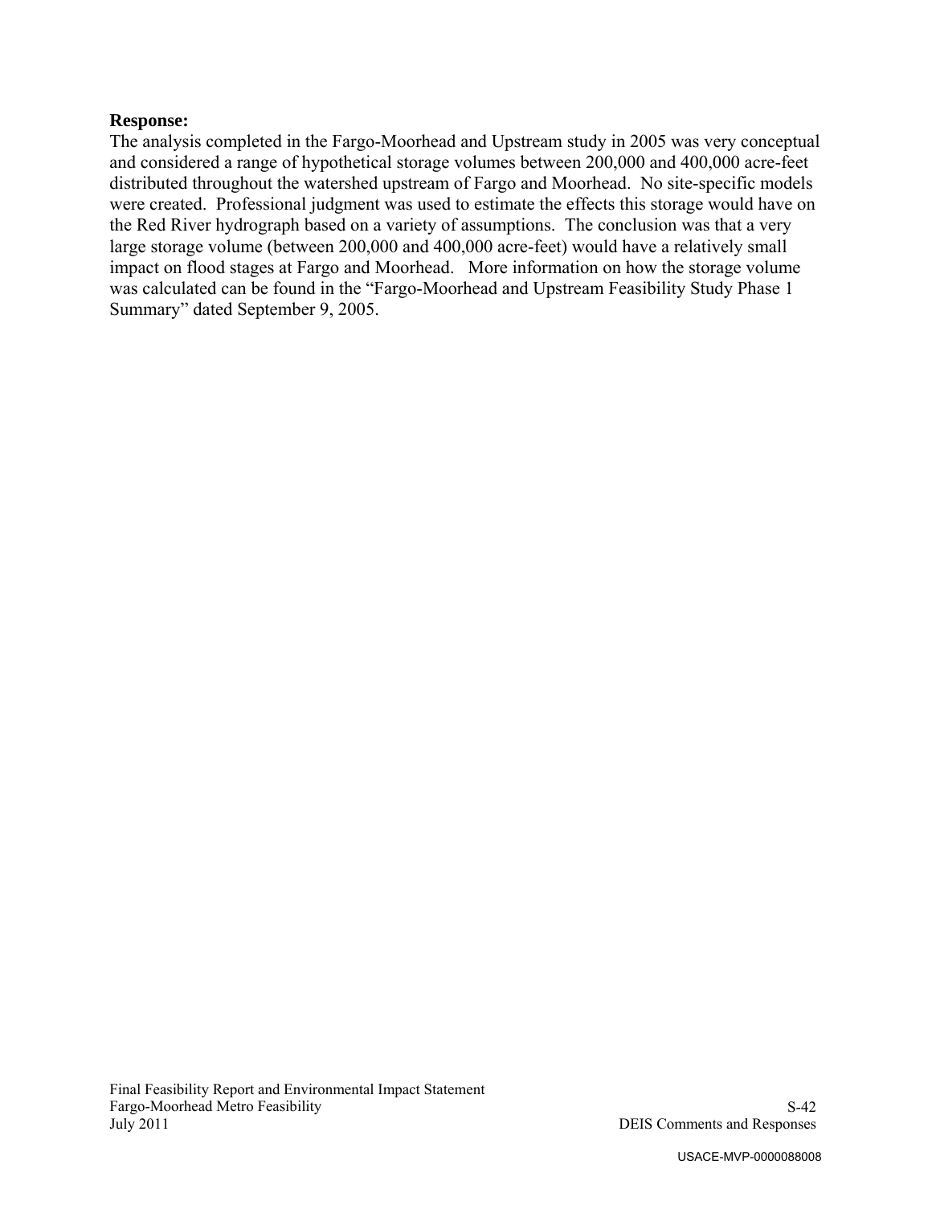**Response:**

The analysis completed in the Fargo-Moorhead and Upstream study in 2005 was very conceptual and considered a range of hypothetical storage volumes between 200,000 and 400,000 acre-feet distributed throughout the watershed upstream of Fargo and Moorhead. No site-specific models were created. Professional judgment was used to estimate the effects this storage would have on the Red River hydrograph based on a variety of assumptions. The conclusion was that a very large storage volume (between 200,000 and 400,000 acre-feet) would have a relatively small impact on flood stages at Fargo and Moorhead. More information on how the storage volume was calculated can be found in the "Fargo-Moorhead and Upstream Feasibility Study Phase 1 Summary" dated September 9, 2005.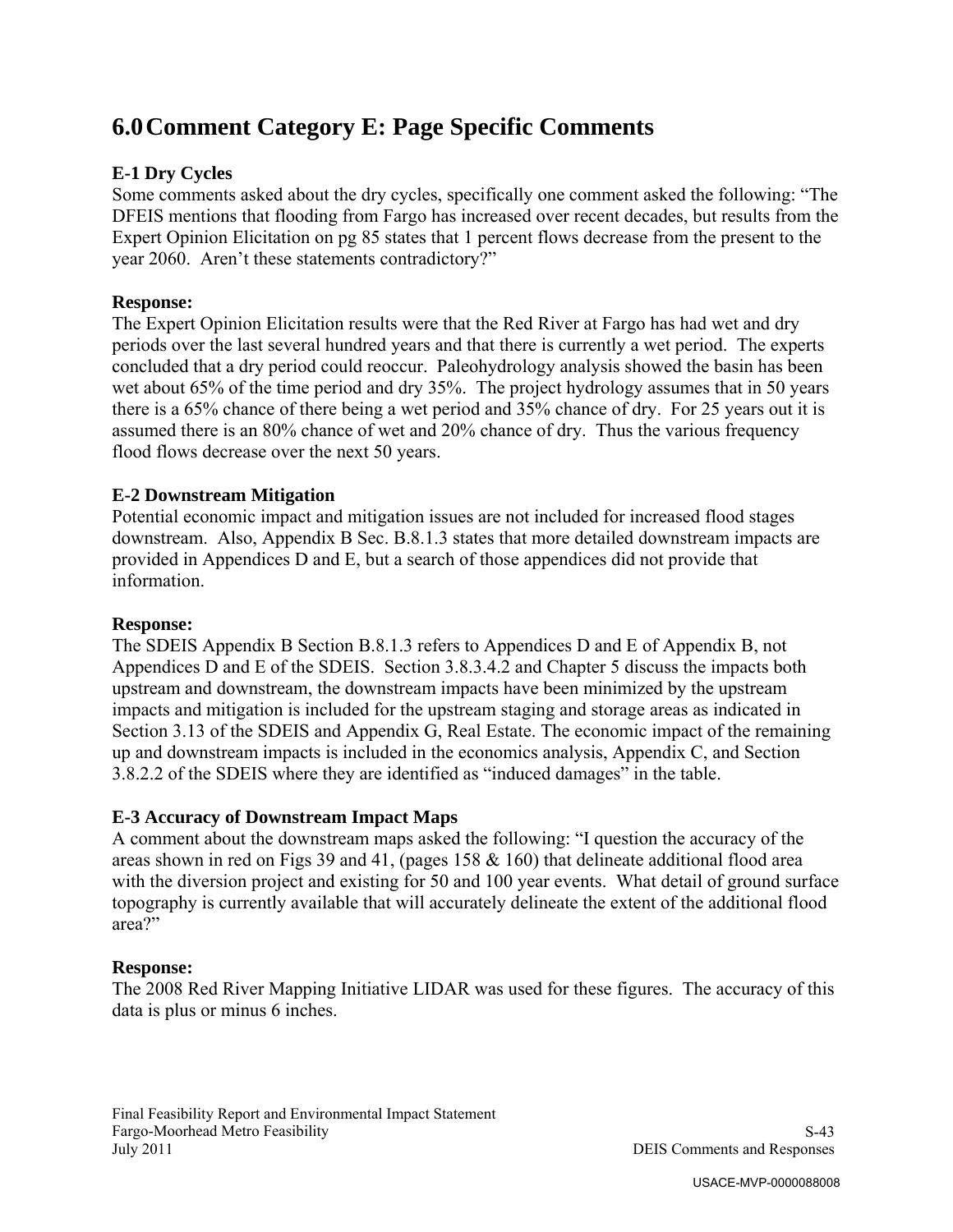# 6.0 Comment Category E: Page Specific Comments

### E-1 Dry Cycles

Some comments asked about the dry cycles, specifically one comment asked the following: "The DFEIS mentions that flooding from Fargo has increased over recent decades, but results from the Expert Opinion Elicitation on pg 85 states that 1 percent flows decrease from the present to the year 2060. Aren't these statements contradictory?"

**Response:**

The Expert Opinion Elicitation results were that the Red River at Fargo has had wet and dry periods over the last several hundred years and that there is currently a wet period. The experts concluded that a dry period could reoccur. Paleohydrology analysis showed the basin has been wet about 65% of the time period and dry 35%. The project hydrology assumes that in 50 years there is a 65% chance of there being a wet period and 35% chance of dry. For 25 years out it is assumed there is an 80% chance of wet and 20% chance of dry. Thus the various frequency flood flows decrease over the next 50 years.

### E-2 Downstream Mitigation

Potential economic impact and mitigation issues are not included for increased flood stages downstream. Also, Appendix B Sec. B.8.1.3 states that more detailed downstream impacts are provided in Appendices D and E, but a search of those appendices did not provide that information.

**Response:**

The SDEIS Appendix B Section B.8.1.3 refers to Appendices D and E of Appendix B, not Appendices D and E of the SDEIS. Section 3.8.3.4.2 and Chapter 5 discuss the impacts both upstream and downstream, the downstream impacts have been minimized by the upstream impacts and mitigation is included for the upstream staging and storage areas as indicated in Section 3.13 of the SDEIS and Appendix G, Real Estate. The economic impact of the remaining up and downstream impacts is included in the economics analysis, Appendix C, and Section 3.8.2.2 of the SDEIS where they are identified as "induced damages" in the table.

### E-3 Accuracy of Downstream Impact Maps

A comment about the downstream maps asked the following: "I question the accuracy of the areas shown in red on Figs 39 and 41, (pages 158 & 160) that delineate additional flood area with the diversion project and existing for 50 and 100 year events. What detail of ground surface topography is currently available that will accurately delineate the extent of the additional flood area?"

**Response:**

The 2008 Red River Mapping Initiative LIDAR was used for these figures. The accuracy of this data is plus or minus 6 inches.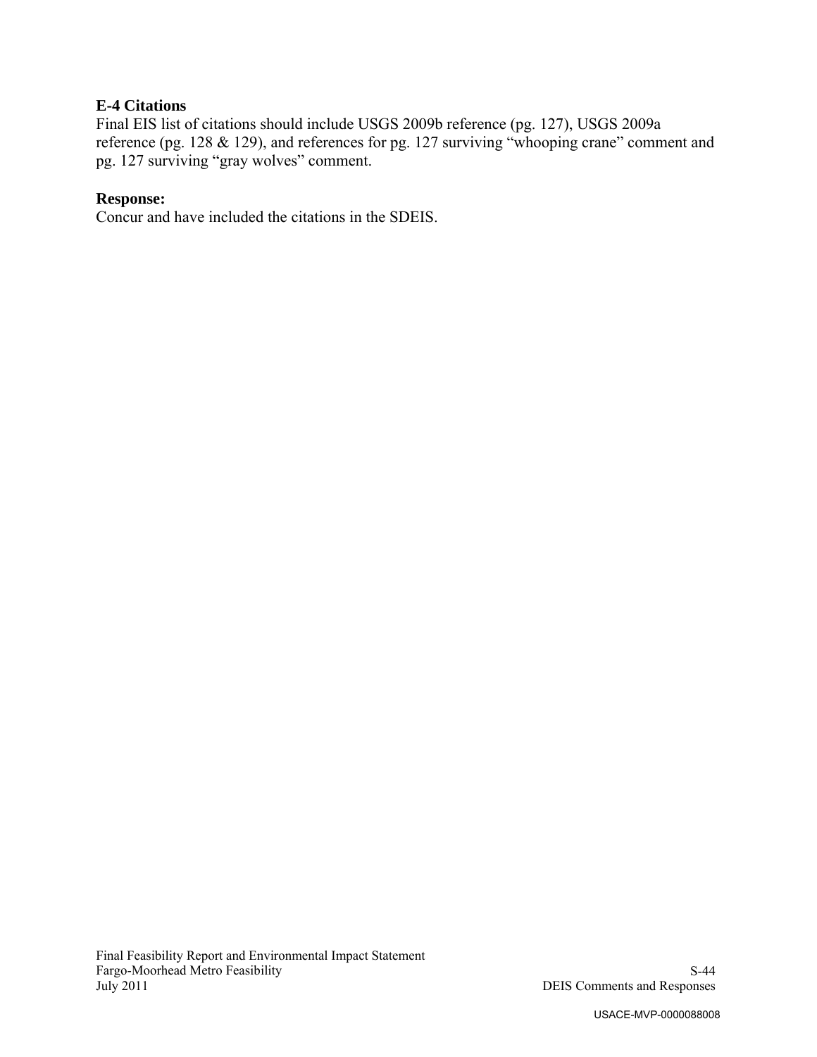**E-4 Citations**

Final EIS list of citations should include USGS 2009b reference (pg. 127), USGS 2009a reference (pg. 128 & 129), and references for pg. 127 surviving "whooping crane" comment and pg. 127 surviving "gray wolves" comment.

**Response:**

Concur and have included the citations in the SDEIS.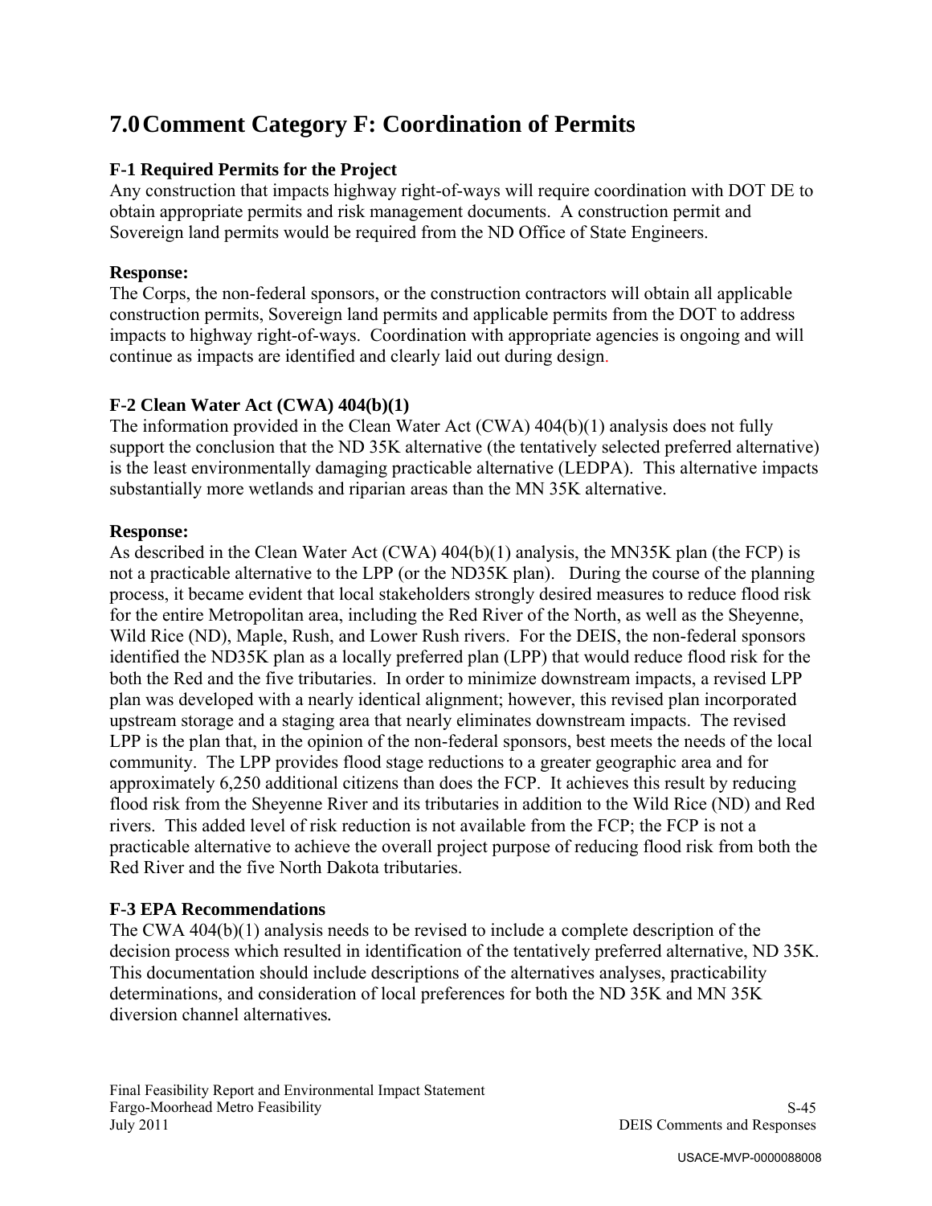# 7.0 Comment Category F: Coordination of Permits

### F-1 Required Permits for the Project

Any construction that impacts highway right-of-ways will require coordination with DOT DE to obtain appropriate permits and risk management documents. A construction permit and Sovereign land permits would be required from the ND Office of State Engineers.

**Response:**

The Corps, the non-federal sponsors, or the construction contractors will obtain all applicable construction permits, Sovereign land permits and applicable permits from the DOT to address impacts to highway right-of-ways. Coordination with appropriate agencies is ongoing and will continue as impacts are identified and clearly laid out during design.

### F-2 Clean Water Act (CWA) 404(b)(1)

The information provided in the Clean Water Act (CWA) 404(b)(1) analysis does not fully support the conclusion that the ND 35K alternative (the tentatively selected preferred alternative) is the least environmentally damaging practicable alternative (LEDPA). This alternative impacts substantially more wetlands and riparian areas than the MN 35K alternative.

**Response:**

As described in the Clean Water Act (CWA) 404(b)(1) analysis, the MN35K plan (the FCP) is not a practicable alternative to the LPP (or the ND35K plan). During the course of the planning process, it became evident that local stakeholders strongly desired measures to reduce flood risk for the entire Metropolitan area, including the Red River of the North, as well as the Sheyenne, Wild Rice (ND), Maple, Rush, and Lower Rush rivers. For the DEIS, the non-federal sponsors identified the ND35K plan as a locally preferred plan (LPP) that would reduce flood risk for the both the Red and the five tributaries. In order to minimize downstream impacts, a revised LPP plan was developed with a nearly identical alignment; however, this revised plan incorporated upstream storage and a staging area that nearly eliminates downstream impacts. The revised LPP is the plan that, in the opinion of the non-federal sponsors, best meets the needs of the local community. The LPP provides flood stage reductions to a greater geographic area and for approximately 6,250 additional citizens than does the FCP. It achieves this result by reducing flood risk from the Sheyenne River and its tributaries in addition to the Wild Rice (ND) and Red rivers. This added level of risk reduction is not available from the FCP; the FCP is not a practicable alternative to achieve the overall project purpose of reducing flood risk from both the Red River and the five North Dakota tributaries.

### F-3 EPA Recommendations

The CWA 404(b)(1) analysis needs to be revised to include a complete description of the decision process which resulted in identification of the tentatively preferred alternative, ND 35K. This documentation should include descriptions of the alternatives analyses, practicability determinations, and consideration of local preferences for both the ND 35K and MN 35K diversion channel alternatives.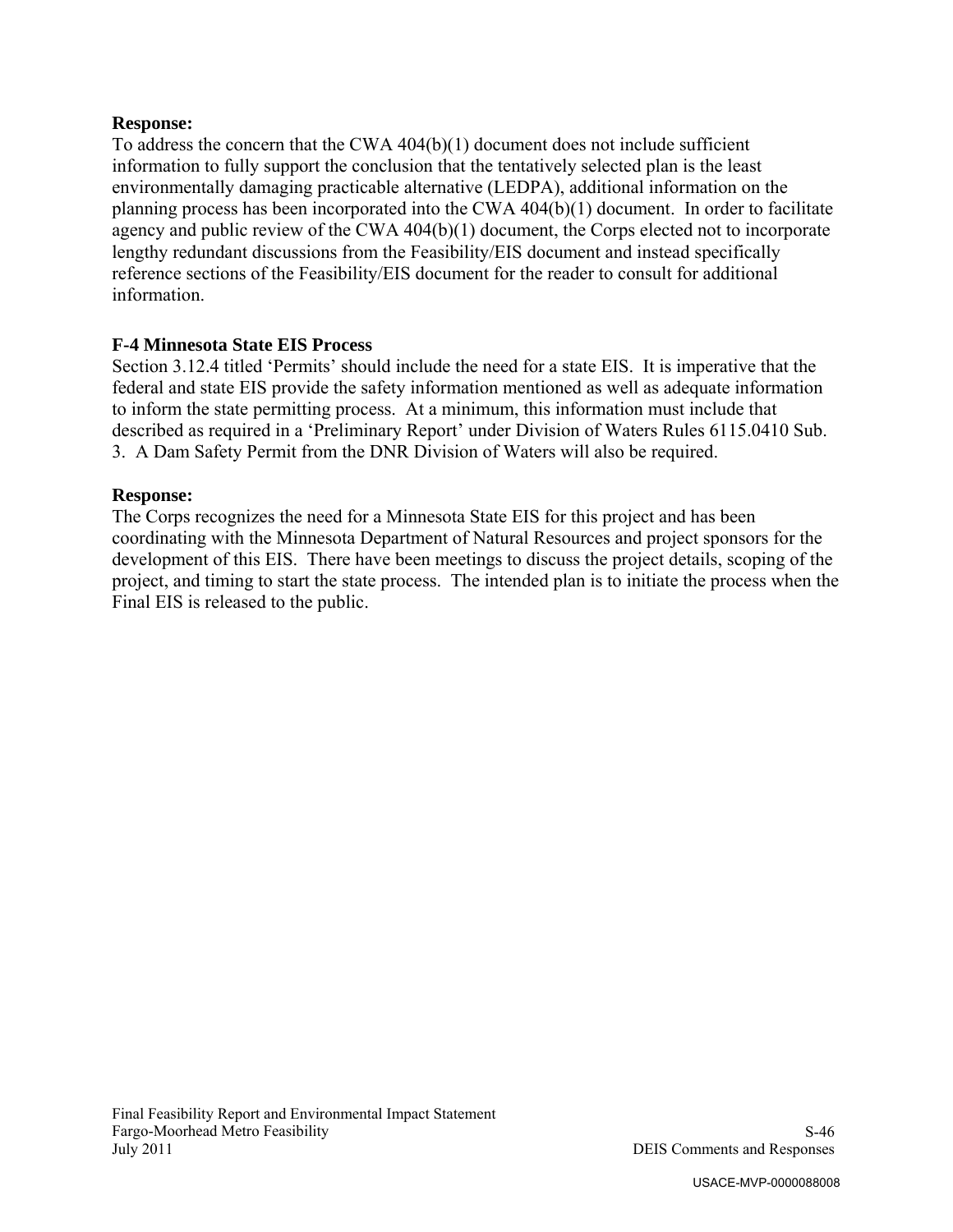**Response:**
To address the concern that the CWA 404(b)(1) document does not include sufficient information to fully support the conclusion that the tentatively selected plan is the least environmentally damaging practicable alternative (LEDPA), additional information on the planning process has been incorporated into the CWA 404(b)(1) document. In order to facilitate agency and public review of the CWA 404(b)(1) document, the Corps elected not to incorporate lengthy redundant discussions from the Feasibility/EIS document and instead specifically reference sections of the Feasibility/EIS document for the reader to consult for additional information.

**F-4 Minnesota State EIS Process**
Section 3.12.4 titled 'Permits' should include the need for a state EIS. It is imperative that the federal and state EIS provide the safety information mentioned as well as adequate information to inform the state permitting process. At a minimum, this information must include that described as required in a 'Preliminary Report' under Division of Waters Rules 6115.0410 Sub. 3. A Dam Safety Permit from the DNR Division of Waters will also be required.

**Response:**
The Corps recognizes the need for a Minnesota State EIS for this project and has been coordinating with the Minnesota Department of Natural Resources and project sponsors for the development of this EIS. There have been meetings to discuss the project details, scoping of the project, and timing to start the state process. The intended plan is to initiate the process when the Final EIS is released to the public.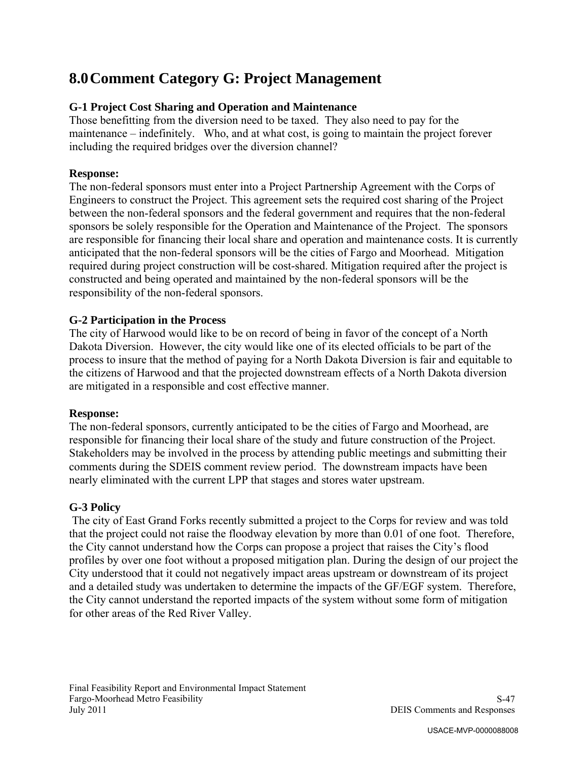# 8.0 Comment Category G: Project Management

### G-1 Project Cost Sharing and Operation and Maintenance

Those benefitting from the diversion need to be taxed. They also need to pay for the maintenance – indefinitely. Who, and at what cost, is going to maintain the project forever including the required bridges over the diversion channel?

**Response:**

The non-federal sponsors must enter into a Project Partnership Agreement with the Corps of Engineers to construct the Project. This agreement sets the required cost sharing of the Project between the non-federal sponsors and the federal government and requires that the non-federal sponsors be solely responsible for the Operation and Maintenance of the Project. The sponsors are responsible for financing their local share and operation and maintenance costs. It is currently anticipated that the non-federal sponsors will be the cities of Fargo and Moorhead. Mitigation required during project construction will be cost-shared. Mitigation required after the project is constructed and being operated and maintained by the non-federal sponsors will be the responsibility of the non-federal sponsors.

### G-2 Participation in the Process

The city of Harwood would like to be on record of being in favor of the concept of a North Dakota Diversion. However, the city would like one of its elected officials to be part of the process to insure that the method of paying for a North Dakota Diversion is fair and equitable to the citizens of Harwood and that the projected downstream effects of a North Dakota diversion are mitigated in a responsible and cost effective manner.

**Response:**

The non-federal sponsors, currently anticipated to be the cities of Fargo and Moorhead, are responsible for financing their local share of the study and future construction of the Project. Stakeholders may be involved in the process by attending public meetings and submitting their comments during the SDEIS comment review period. The downstream impacts have been nearly eliminated with the current LPP that stages and stores water upstream.

### G-3 Policy

The city of East Grand Forks recently submitted a project to the Corps for review and was told that the project could not raise the floodway elevation by more than 0.01 of one foot. Therefore, the City cannot understand how the Corps can propose a project that raises the City's flood profiles by over one foot without a proposed mitigation plan. During the design of our project the City understood that it could not negatively impact areas upstream or downstream of its project and a detailed study was undertaken to determine the impacts of the GF/EGF system. Therefore, the City cannot understand the reported impacts of the system without some form of mitigation for other areas of the Red River Valley.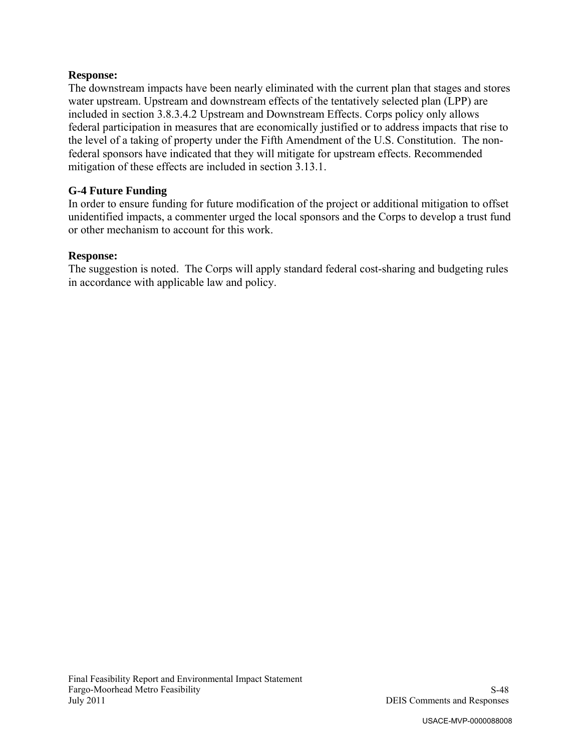**Response:**
The downstream impacts have been nearly eliminated with the current plan that stages and stores water upstream. Upstream and downstream effects of the tentatively selected plan (LPP) are included in section 3.8.3.4.2 Upstream and Downstream Effects. Corps policy only allows federal participation in measures that are economically justified or to address impacts that rise to the level of a taking of property under the Fifth Amendment of the U.S. Constitution. The non-federal sponsors have indicated that they will mitigate for upstream effects. Recommended mitigation of these effects are included in section 3.13.1.

**G-4 Future Funding**
In order to ensure funding for future modification of the project or additional mitigation to offset unidentified impacts, a commenter urged the local sponsors and the Corps to develop a trust fund or other mechanism to account for this work.

**Response:**
The suggestion is noted. The Corps will apply standard federal cost-sharing and budgeting rules in accordance with applicable law and policy.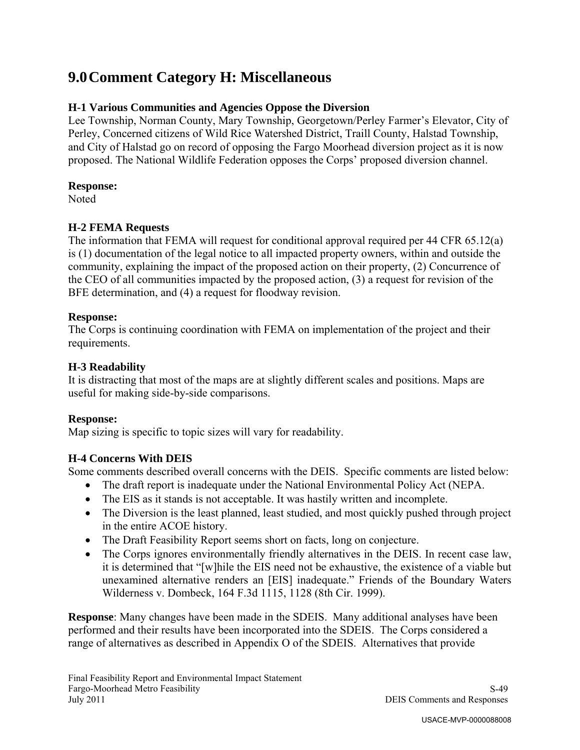# 9.0 Comment Category H: Miscellaneous

### H-1 Various Communities and Agencies Oppose the Diversion

Lee Township, Norman County, Mary Township, Georgetown/Perley Farmer's Elevator, City of Perley, Concerned citizens of Wild Rice Watershed District, Traill County, Halstad Township, and City of Halstad go on record of opposing the Fargo Moorhead diversion project as it is now proposed. The National Wildlife Federation opposes the Corps' proposed diversion channel.

**Response:**
Noted

### H-2 FEMA Requests

The information that FEMA will request for conditional approval required per 44 CFR 65.12(a) is (1) documentation of the legal notice to all impacted property owners, within and outside the community, explaining the impact of the proposed action on their property, (2) Concurrence of the CEO of all communities impacted by the proposed action, (3) a request for revision of the BFE determination, and (4) a request for floodway revision.

**Response:**
The Corps is continuing coordination with FEMA on implementation of the project and their requirements.

### H-3 Readability

It is distracting that most of the maps are at slightly different scales and positions. Maps are useful for making side-by-side comparisons.

**Response:**
Map sizing is specific to topic sizes will vary for readability.

### H-4 Concerns With DEIS

Some comments described overall concerns with the DEIS. Specific comments are listed below:

- The draft report is inadequate under the National Environmental Policy Act (NEPA.
- The EIS as it stands is not acceptable. It was hastily written and incomplete.
- The Diversion is the least planned, least studied, and most quickly pushed through project in the entire ACOE history.
- The Draft Feasibility Report seems short on facts, long on conjecture.
- The Corps ignores environmentally friendly alternatives in the DEIS. In recent case law, it is determined that "[w]hile the EIS need not be exhaustive, the existence of a viable but unexamined alternative renders an [EIS] inadequate." Friends of the Boundary Waters Wilderness v. Dombeck, 164 F.3d 1115, 1128 (8th Cir. 1999).

**Response**: Many changes have been made in the SDEIS. Many additional analyses have been performed and their results have been incorporated into the SDEIS. The Corps considered a range of alternatives as described in Appendix O of the SDEIS. Alternatives that provide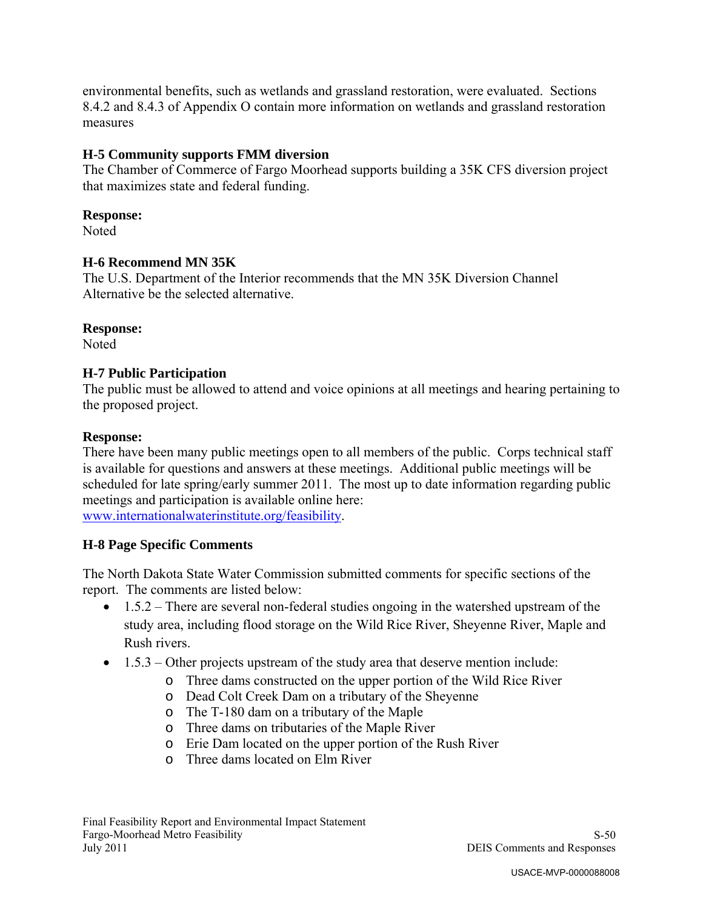environmental benefits, such as wetlands and grassland restoration, were evaluated. Sections 8.4.2 and 8.4.3 of Appendix O contain more information on wetlands and grassland restoration measures

**H-5 Community supports FMM diversion**
The Chamber of Commerce of Fargo Moorhead supports building a 35K CFS diversion project that maximizes state and federal funding.

**Response:**
Noted

**H-6 Recommend MN 35K**
The U.S. Department of the Interior recommends that the MN 35K Diversion Channel Alternative be the selected alternative.

**Response:**
Noted

**H-7 Public Participation**
The public must be allowed to attend and voice opinions at all meetings and hearing pertaining to the proposed project.

**Response:**
There have been many public meetings open to all members of the public. Corps technical staff is available for questions and answers at these meetings. Additional public meetings will be scheduled for late spring/early summer 2011. The most up to date information regarding public meetings and participation is available online here: www.internationalwaterinstitute.org/feasibility.

**H-8 Page Specific Comments**

The North Dakota State Water Commission submitted comments for specific sections of the report. The comments are listed below:

- 1.5.2 – There are several non-federal studies ongoing in the watershed upstream of the study area, including flood storage on the Wild Rice River, Sheyenne River, Maple and Rush rivers.
- 1.5.3 – Other projects upstream of the study area that deserve mention include:
    - Three dams constructed on the upper portion of the Wild Rice River
    - Dead Colt Creek Dam on a tributary of the Sheyenne
    - The T-180 dam on a tributary of the Maple
    - Three dams on tributaries of the Maple River
    - Erie Dam located on the upper portion of the Rush River
    - Three dams located on Elm River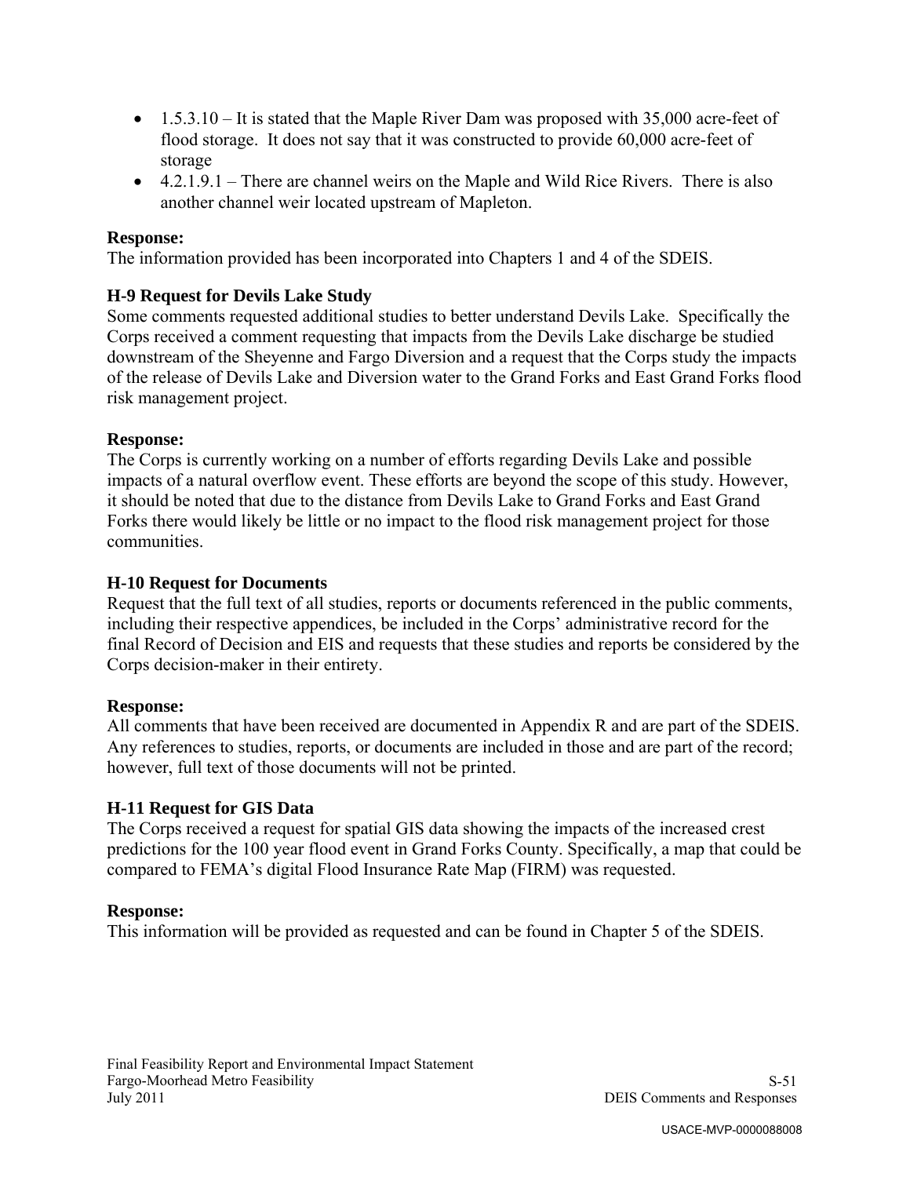- 1.5.3.10 – It is stated that the Maple River Dam was proposed with 35,000 acre-feet of flood storage. It does not say that it was constructed to provide 60,000 acre-feet of storage
- 4.2.1.9.1 – There are channel weirs on the Maple and Wild Rice Rivers. There is also another channel weir located upstream of Mapleton.

**Response:**
The information provided has been incorporated into Chapters 1 and 4 of the SDEIS.

### H-9 Request for Devils Lake Study

Some comments requested additional studies to better understand Devils Lake. Specifically the Corps received a comment requesting that impacts from the Devils Lake discharge be studied downstream of the Sheyenne and Fargo Diversion and a request that the Corps study the impacts of the release of Devils Lake and Diversion water to the Grand Forks and East Grand Forks flood risk management project.

**Response:**
The Corps is currently working on a number of efforts regarding Devils Lake and possible impacts of a natural overflow event. These efforts are beyond the scope of this study. However, it should be noted that due to the distance from Devils Lake to Grand Forks and East Grand Forks there would likely be little or no impact to the flood risk management project for those communities.

### H-10 Request for Documents

Request that the full text of all studies, reports or documents referenced in the public comments, including their respective appendices, be included in the Corps' administrative record for the final Record of Decision and EIS and requests that these studies and reports be considered by the Corps decision-maker in their entirety.

**Response:**
All comments that have been received are documented in Appendix R and are part of the SDEIS. Any references to studies, reports, or documents are included in those and are part of the record; however, full text of those documents will not be printed.

### H-11 Request for GIS Data

The Corps received a request for spatial GIS data showing the impacts of the increased crest predictions for the 100 year flood event in Grand Forks County. Specifically, a map that could be compared to FEMA's digital Flood Insurance Rate Map (FIRM) was requested.

**Response:**
This information will be provided as requested and can be found in Chapter 5 of the SDEIS.